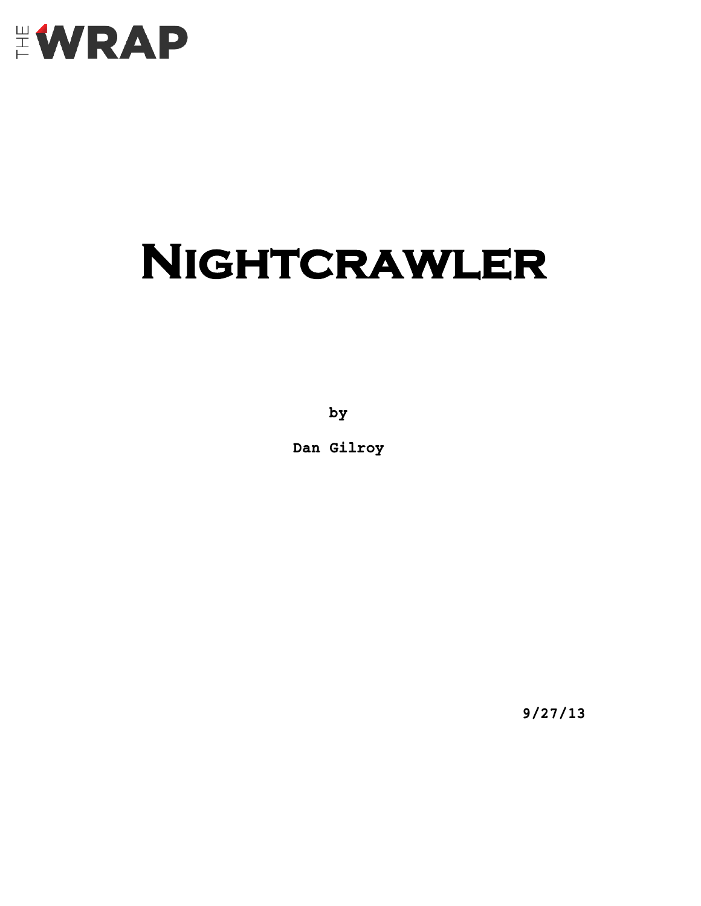# NIGHTCRAWLER

**by**

**Dan Gilroy**

**9/27/13**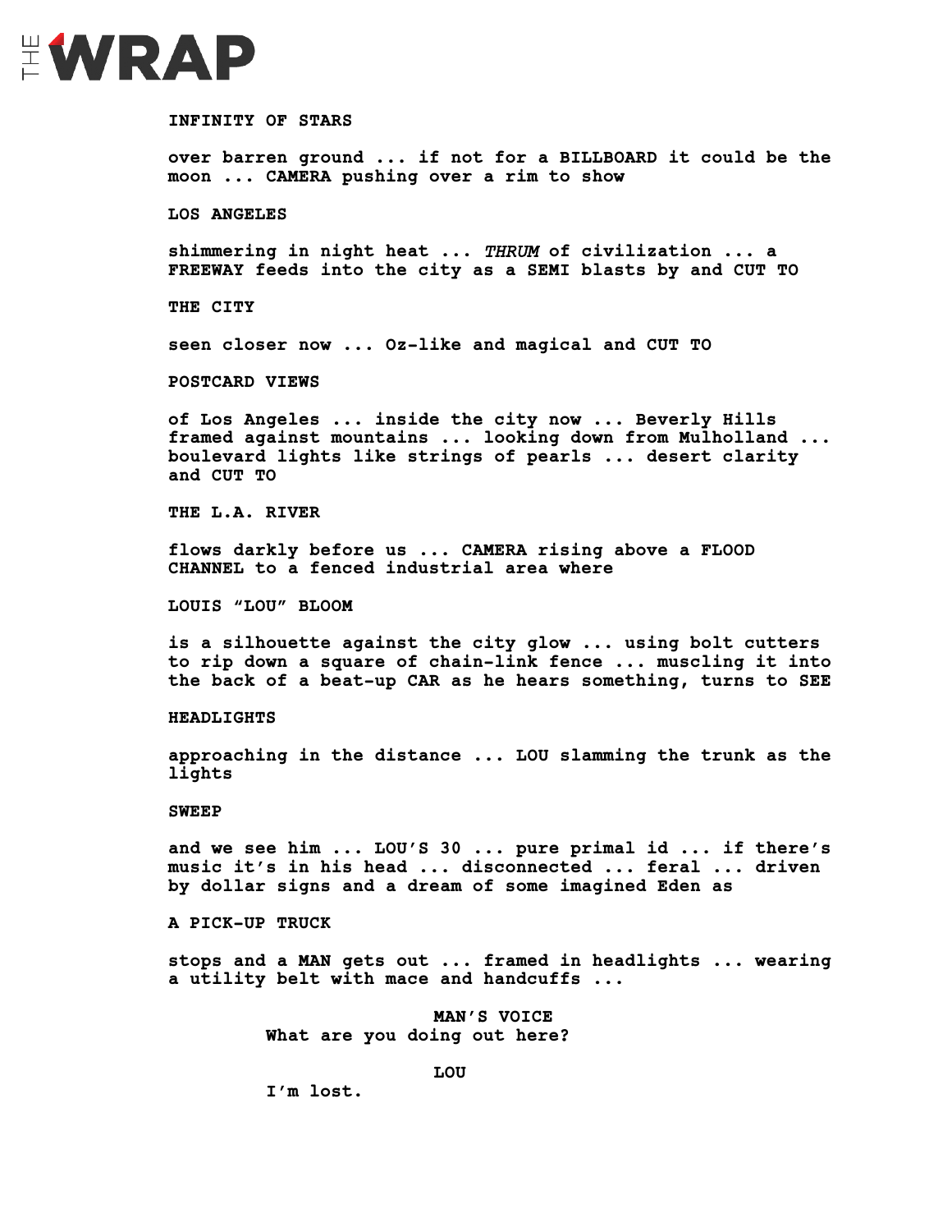**INFINITY OF STARS**

**over barren ground ... if not for a BILLBOARD it could be the moon ... CAMERA pushing over a rim to show**

**LOS ANGELES**

**shimmering in night heat ... *THRUM* of civilization ... a FREEWAY feeds into the city as a SEMI blasts by and CUT TO**

**THE CITY**

**seen closer now ... Oz-like and magical and CUT TO**

**POSTCARD VIEWS**

**of Los Angeles ... inside the city now ... Beverly Hills framed against mountains ... looking down from Mulholland ... boulevard lights like strings of pearls ... desert clarity and CUT TO**

**THE L.A. RIVER**

**flows darkly before us ... CAMERA rising above a FLOOD CHANNEL to a fenced industrial area where**

**LOUIS "LOU" BLOOM**

**is a silhouette against the city glow ... using bolt cutters to rip down a square of chain-link fence ... muscling it into the back of a beat-up CAR as he hears something, turns to SEE**

**HEADLIGHTS**

**approaching in the distance ... LOU slamming the trunk as the lights**

**SWEEP**

**and we see him ... LOU'S 30 ... pure primal id ... if there's music it's in his head ... disconnected ... feral ... driven by dollar signs and a dream of some imagined Eden as**

**A PICK-UP TRUCK**

**stops and a MAN gets out ... framed in headlights ... wearing a utility belt with mace and handcuffs ...**

**MAN'S VOICE**
**What are you doing out here?**

**LOU**
**I'm lost.**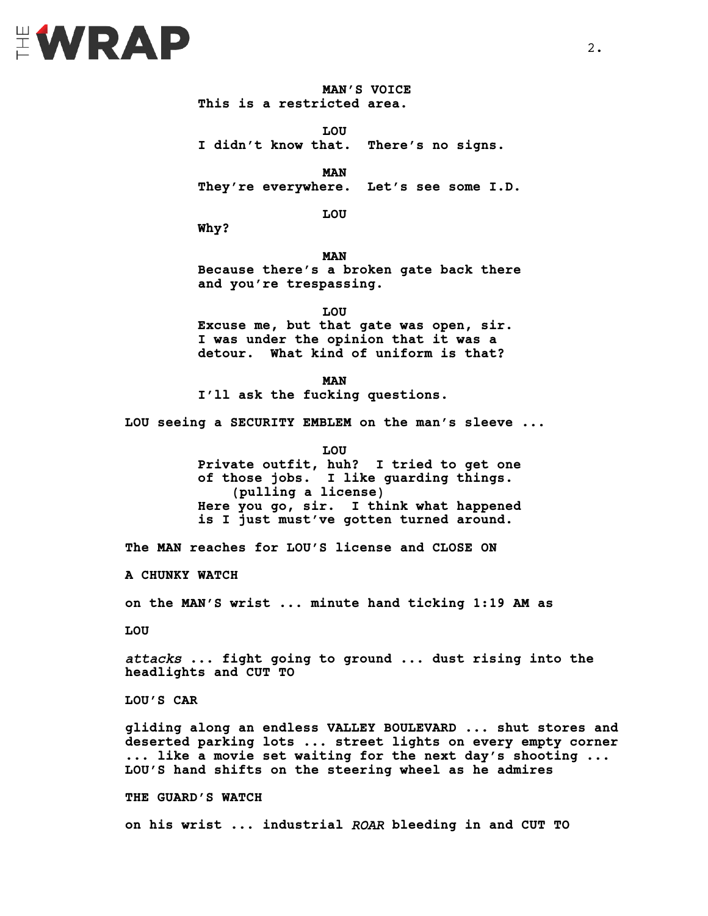**MAN'S VOICE**
**This is a restricted area.**

**LOU**
**I didn't know that. There's no signs.**

**MAN**
**They're everywhere. Let's see some I.D.**

**LOU**
**Why?**

**MAN**
**Because there's a broken gate back there and you're trespassing.**

**LOU**
**Excuse me, but that gate was open, sir. I was under the opinion that it was a detour. What kind of uniform is that?**

**MAN**
**I'll ask the fucking questions.**

**LOU seeing a SECURITY EMBLEM on the man's sleeve ...**

**LOU**
**Private outfit, huh? I tried to get one of those jobs. I like guarding things.**
**(pulling a license)**
**Here you go, sir. I think what happened is I just must've gotten turned around.**

**The MAN reaches for LOU'S license and CLOSE ON**

**A CHUNKY WATCH**

**on the MAN'S wrist ... minute hand ticking 1:19 AM as**

**LOU**

***attacks* ... fight going to ground ... dust rising into the headlights and CUT TO**

**LOU'S CAR**

**gliding along an endless VALLEY BOULEVARD ... shut stores and deserted parking lots ... street lights on every empty corner ... like a movie set waiting for the next day's shooting ... LOU'S hand shifts on the steering wheel as he admires**

**THE GUARD'S WATCH**

**on his wrist ... industrial *ROAR* bleeding in and CUT TO**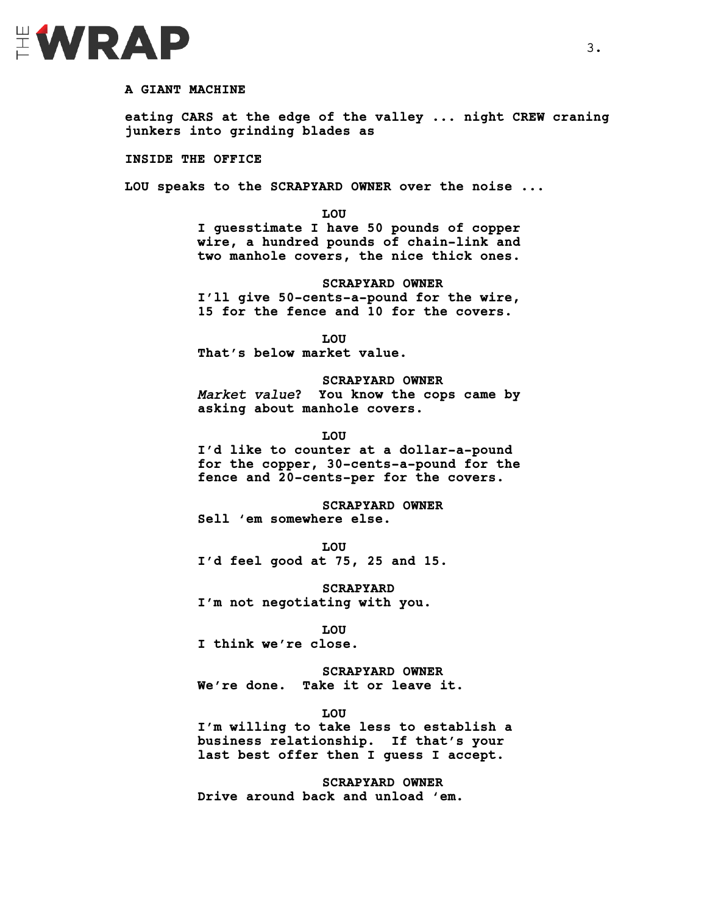**A GIANT MACHINE**

**eating CARS at the edge of the valley ... night CREW craning junkers into grinding blades as**

**INSIDE THE OFFICE**

**LOU speaks to the SCRAPYARD OWNER over the noise ...**

**LOU**
**I guesstimate I have 50 pounds of copper wire, a hundred pounds of chain-link and two manhole covers, the nice thick ones.**

**SCRAPYARD OWNER**
**I'll give 50-cents-a-pound for the wire, 15 for the fence and 10 for the covers.**

**LOU**
**That's below market value.**

**SCRAPYARD OWNER**
***Market value*? You know the cops came by asking about manhole covers.**

**LOU**
**I'd like to counter at a dollar-a-pound for the copper, 30-cents-a-pound for the fence and 20-cents-per for the covers.**

**SCRAPYARD OWNER**
**Sell 'em somewhere else.**

**LOU**
**I'd feel good at 75, 25 and 15.**

**SCRAPYARD**
**I'm not negotiating with you.**

**LOU**
**I think we're close.**

**SCRAPYARD OWNER**
**We're done. Take it or leave it.**

**LOU**
**I'm willing to take less to establish a business relationship. If that's your last best offer then I guess I accept.**

**SCRAPYARD OWNER**
**Drive around back and unload 'em.**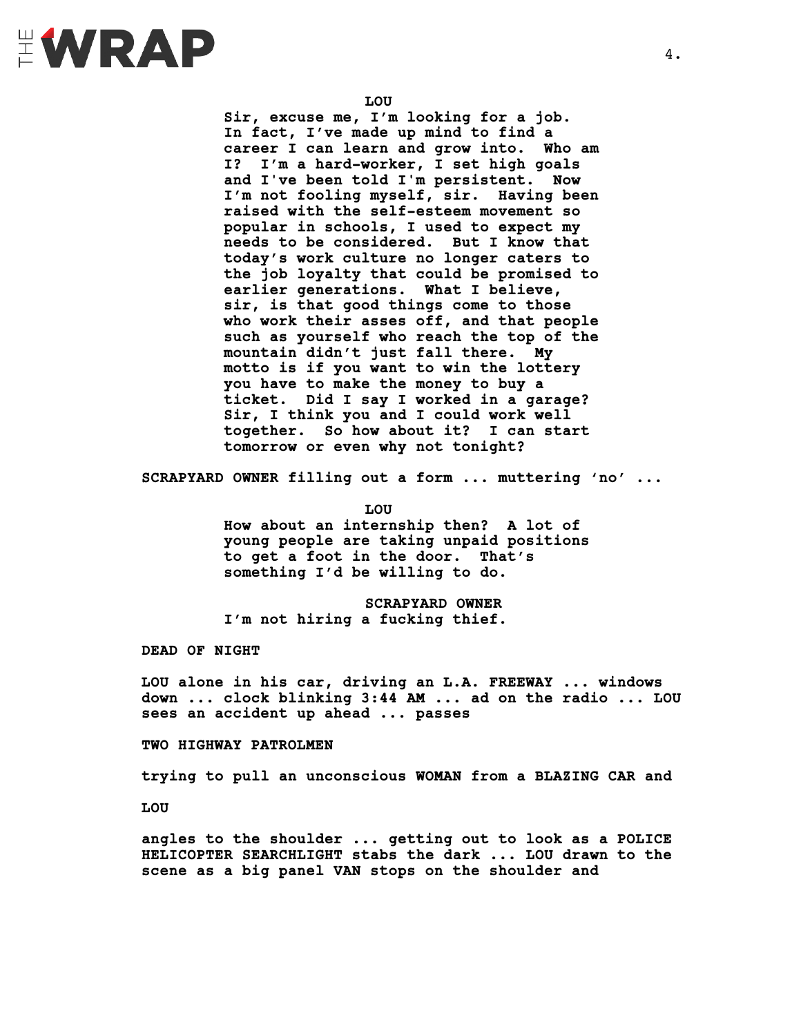**LOU**

**Sir, excuse me, I'm looking for a job. In fact, I've made up mind to find a career I can learn and grow into. Who am I? I'm a hard-worker, I set high goals and I've been told I'm persistent. Now I'm not fooling myself, sir. Having been raised with the self-esteem movement so popular in schools, I used to expect my needs to be considered. But I know that today's work culture no longer caters to the job loyalty that could be promised to earlier generations. What I believe, sir, is that good things come to those who work their asses off, and that people such as yourself who reach the top of the mountain didn't just fall there. My motto is if you want to win the lottery you have to make the money to buy a ticket. Did I say I worked in a garage? Sir, I think you and I could work well together. So how about it? I can start tomorrow or even why not tonight?**

**SCRAPYARD OWNER filling out a form ... muttering 'no' ...**

**LOU**

**How about an internship then? A lot of young people are taking unpaid positions to get a foot in the door. That's something I'd be willing to do.**

**SCRAPYARD OWNER**

**I'm not hiring a fucking thief.**

**DEAD OF NIGHT**

**LOU alone in his car, driving an L.A. FREEWAY ... windows down ... clock blinking 3:44 AM ... ad on the radio ... LOU sees an accident up ahead ... passes**

**TWO HIGHWAY PATROLMEN**

**trying to pull an unconscious WOMAN from a BLAZING CAR and**

**LOU**

**angles to the shoulder ... getting out to look as a POLICE HELICOPTER SEARCHLIGHT stabs the dark ... LOU drawn to the scene as a big panel VAN stops on the shoulder and**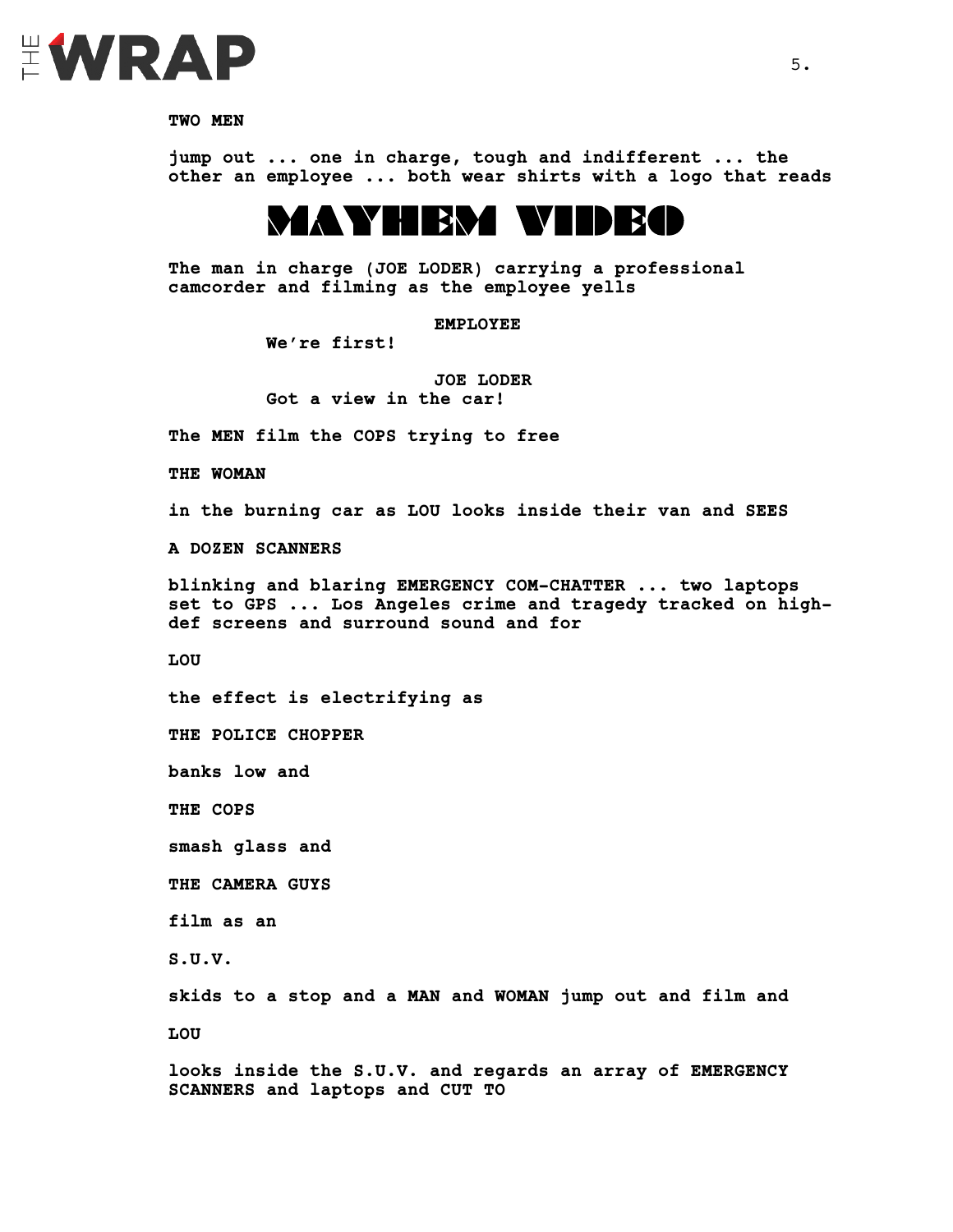**TWO MEN**

**jump out ... one in charge, tough and indifferent ... the other an employee ... both wear shirts with a logo that reads**

**MAYHEM VIDEO**

**The man in charge (JOE LODER) carrying a professional camcorder and filming as the employee yells**

**EMPLOYEE**
**We're first!**

**JOE LODER**
**Got a view in the car!**

**The MEN film the COPS trying to free**

**THE WOMAN**

**in the burning car as LOU looks inside their van and SEES**

**A DOZEN SCANNERS**

**blinking and blaring EMERGENCY COM-CHATTER ... two laptops set to GPS ... Los Angeles crime and tragedy tracked on high-def screens and surround sound and for**

**LOU**

**the effect is electrifying as**

**THE POLICE CHOPPER**

**banks low and**

**THE COPS**

**smash glass and**

**THE CAMERA GUYS**

**film as an**

**S.U.V.**

**skids to a stop and a MAN and WOMAN jump out and film and**

**LOU**

**looks inside the S.U.V. and regards an array of EMERGENCY SCANNERS and laptops and CUT TO**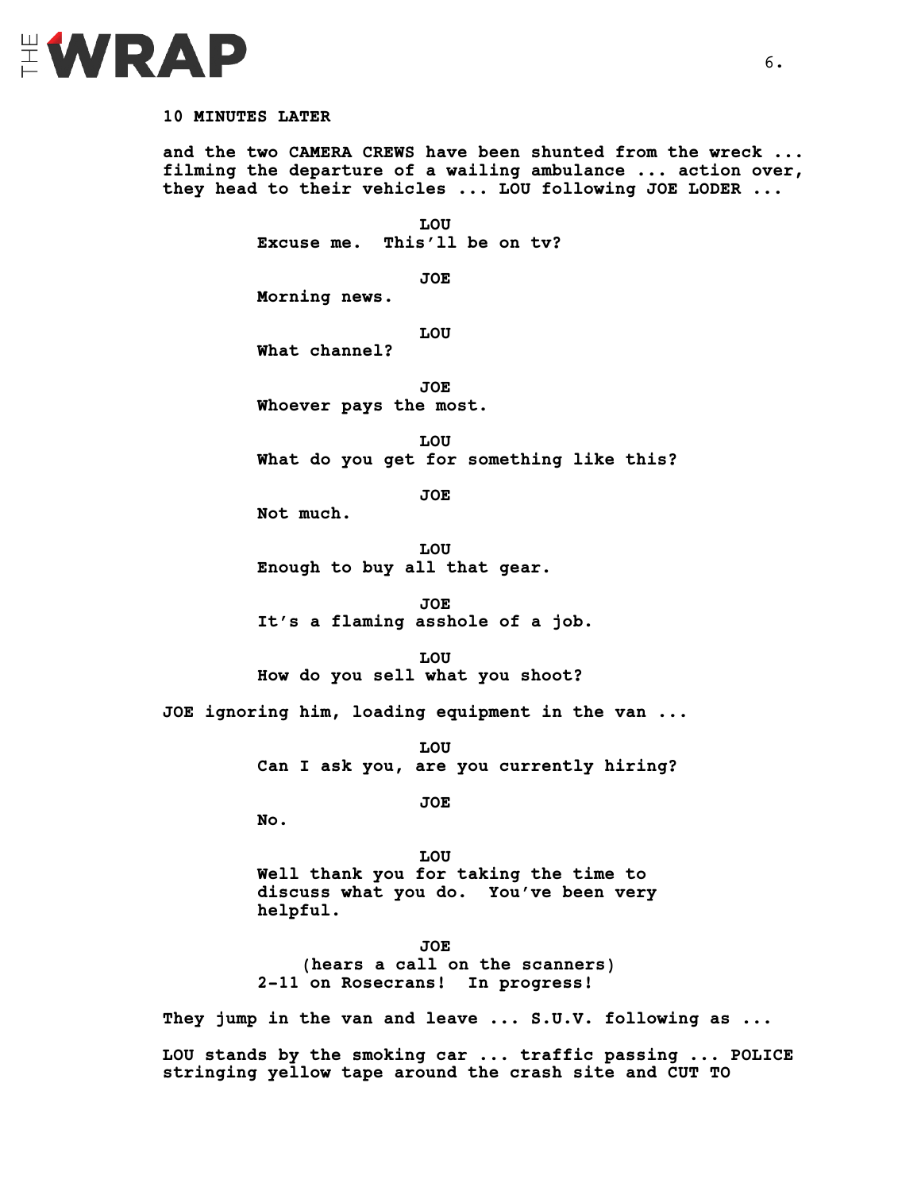**10 MINUTES LATER**

**and the two CAMERA CREWS have been shunted from the wreck ... filming the departure of a wailing ambulance ... action over, they head to their vehicles ... LOU following JOE LODER ...**

**LOU**
**Excuse me. This'll be on tv?**

**JOE**
**Morning news.**

**LOU**
**What channel?**

**JOE**
**Whoever pays the most.**

**LOU**
**What do you get for something like this?**

**JOE**
**Not much.**

**LOU**
**Enough to buy all that gear.**

**JOE**
**It's a flaming asshole of a job.**

**LOU**
**How do you sell what you shoot?**

**JOE ignoring him, loading equipment in the van ...**

**LOU**
**Can I ask you, are you currently hiring?**

**JOE**
**No.**

**LOU**
**Well thank you for taking the time to discuss what you do. You've been very helpful.**

**JOE**
**(hears a call on the scanners)**
**2-11 on Rosecrans! In progress!**

**They jump in the van and leave ... S.U.V. following as ...**

**LOU stands by the smoking car ... traffic passing ... POLICE stringing yellow tape around the crash site and CUT TO**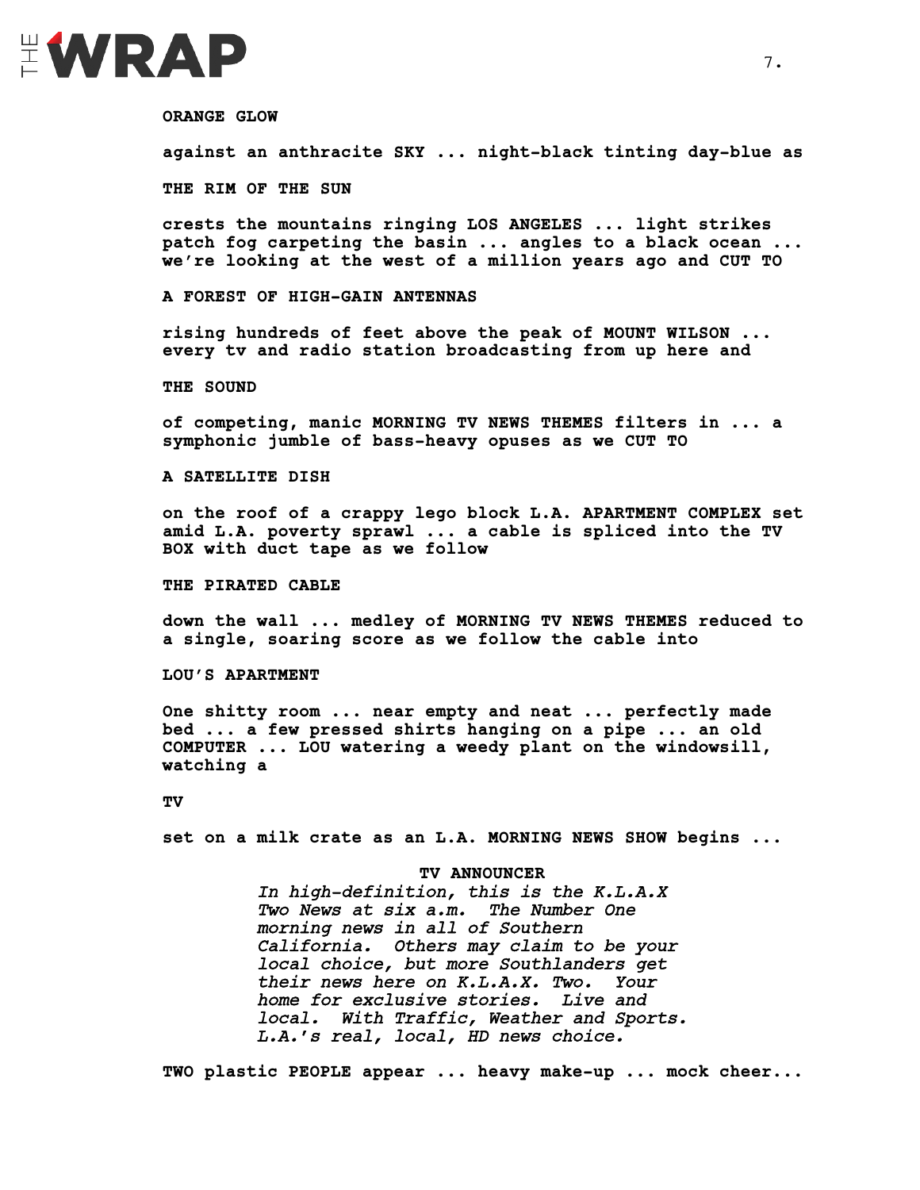**ORANGE GLOW**

**against an anthracite SKY ... night-black tinting day-blue as**

**THE RIM OF THE SUN**

**crests the mountains ringing LOS ANGELES ... light strikes patch fog carpeting the basin ... angles to a black ocean ... we're looking at the west of a million years ago and CUT TO**

**A FOREST OF HIGH-GAIN ANTENNAS**

**rising hundreds of feet above the peak of MOUNT WILSON ... every tv and radio station broadcasting from up here and**

**THE SOUND**

**of competing, manic MORNING TV NEWS THEMES filters in ... a symphonic jumble of bass-heavy opuses as we CUT TO**

**A SATELLITE DISH**

**on the roof of a crappy lego block L.A. APARTMENT COMPLEX set amid L.A. poverty sprawl ... a cable is spliced into the TV BOX with duct tape as we follow**

**THE PIRATED CABLE**

**down the wall ... medley of MORNING TV NEWS THEMES reduced to a single, soaring score as we follow the cable into**

**LOU'S APARTMENT**

**One shitty room ... near empty and neat ... perfectly made bed ... a few pressed shirts hanging on a pipe ... an old COMPUTER ... LOU watering a weedy plant on the windowsill, watching a**

**TV**

**set on a milk crate as an L.A. MORNING NEWS SHOW begins ...**

**TV ANNOUNCER**

*In high-definition, this is the K.L.A.X Two News at six a.m. The Number One morning news in all of Southern California. Others may claim to be your local choice, but more Southlanders get their news here on K.L.A.X. Two. Your home for exclusive stories. Live and local. With Traffic, Weather and Sports. L.A.'s real, local, HD news choice.*

**TWO plastic PEOPLE appear ... heavy make-up ... mock cheer...**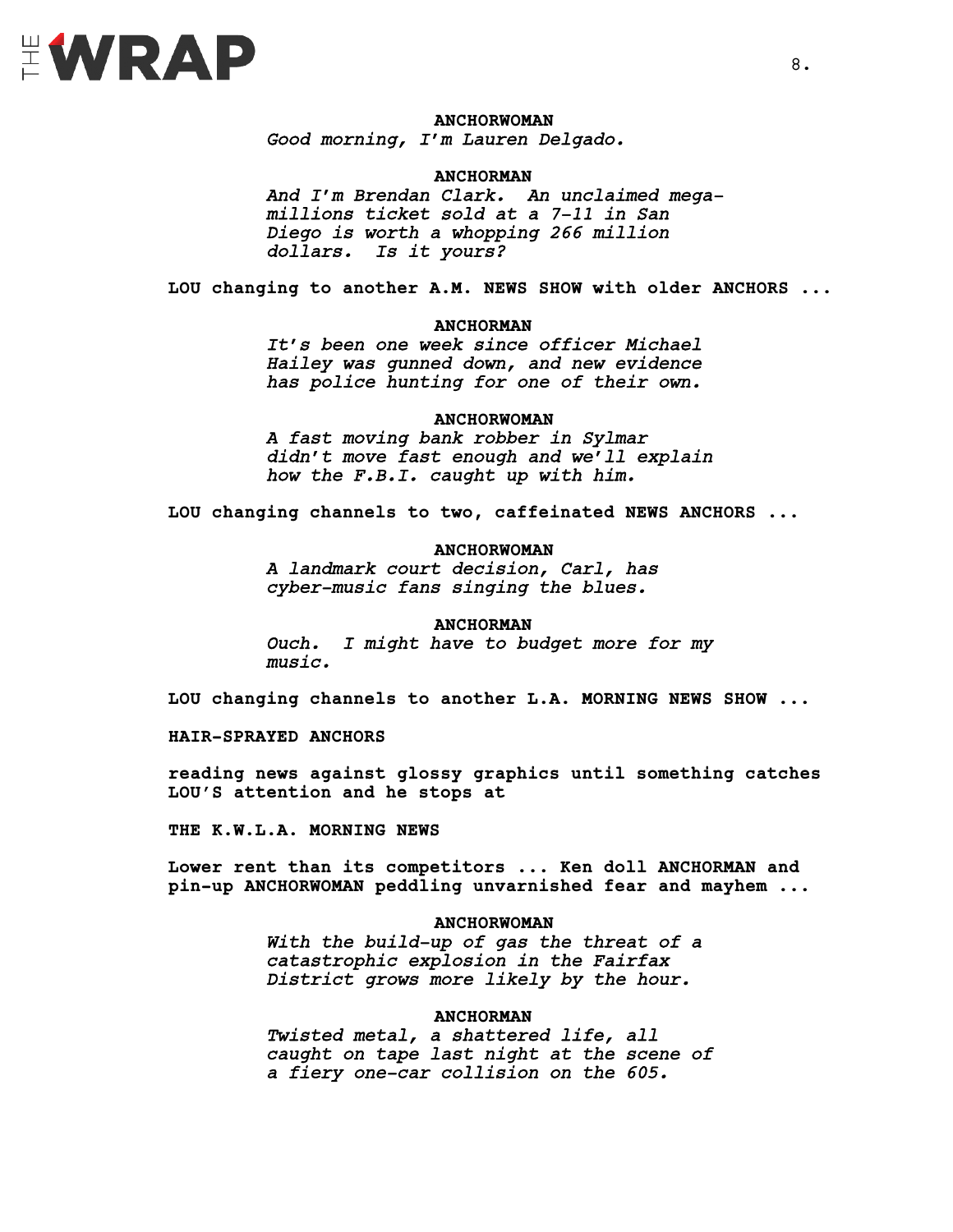**ANCHORWOMAN**
*Good morning, I'm Lauren Delgado.*

**ANCHORMAN**
*And I'm Brendan Clark. An unclaimed mega-millions ticket sold at a 7-11 in San Diego is worth a whopping 266 million dollars. Is it yours?*

**LOU changing to another A.M. NEWS SHOW with older ANCHORS ...**

**ANCHORMAN**
*It's been one week since officer Michael Hailey was gunned down, and new evidence has police hunting for one of their own.*

**ANCHORWOMAN**
*A fast moving bank robber in Sylmar didn't move fast enough and we'll explain how the F.B.I. caught up with him.*

**LOU changing channels to two, caffeinated NEWS ANCHORS ...**

**ANCHORWOMAN**
*A landmark court decision, Carl, has cyber-music fans singing the blues.*

**ANCHORMAN**
*Ouch. I might have to budget more for my music.*

**LOU changing channels to another L.A. MORNING NEWS SHOW ...**

**HAIR-SPRAYED ANCHORS**

**reading news against glossy graphics until something catches LOU'S attention and he stops at**

**THE K.W.L.A. MORNING NEWS**

**Lower rent than its competitors ... Ken doll ANCHORMAN and pin-up ANCHORWOMAN peddling unvarnished fear and mayhem ...**

**ANCHORWOMAN**
*With the build-up of gas the threat of a catastrophic explosion in the Fairfax District grows more likely by the hour.*

**ANCHORMAN**
*Twisted metal, a shattered life, all caught on tape last night at the scene of a fiery one-car collision on the 605.*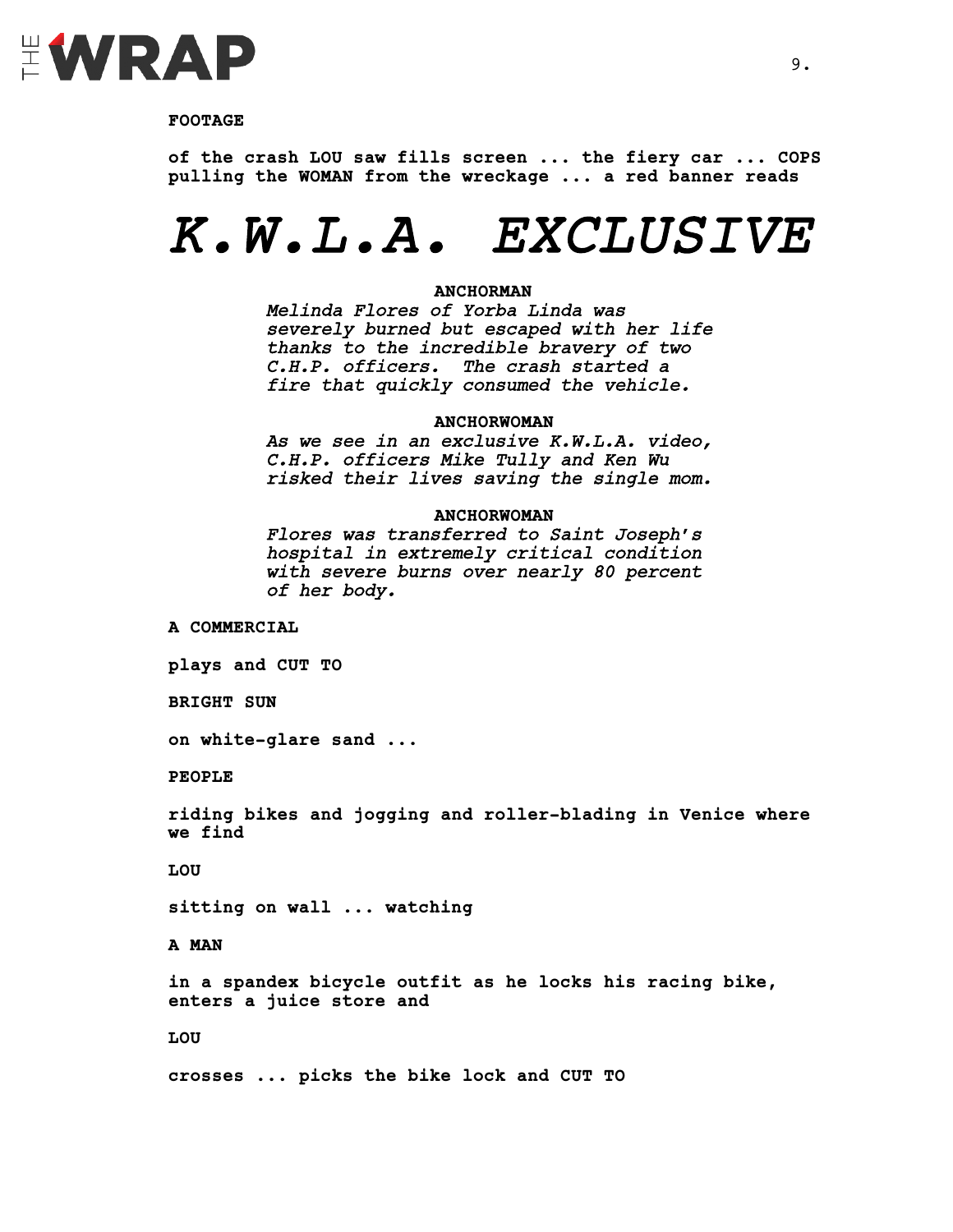**FOOTAGE**

**of the crash LOU saw fills screen ... the fiery car ... COPS pulling the WOMAN from the wreckage ... a red banner reads**

# *K.W.L.A. EXCLUSIVE*

**ANCHORMAN**
*Melinda Flores of Yorba Linda was severely burned but escaped with her life thanks to the incredible bravery of two C.H.P. officers. The crash started a fire that quickly consumed the vehicle.*

**ANCHORWOMAN**
*As we see in an exclusive K.W.L.A. video, C.H.P. officers Mike Tully and Ken Wu risked their lives saving the single mom.*

**ANCHORWOMAN**
*Flores was transferred to Saint Joseph's hospital in extremely critical condition with severe burns over nearly 80 percent of her body.*

**A COMMERCIAL**

**plays and CUT TO**

**BRIGHT SUN**

**on white-glare sand ...**

**PEOPLE**

**riding bikes and jogging and roller-blading in Venice where we find**

**LOU**

**sitting on wall ... watching**

**A MAN**

**in a spandex bicycle outfit as he locks his racing bike, enters a juice store and**

**LOU**

**crosses ... picks the bike lock and CUT TO**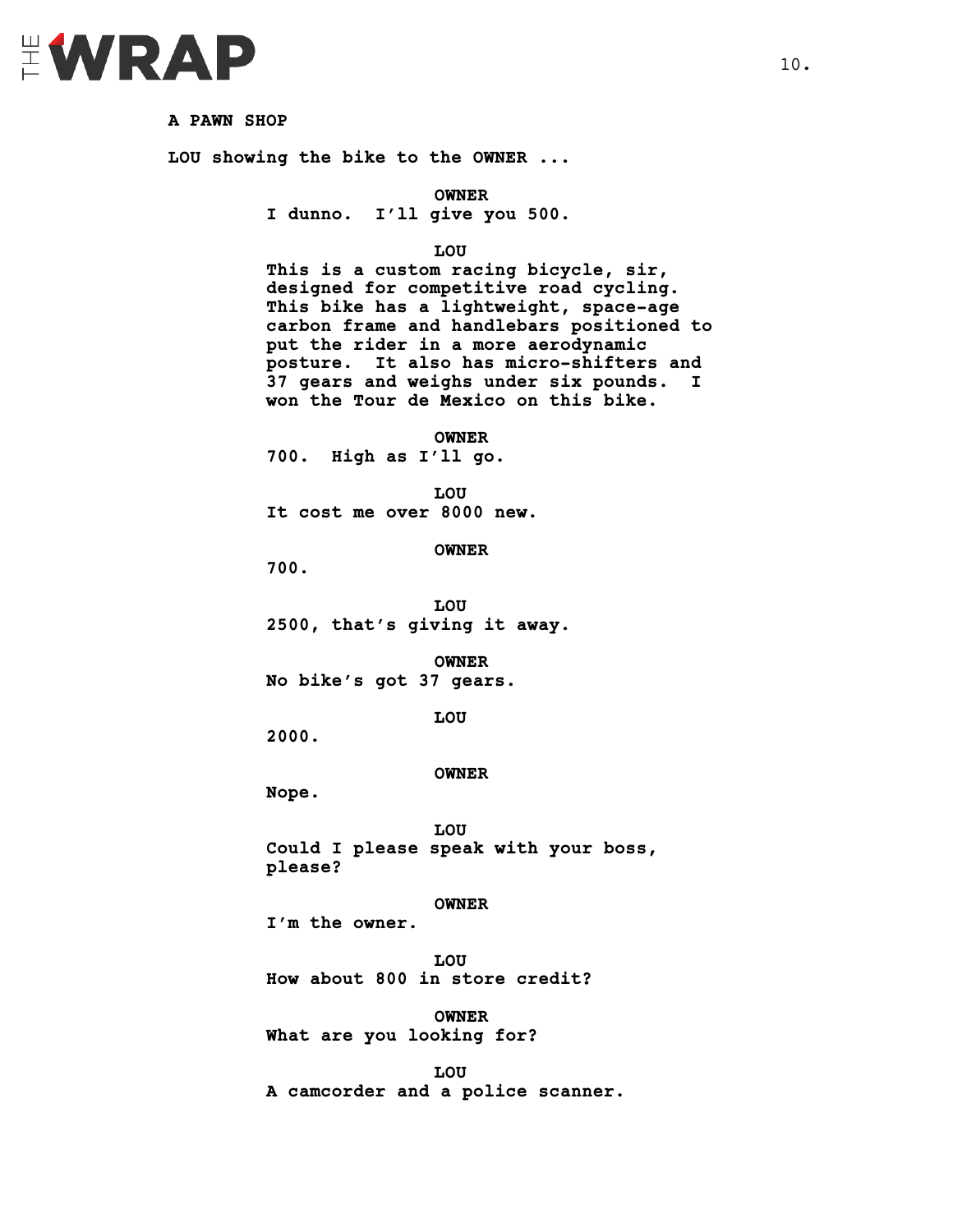**A PAWN SHOP**

**LOU showing the bike to the OWNER ...**

**OWNER**
**I dunno. I'll give you 500.**

**LOU**
**This is a custom racing bicycle, sir, designed for competitive road cycling. This bike has a lightweight, space-age carbon frame and handlebars positioned to put the rider in a more aerodynamic posture. It also has micro-shifters and 37 gears and weighs under six pounds. I won the Tour de Mexico on this bike.**

**OWNER**
**700. High as I'll go.**

**LOU**
**It cost me over 8000 new.**

**OWNER**
**700.**

**LOU**
**2500, that's giving it away.**

**OWNER**
**No bike's got 37 gears.**

**LOU**
**2000.**

**OWNER**
**Nope.**

**LOU**
**Could I please speak with your boss, please?**

**OWNER**
**I'm the owner.**

**LOU**
**How about 800 in store credit?**

**OWNER**
**What are you looking for?**

**LOU**
**A camcorder and a police scanner.**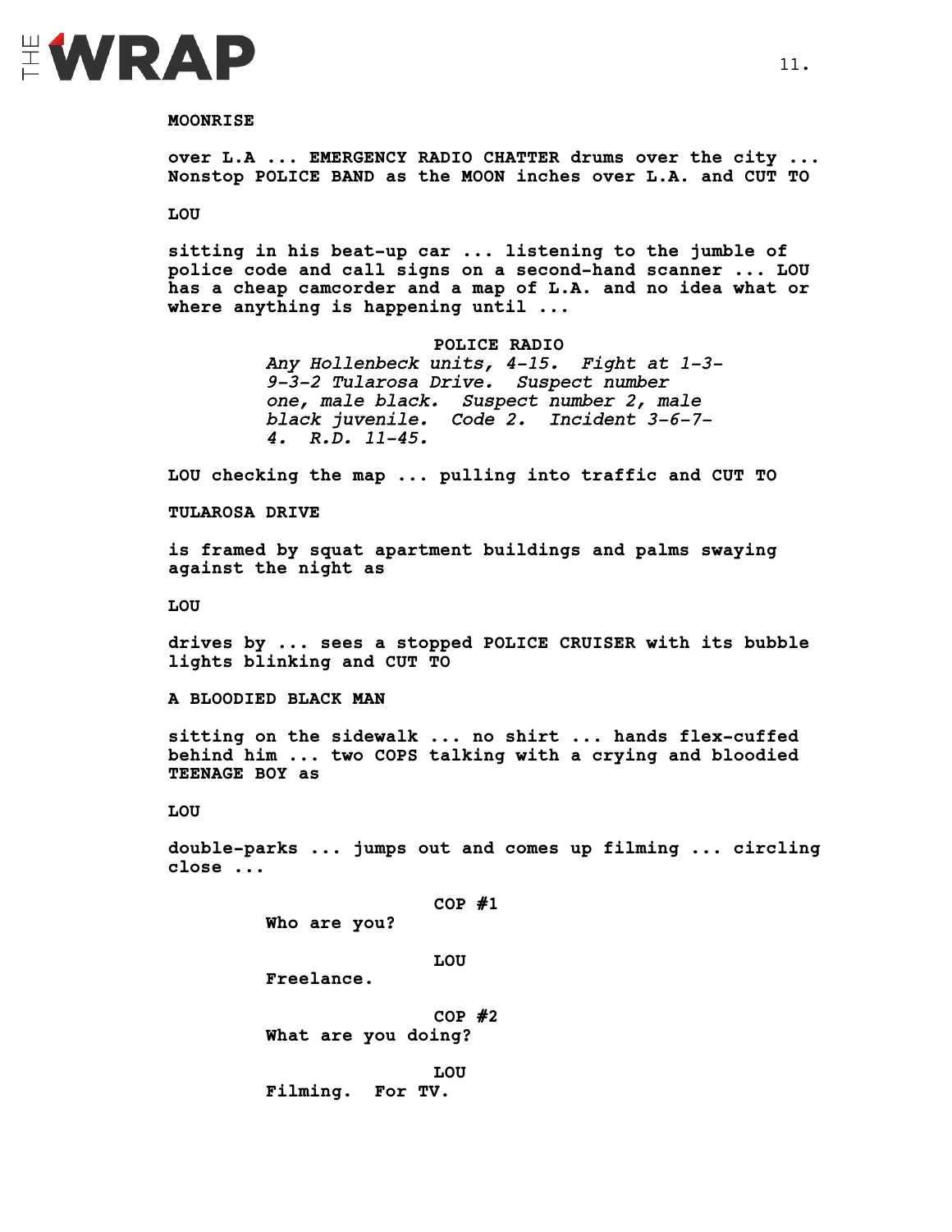**MOONRISE**

**over L.A ... EMERGENCY RADIO CHATTER drums over the city ... Nonstop POLICE BAND as the MOON inches over L.A. and CUT TO**

**LOU**

**sitting in his beat-up car ... listening to the jumble of police code and call signs on a second-hand scanner ... LOU has a cheap camcorder and a map of L.A. and no idea what or where anything is happening until ...**

**POLICE RADIO**
*Any Hollenbeck units, 4-15. Fight at 1-3-9-3-2 Tularosa Drive. Suspect number one, male black. Suspect number 2, male black juvenile. Code 2. Incident 3-6-7-4. R.D. 11-45.*

**LOU checking the map ... pulling into traffic and CUT TO**

**TULAROSA DRIVE**

**is framed by squat apartment buildings and palms swaying against the night as**

**LOU**

**drives by ... sees a stopped POLICE CRUISER with its bubble lights blinking and CUT TO**

**A BLOODIED BLACK MAN**

**sitting on the sidewalk ... no shirt ... hands flex-cuffed behind him ... two COPS talking with a crying and bloodied TEENAGE BOY as**

**LOU**

**double-parks ... jumps out and comes up filming ... circling close ...**

**COP #1**
**Who are you?**

**LOU**
**Freelance.**

**COP #2**
**What are you doing?**

**LOU**
**Filming. For TV.**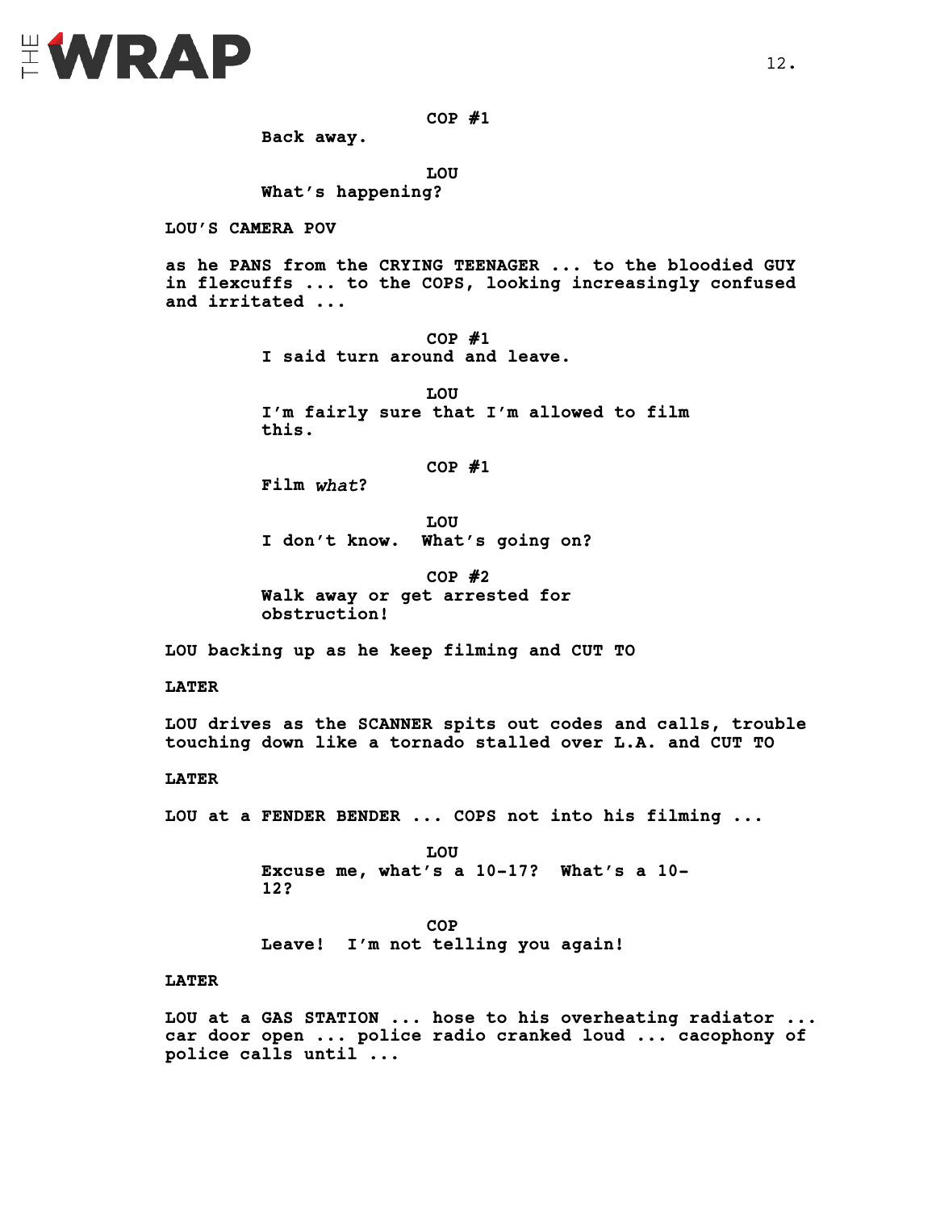COP #1

Back away.

LOU

What's happening?

LOU'S CAMERA POV

as he PANS from the CRYING TEENAGER ... to the bloodied GUY in flexcuffs ... to the COPS, looking increasingly confused and irritated ...

COP #1

I said turn around and leave.

LOU

I'm fairly sure that I'm allowed to film this.

COP #1

Film *what*?

LOU

I don't know.  What's going on?

COP #2

Walk away or get arrested for obstruction!

LOU backing up as he keep filming and CUT TO

LATER

LOU drives as the SCANNER spits out codes and calls, trouble touching down like a tornado stalled over L.A. and CUT TO

LATER

LOU at a FENDER BENDER ... COPS not into his filming ...

LOU

Excuse me, what's a 10-17?  What's a 10-12?

COP

Leave!  I'm not telling you again!

LATER

LOU at a GAS STATION ... hose to his overheating radiator ... car door open ... police radio cranked loud ... cacophony of police calls until ...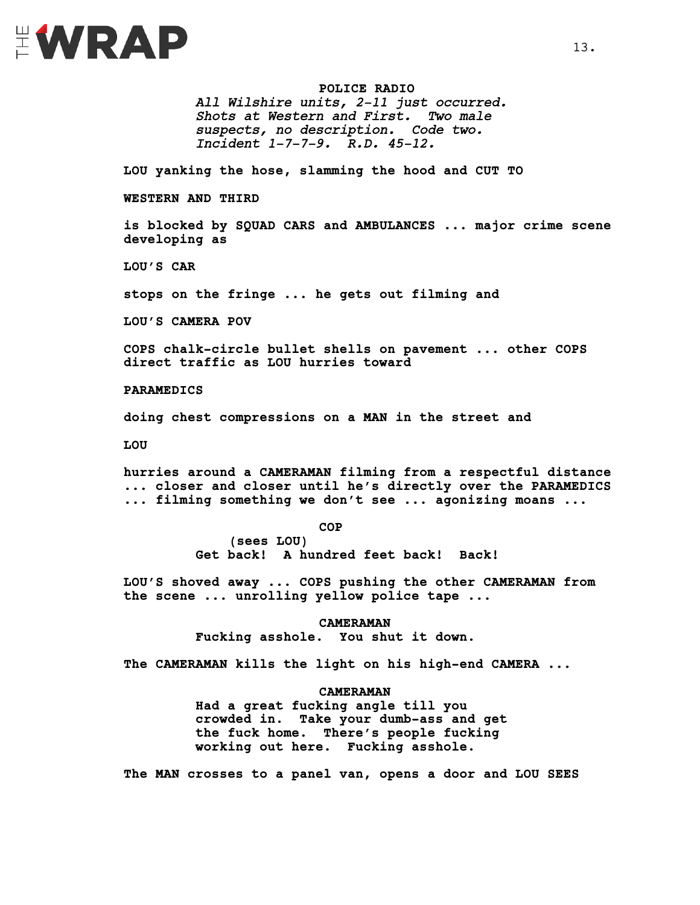**POLICE RADIO**

*All Wilshire units, 2-11 just occurred. Shots at Western and First. Two male suspects, no description. Code two. Incident 1-7-7-9. R.D. 45-12.*

**LOU yanking the hose, slamming the hood and CUT TO**

**WESTERN AND THIRD**

**is blocked by SQUAD CARS and AMBULANCES ... major crime scene developing as**

**LOU'S CAR**

**stops on the fringe ... he gets out filming and**

**LOU'S CAMERA POV**

**COPS chalk-circle bullet shells on pavement ... other COPS direct traffic as LOU hurries toward**

**PARAMEDICS**

**doing chest compressions on a MAN in the street and**

**LOU**

**hurries around a CAMERAMAN filming from a respectful distance ... closer and closer until he's directly over the PARAMEDICS ... filming something we don't see ... agonizing moans ...**

**COP**

**(sees LOU)**

**Get back! A hundred feet back! Back!**

**LOU'S shoved away ... COPS pushing the other CAMERAMAN from the scene ... unrolling yellow police tape ...**

**CAMERAMAN**

**Fucking asshole. You shut it down.**

**The CAMERAMAN kills the light on his high-end CAMERA ...**

**CAMERAMAN**

**Had a great fucking angle till you crowded in. Take your dumb-ass and get the fuck home. There's people fucking working out here. Fucking asshole.**

**The MAN crosses to a panel van, opens a door and LOU SEES**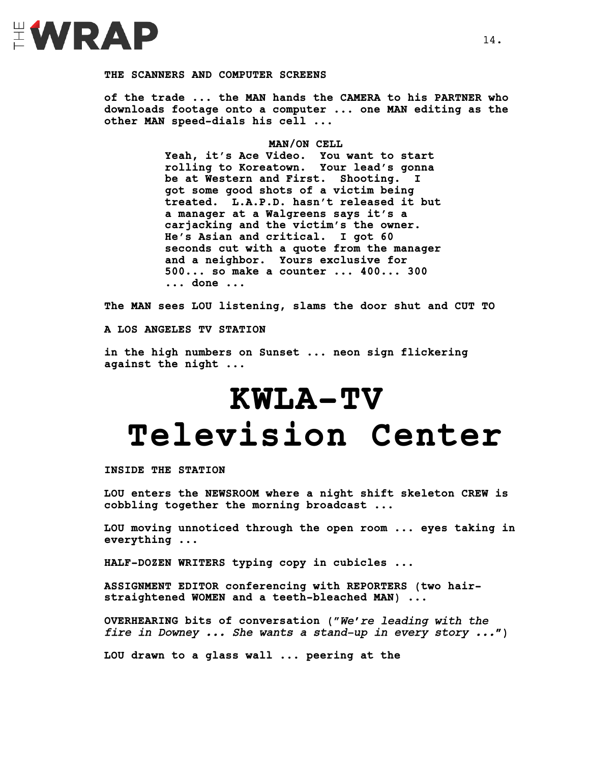**THE SCANNERS AND COMPUTER SCREENS**

**of the trade ... the MAN hands the CAMERA to his PARTNER who downloads footage onto a computer ... one MAN editing as the other MAN speed-dials his cell ...**

**MAN/ON CELL**

**Yeah, it's Ace Video. You want to start rolling to Koreatown. Your lead's gonna be at Western and First. Shooting. I got some good shots of a victim being treated. L.A.P.D. hasn't released it but a manager at a Walgreens says it's a carjacking and the victim's the owner. He's Asian and critical. I got 60 seconds cut with a quote from the manager and a neighbor. Yours exclusive for 500... so make a counter ... 400... 300 ... done ...**

**The MAN sees LOU listening, slams the door shut and CUT TO**

**A LOS ANGELES TV STATION**

**in the high numbers on Sunset ... neon sign flickering against the night ...**

# KWLA-TV Television Center

**INSIDE THE STATION**

**LOU enters the NEWSROOM where a night shift skeleton CREW is cobbling together the morning broadcast ...**

**LOU moving unnoticed through the open room ... eyes taking in everything ...**

**HALF-DOZEN WRITERS typing copy in cubicles ...**

**ASSIGNMENT EDITOR conferencing with REPORTERS (two hair-straightened WOMEN and a teeth-bleached MAN) ...**

**OVERHEARING bits of conversation ("*We're leading with the fire in Downey ... She wants a stand-up in every story ...*")**

**LOU drawn to a glass wall ... peering at the**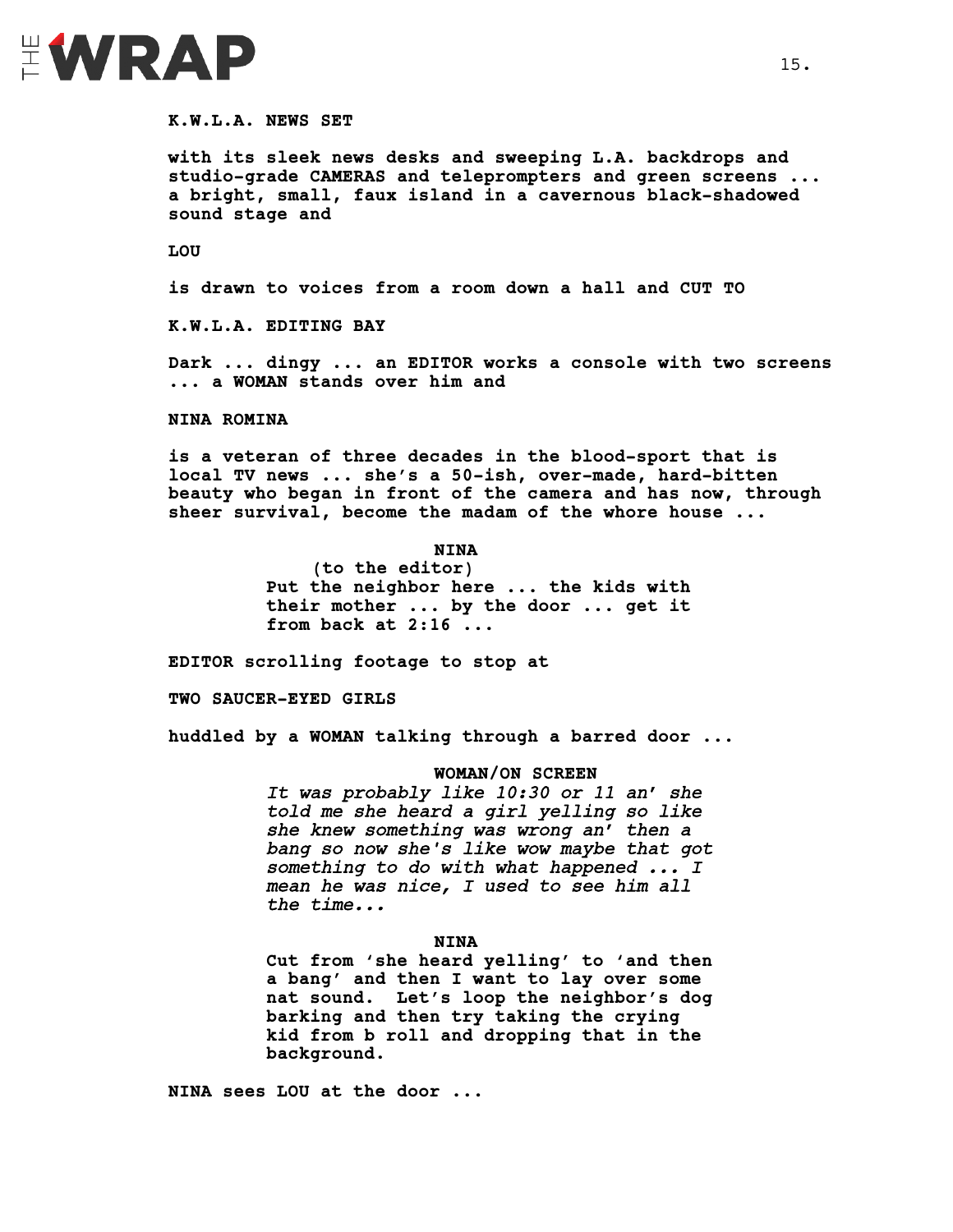**K.W.L.A. NEWS SET**

**with its sleek news desks and sweeping L.A. backdrops and studio-grade CAMERAS and teleprompters and green screens ... a bright, small, faux island in a cavernous black-shadowed sound stage and**

**LOU**

**is drawn to voices from a room down a hall and CUT TO**

**K.W.L.A. EDITING BAY**

**Dark ... dingy ... an EDITOR works a console with two screens ... a WOMAN stands over him and**

**NINA ROMINA**

**is a veteran of three decades in the blood-sport that is local TV news ... she's a 50-ish, over-made, hard-bitten beauty who began in front of the camera and has now, through sheer survival, become the madam of the whore house ...**

**NINA**
**(to the editor)**
**Put the neighbor here ... the kids with their mother ... by the door ... get it from back at 2:16 ...**

**EDITOR scrolling footage to stop at**

**TWO SAUCER-EYED GIRLS**

**huddled by a WOMAN talking through a barred door ...**

**WOMAN/ON SCREEN**
***It was probably like 10:30 or 11 an' she told me she heard a girl yelling so like she knew something was wrong an' then a bang so now she's like wow maybe that got something to do with what happened ... I mean he was nice, I used to see him all the time...***

**NINA**
**Cut from 'she heard yelling' to 'and then a bang' and then I want to lay over some nat sound. Let's loop the neighbor's dog barking and then try taking the crying kid from b roll and dropping that in the background.**

**NINA sees LOU at the door ...**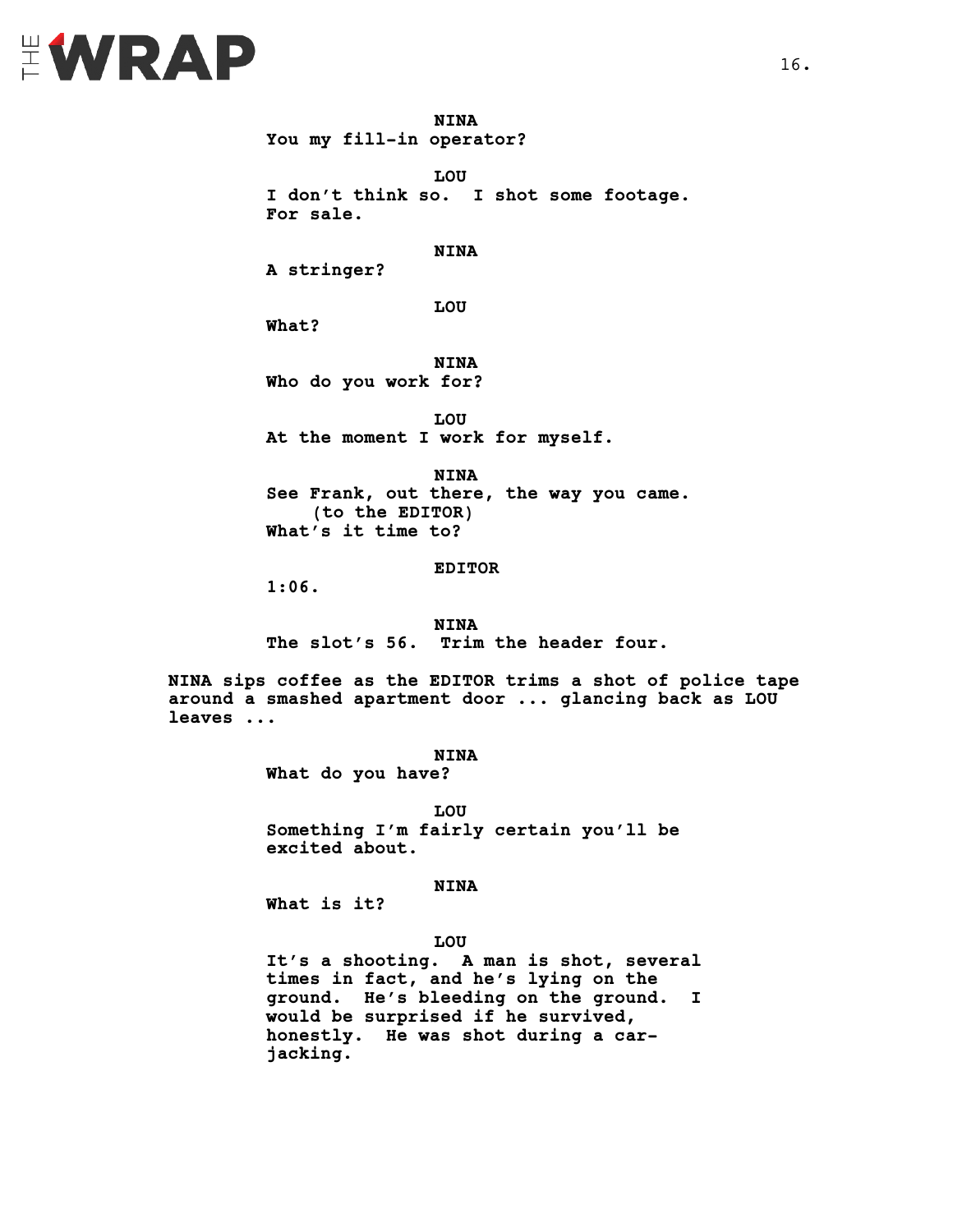**NINA**

You my fill-in operator?

**LOU**

I don't think so. I shot some footage. For sale.

**NINA**

A stringer?

**LOU**

What?

**NINA**

Who do you work for?

**LOU**

At the moment I work for myself.

**NINA**

See Frank, out there, the way you came.
(to the EDITOR)
What's it time to?

**EDITOR**

1:06.

**NINA**

The slot's 56. Trim the header four.

NINA sips coffee as the EDITOR trims a shot of police tape around a smashed apartment door ... glancing back as LOU leaves ...

**NINA**

What do you have?

**LOU**

Something I'm fairly certain you'll be excited about.

**NINA**

What is it?

**LOU**

It's a shooting. A man is shot, several times in fact, and he's lying on the ground. He's bleeding on the ground. I would be surprised if he survived, honestly. He was shot during a car-jacking.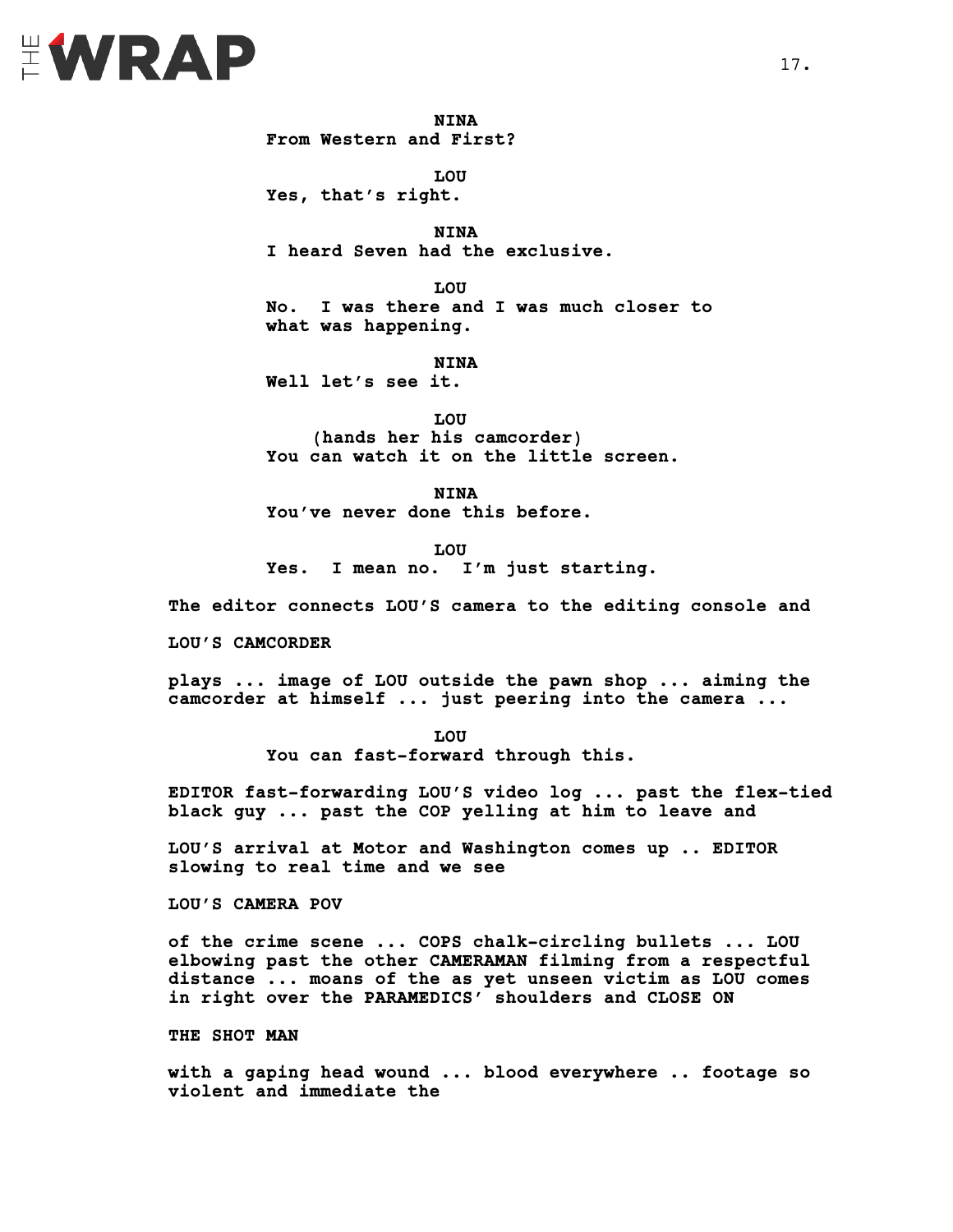**NINA**
**From Western and First?**

**LOU**
**Yes, that's right.**

**NINA**
**I heard Seven had the exclusive.**

**LOU**
**No. I was there and I was much closer to what was happening.**

**NINA**
**Well let's see it.**

**LOU**
**(hands her his camcorder)**
**You can watch it on the little screen.**

**NINA**
**You've never done this before.**

**LOU**
**Yes. I mean no. I'm just starting.**

**The editor connects LOU'S camera to the editing console and**

**LOU'S CAMCORDER**

**plays ... image of LOU outside the pawn shop ... aiming the camcorder at himself ... just peering into the camera ...**

**LOU**
**You can fast-forward through this.**

**EDITOR fast-forwarding LOU'S video log ... past the flex-tied black guy ... past the COP yelling at him to leave and**

**LOU'S arrival at Motor and Washington comes up .. EDITOR slowing to real time and we see**

**LOU'S CAMERA POV**

**of the crime scene ... COPS chalk-circling bullets ... LOU elbowing past the other CAMERAMAN filming from a respectful distance ... moans of the as yet unseen victim as LOU comes in right over the PARAMEDICS' shoulders and CLOSE ON**

**THE SHOT MAN**

**with a gaping head wound ... blood everywhere .. footage so violent and immediate the**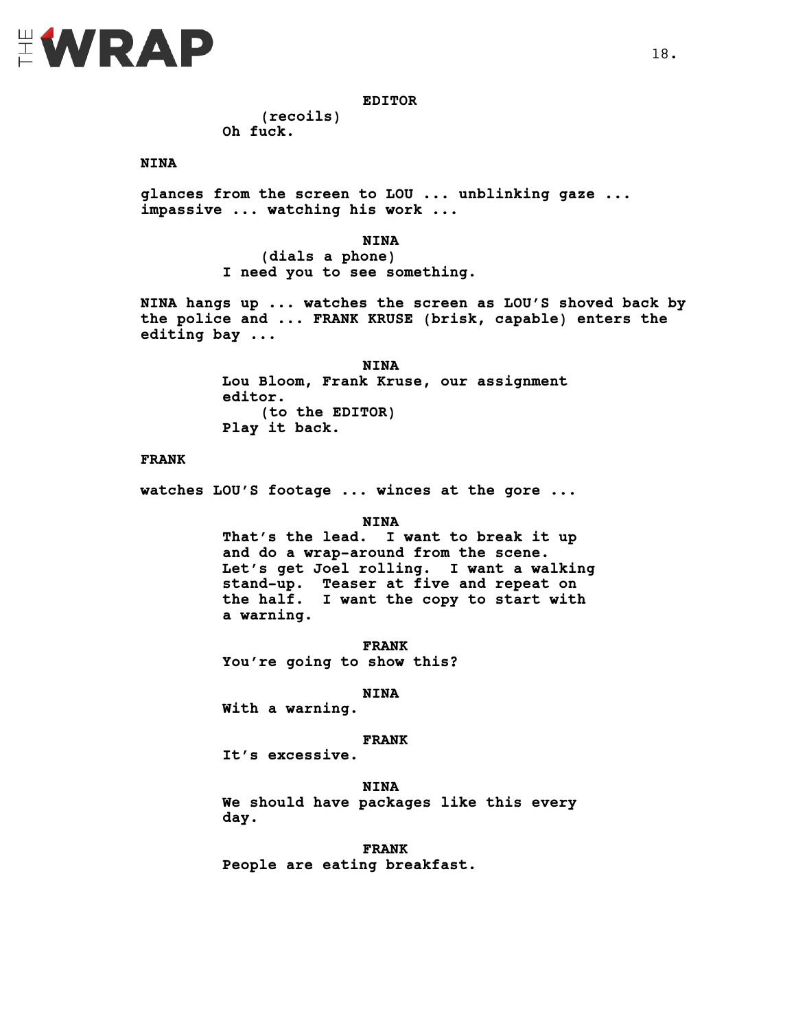**EDITOR**
(recoils)
Oh fuck.

**NINA**

glances from the screen to LOU ... unblinking gaze ... impassive ... watching his work ...

**NINA**
(dials a phone)
I need you to see something.

NINA hangs up ... watches the screen as LOU'S shoved back by the police and ... FRANK KRUSE (brisk, capable) enters the editing bay ...

**NINA**
Lou Bloom, Frank Kruse, our assignment editor.
(to the EDITOR)
Play it back.

**FRANK**

watches LOU'S footage ... winces at the gore ...

**NINA**
That's the lead. I want to break it up and do a wrap-around from the scene. Let's get Joel rolling. I want a walking stand-up. Teaser at five and repeat on the half. I want the copy to start with a warning.

**FRANK**
You're going to show this?

**NINA**
With a warning.

**FRANK**
It's excessive.

**NINA**
We should have packages like this every day.

**FRANK**
People are eating breakfast.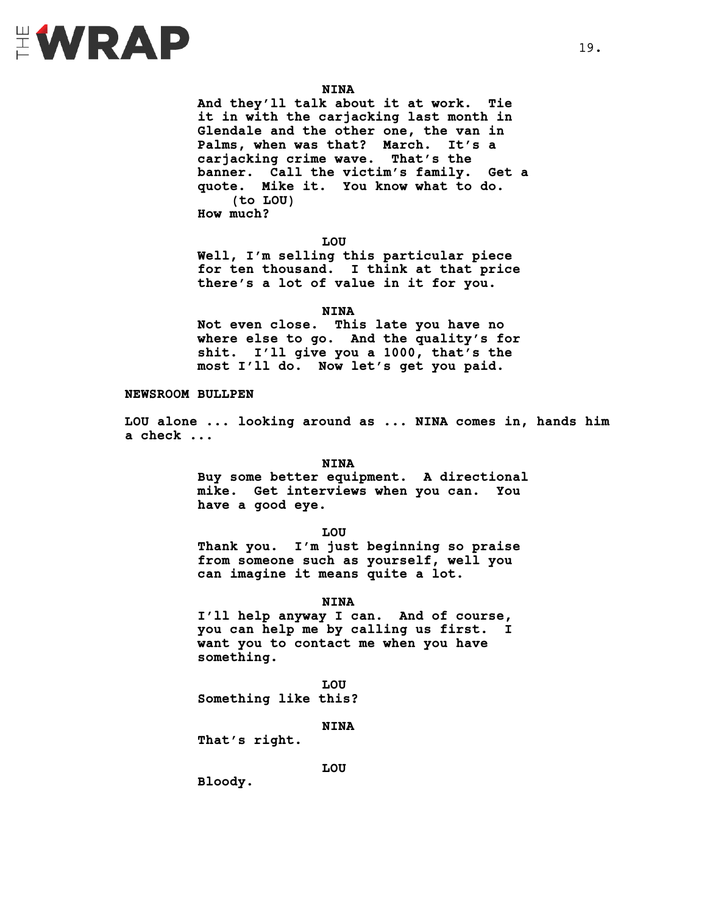**NINA**

And they'll talk about it at work. Tie it in with the carjacking last month in Glendale and the other one, the van in Palms, when was that? March. It's a carjacking crime wave. That's the banner. Call the victim's family. Get a quote. Mike it. You know what to do.

(to LOU)

How much?

**LOU**

Well, I'm selling this particular piece for ten thousand. I think at that price there's a lot of value in it for you.

**NINA**

Not even close. This late you have no where else to go. And the quality's for shit. I'll give you a 1000, that's the most I'll do. Now let's get you paid.

**NEWSROOM BULLPEN**

LOU alone ... looking around as ... NINA comes in, hands him a check ...

**NINA**

Buy some better equipment. A directional mike. Get interviews when you can. You have a good eye.

**LOU**

Thank you. I'm just beginning so praise from someone such as yourself, well you can imagine it means quite a lot.

**NINA**

I'll help anyway I can. And of course, you can help me by calling us first. I want you to contact me when you have something.

**LOU**

Something like this?

**NINA**

That's right.

**LOU**

Bloody.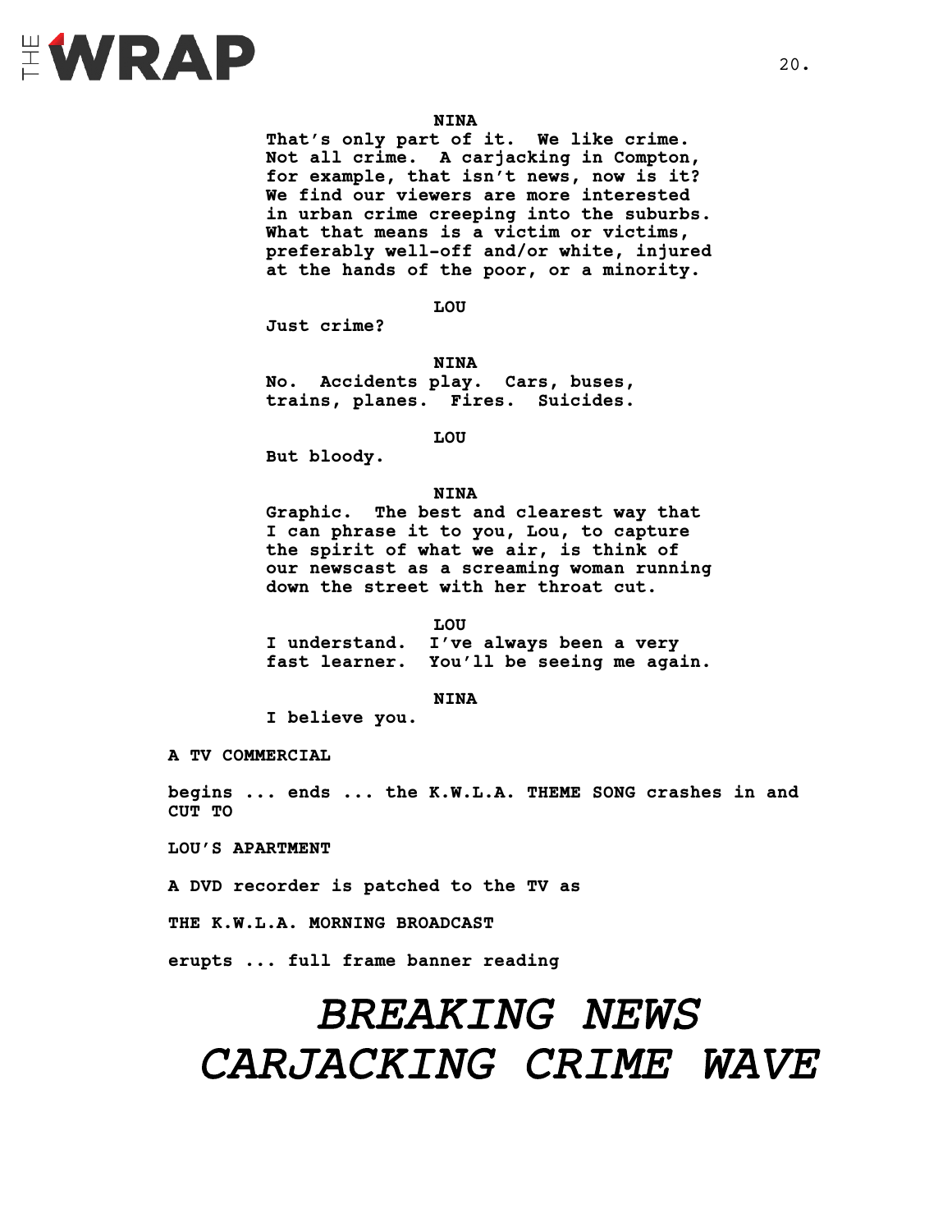**NINA**
That's only part of it. We like crime. Not all crime. A carjacking in Compton, for example, that isn't news, now is it? We find our viewers are more interested in urban crime creeping into the suburbs. What that means is a victim or victims, preferably well-off and/or white, injured at the hands of the poor, or a minority.

**LOU**
Just crime?

**NINA**
No. Accidents play. Cars, buses, trains, planes. Fires. Suicides.

**LOU**
But bloody.

**NINA**
Graphic. The best and clearest way that I can phrase it to you, Lou, to capture the spirit of what we air, is think of our newscast as a screaming woman running down the street with her throat cut.

**LOU**
I understand. I've always been a very fast learner. You'll be seeing me again.

**NINA**
I believe you.

A TV COMMERCIAL

begins ... ends ... the K.W.L.A. THEME SONG crashes in and CUT TO

LOU'S APARTMENT

A DVD recorder is patched to the TV as

THE K.W.L.A. MORNING BROADCAST

erupts ... full frame banner reading

*BREAKING NEWS*
*CARJACKING CRIME WAVE*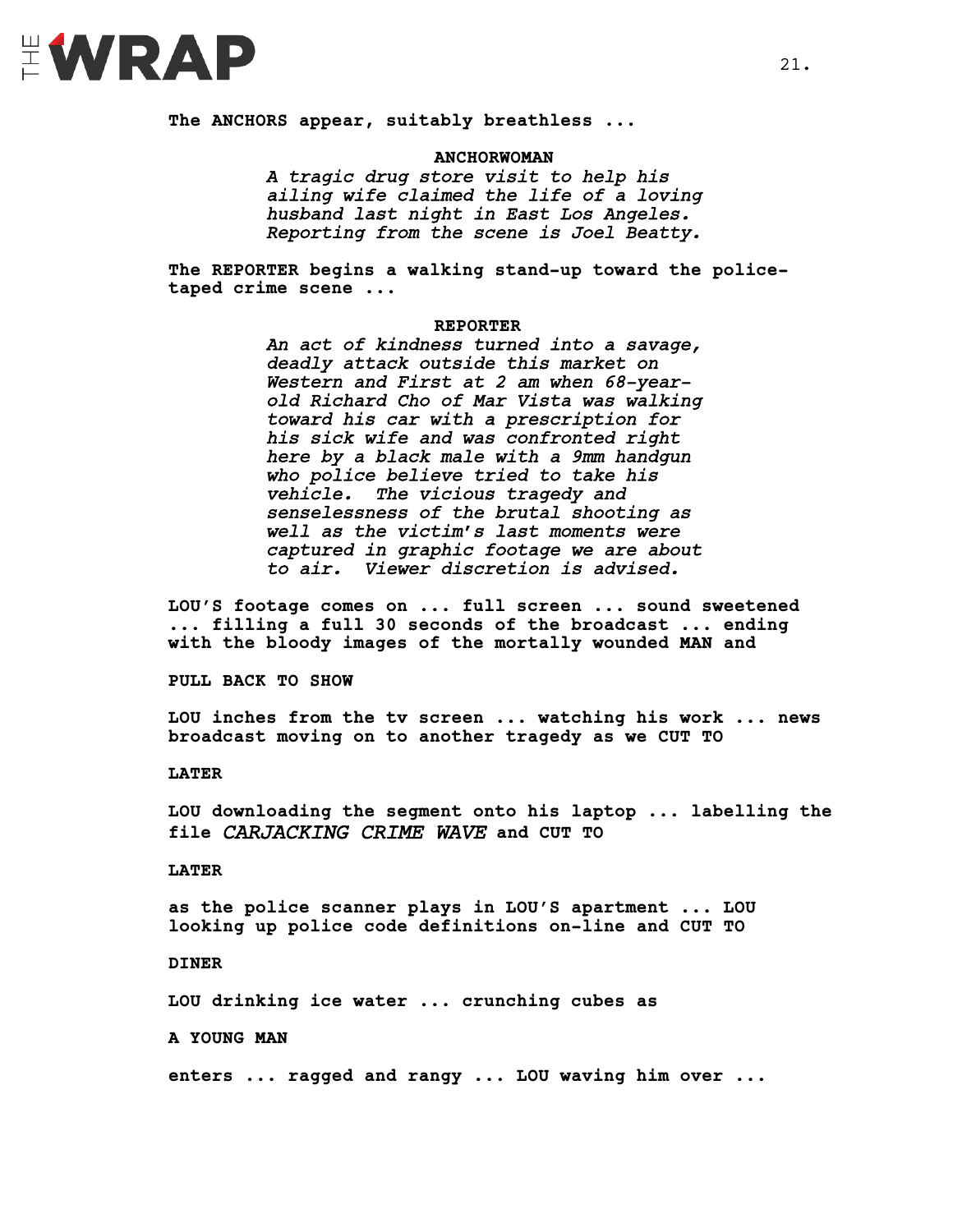**The ANCHORS appear, suitably breathless ...**

**ANCHORWOMAN**

*A tragic drug store visit to help his ailing wife claimed the life of a loving husband last night in East Los Angeles. Reporting from the scene is Joel Beatty.*

**The REPORTER begins a walking stand-up toward the police-taped crime scene ...**

**REPORTER**

*An act of kindness turned into a savage, deadly attack outside this market on Western and First at 2 am when 68-year-old Richard Cho of Mar Vista was walking toward his car with a prescription for his sick wife and was confronted right here by a black male with a 9mm handgun who police believe tried to take his vehicle. The vicious tragedy and senselessness of the brutal shooting as well as the victim's last moments were captured in graphic footage we are about to air. Viewer discretion is advised.*

**LOU'S footage comes on ... full screen ... sound sweetened ... filling a full 30 seconds of the broadcast ... ending with the bloody images of the mortally wounded MAN and**

**PULL BACK TO SHOW**

**LOU inches from the tv screen ... watching his work ... news broadcast moving on to another tragedy as we CUT TO**

**LATER**

**LOU downloading the segment onto his laptop ... labelling the file *CARJACKING CRIME WAVE* and CUT TO**

**LATER**

**as the police scanner plays in LOU'S apartment ... LOU looking up police code definitions on-line and CUT TO**

**DINER**

**LOU drinking ice water ... crunching cubes as**

**A YOUNG MAN**

**enters ... ragged and rangy ... LOU waving him over ...**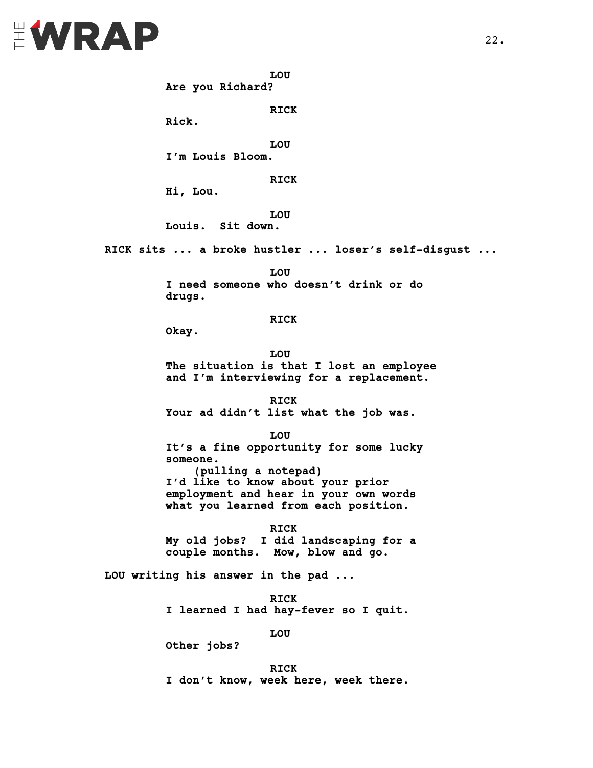LOU
Are you Richard?

RICK
Rick.

LOU
I'm Louis Bloom.

RICK
Hi, Lou.

LOU
Louis. Sit down.

RICK sits ... a broke hustler ... loser's self-disgust ...

LOU
I need someone who doesn't drink or do drugs.

RICK
Okay.

LOU
The situation is that I lost an employee and I'm interviewing for a replacement.

RICK
Your ad didn't list what the job was.

LOU
It's a fine opportunity for some lucky someone.
(pulling a notepad)
I'd like to know about your prior employment and hear in your own words what you learned from each position.

RICK
My old jobs? I did landscaping for a couple months. Mow, blow and go.

LOU writing his answer in the pad ...

RICK
I learned I had hay-fever so I quit.

LOU
Other jobs?

RICK
I don't know, week here, week there.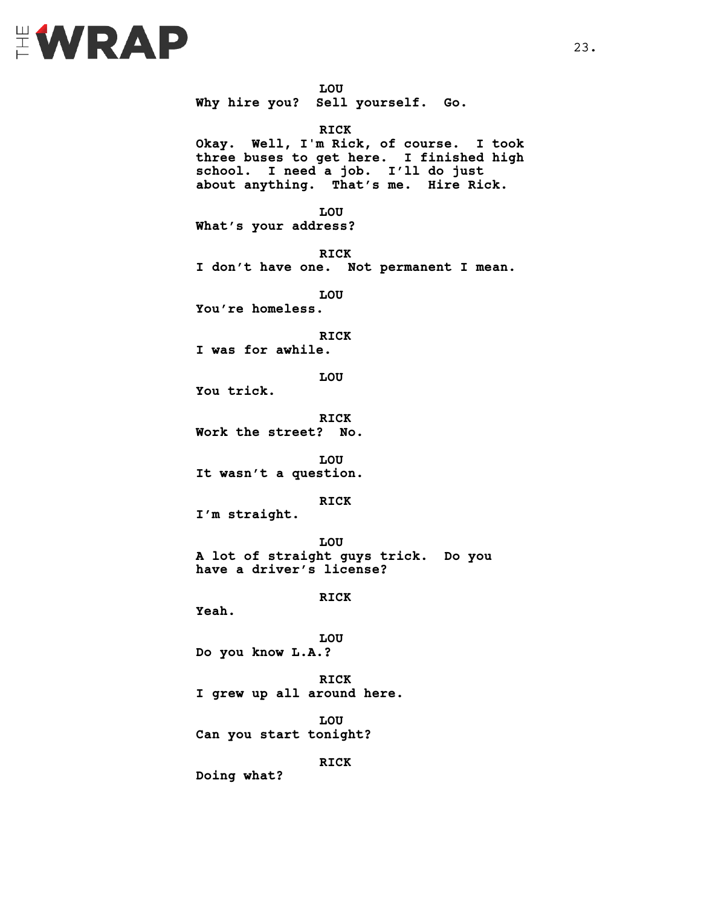**LOU**
Why hire you? Sell yourself. Go.

**RICK**
Okay. Well, I'm Rick, of course. I took three buses to get here. I finished high school. I need a job. I'll do just about anything. That's me. Hire Rick.

**LOU**
What's your address?

**RICK**
I don't have one. Not permanent I mean.

**LOU**
You're homeless.

**RICK**
I was for awhile.

**LOU**
You trick.

**RICK**
Work the street? No.

**LOU**
It wasn't a question.

**RICK**
I'm straight.

**LOU**
A lot of straight guys trick. Do you have a driver's license?

**RICK**
Yeah.

**LOU**
Do you know L.A.?

**RICK**
I grew up all around here.

**LOU**
Can you start tonight?

**RICK**
Doing what?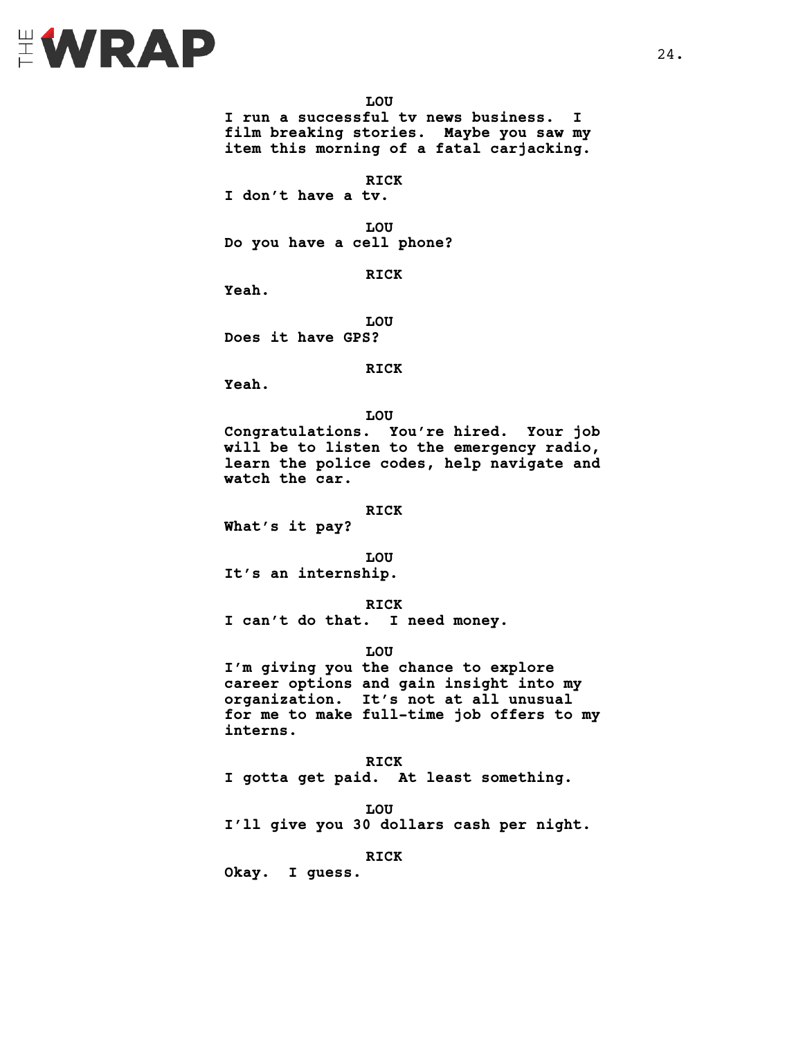**LOU**
I run a successful tv news business. I film breaking stories. Maybe you saw my item this morning of a fatal carjacking.

**RICK**
I don't have a tv.

**LOU**
Do you have a cell phone?

**RICK**
Yeah.

**LOU**
Does it have GPS?

**RICK**
Yeah.

**LOU**
Congratulations. You're hired. Your job will be to listen to the emergency radio, learn the police codes, help navigate and watch the car.

**RICK**
What's it pay?

**LOU**
It's an internship.

**RICK**
I can't do that. I need money.

**LOU**
I'm giving you the chance to explore career options and gain insight into my organization. It's not at all unusual for me to make full-time job offers to my interns.

**RICK**
I gotta get paid. At least something.

**LOU**
I'll give you 30 dollars cash per night.

**RICK**
Okay. I guess.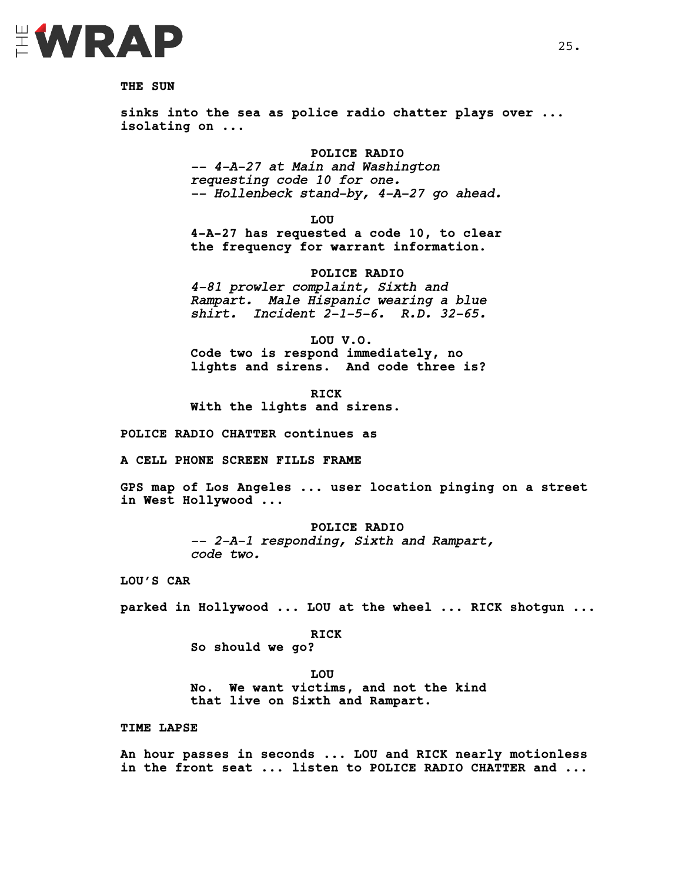**THE SUN**

**sinks into the sea as police radio chatter plays over ... isolating on ...**

**POLICE RADIO**
*-- 4-A-27 at Main and Washington requesting code 10 for one.*
*-- Hollenbeck stand-by, 4-A-27 go ahead.*

**LOU**
**4-A-27 has requested a code 10, to clear the frequency for warrant information.**

**POLICE RADIO**
*4-81 prowler complaint, Sixth and Rampart. Male Hispanic wearing a blue shirt. Incident 2-1-5-6. R.D. 32-65.*

**LOU V.O.**
**Code two is respond immediately, no lights and sirens. And code three is?**

**RICK**
**With the lights and sirens.**

**POLICE RADIO CHATTER continues as**

**A CELL PHONE SCREEN FILLS FRAME**

**GPS map of Los Angeles ... user location pinging on a street in West Hollywood ...**

**POLICE RADIO**
*-- 2-A-1 responding, Sixth and Rampart, code two.*

**LOU'S CAR**

**parked in Hollywood ... LOU at the wheel ... RICK shotgun ...**

**RICK**
**So should we go?**

**LOU**
**No. We want victims, and not the kind that live on Sixth and Rampart.**

**TIME LAPSE**

**An hour passes in seconds ... LOU and RICK nearly motionless in the front seat ... listen to POLICE RADIO CHATTER and ...**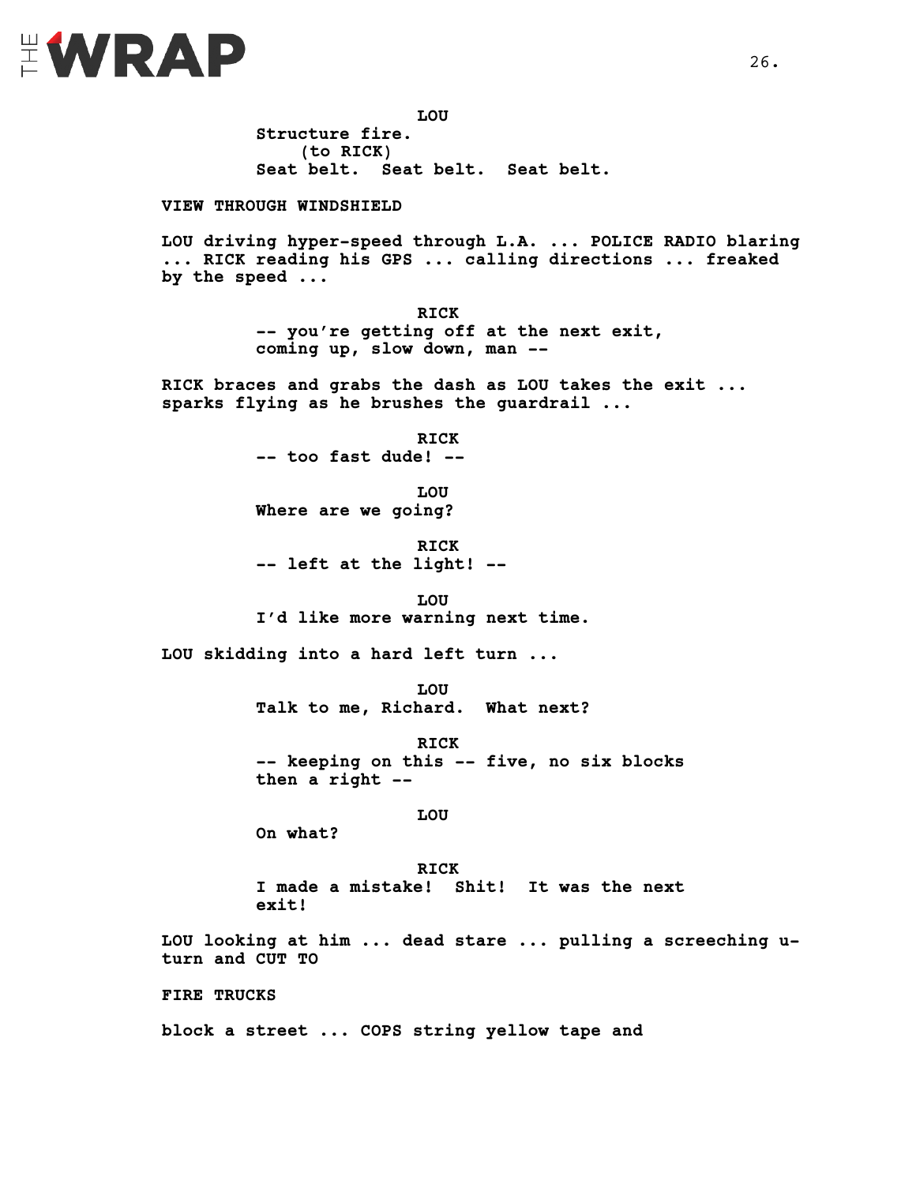LOU

Structure fire.

(to RICK)

Seat belt. Seat belt. Seat belt.

VIEW THROUGH WINDSHIELD

LOU driving hyper-speed through L.A. ... POLICE RADIO blaring ... RICK reading his GPS ... calling directions ... freaked by the speed ...

RICK

-- you're getting off at the next exit, coming up, slow down, man --

RICK braces and grabs the dash as LOU takes the exit ... sparks flying as he brushes the guardrail ...

RICK

-- too fast dude! --

LOU

Where are we going?

RICK

-- left at the light! --

LOU

I'd like more warning next time.

LOU skidding into a hard left turn ...

LOU

Talk to me, Richard. What next?

RICK

-- keeping on this -- five, no six blocks then a right --

LOU

On what?

RICK

I made a mistake! Shit! It was the next exit!

LOU looking at him ... dead stare ... pulling a screeching u-turn and CUT TO

FIRE TRUCKS

block a street ... COPS string yellow tape and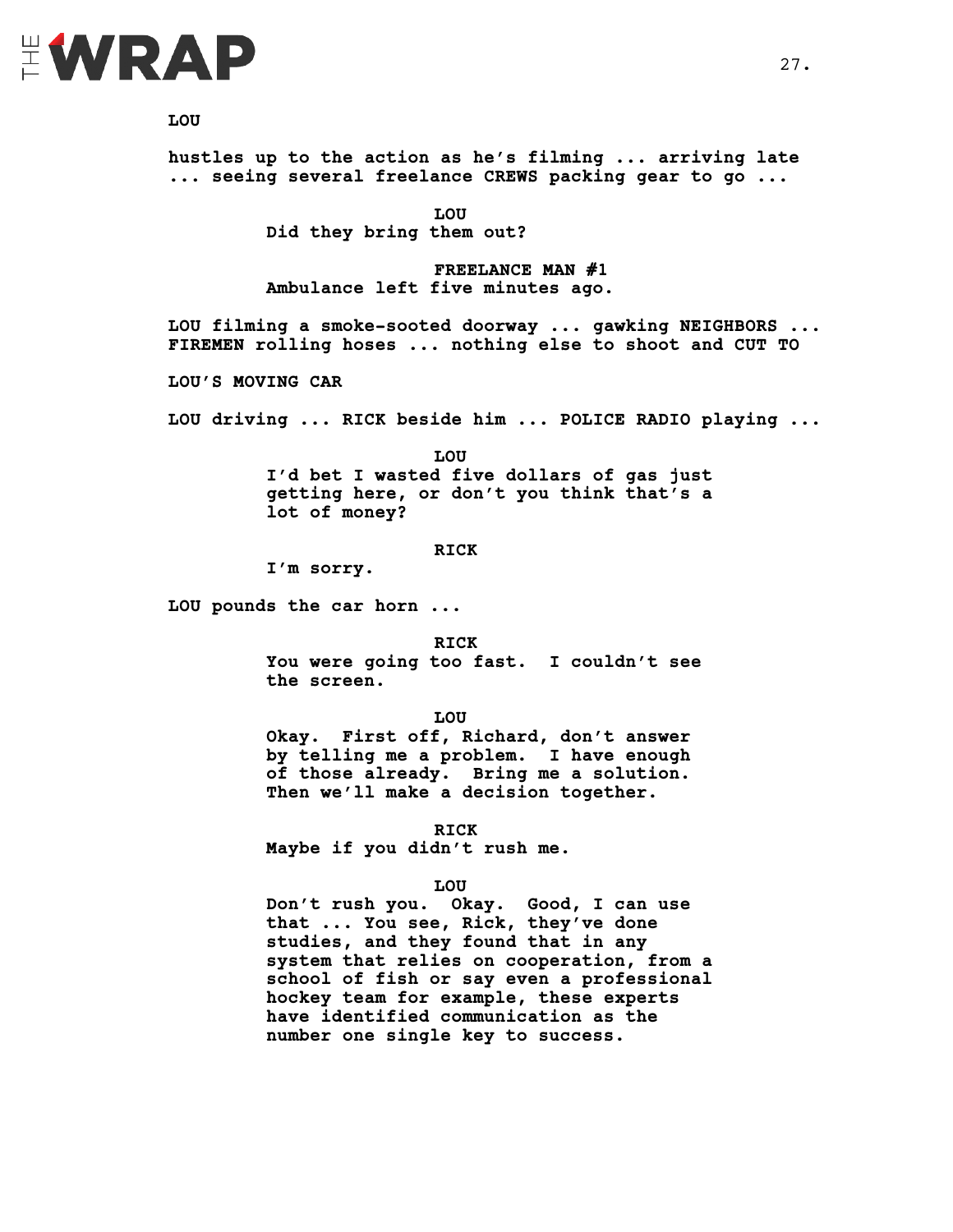**LOU**

**hustles up to the action as he's filming ... arriving late ... seeing several freelance CREWS packing gear to go ...**

**LOU**
**Did they bring them out?**

**FREELANCE MAN #1**
**Ambulance left five minutes ago.**

**LOU filming a smoke-sooted doorway ... gawking NEIGHBORS ... FIREMEN rolling hoses ... nothing else to shoot and CUT TO**

**LOU'S MOVING CAR**

**LOU driving ... RICK beside him ... POLICE RADIO playing ...**

**LOU**
**I'd bet I wasted five dollars of gas just getting here, or don't you think that's a lot of money?**

**RICK**
**I'm sorry.**

**LOU pounds the car horn ...**

**RICK**
**You were going too fast. I couldn't see the screen.**

**LOU**
**Okay. First off, Richard, don't answer by telling me a problem. I have enough of those already. Bring me a solution. Then we'll make a decision together.**

**RICK**
**Maybe if you didn't rush me.**

**LOU**
**Don't rush you. Okay. Good, I can use that ... You see, Rick, they've done studies, and they found that in any system that relies on cooperation, from a school of fish or say even a professional hockey team for example, these experts have identified communication as the number one single key to success.**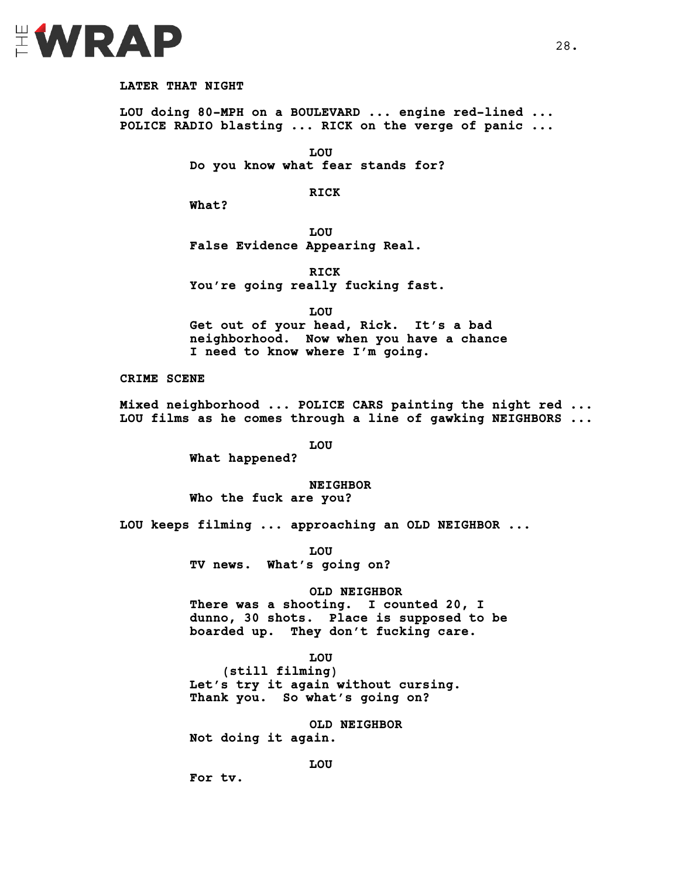**LATER THAT NIGHT**

**LOU doing 80-MPH on a BOULEVARD ... engine red-lined ... POLICE RADIO blasting ... RICK on the verge of panic ...**

**LOU**
**Do you know what fear stands for?**

**RICK**
**What?**

**LOU**
**False Evidence Appearing Real.**

**RICK**
**You're going really fucking fast.**

**LOU**
**Get out of your head, Rick. It's a bad neighborhood. Now when you have a chance I need to know where I'm going.**

**CRIME SCENE**

**Mixed neighborhood ... POLICE CARS painting the night red ... LOU films as he comes through a line of gawking NEIGHBORS ...**

**LOU**
**What happened?**

**NEIGHBOR**
**Who the fuck are you?**

**LOU keeps filming ... approaching an OLD NEIGHBOR ...**

**LOU**
**TV news. What's going on?**

**OLD NEIGHBOR**
**There was a shooting. I counted 20, I dunno, 30 shots. Place is supposed to be boarded up. They don't fucking care.**

**LOU**
**(still filming)**
**Let's try it again without cursing. Thank you. So what's going on?**

**OLD NEIGHBOR**
**Not doing it again.**

**LOU**
**For tv.**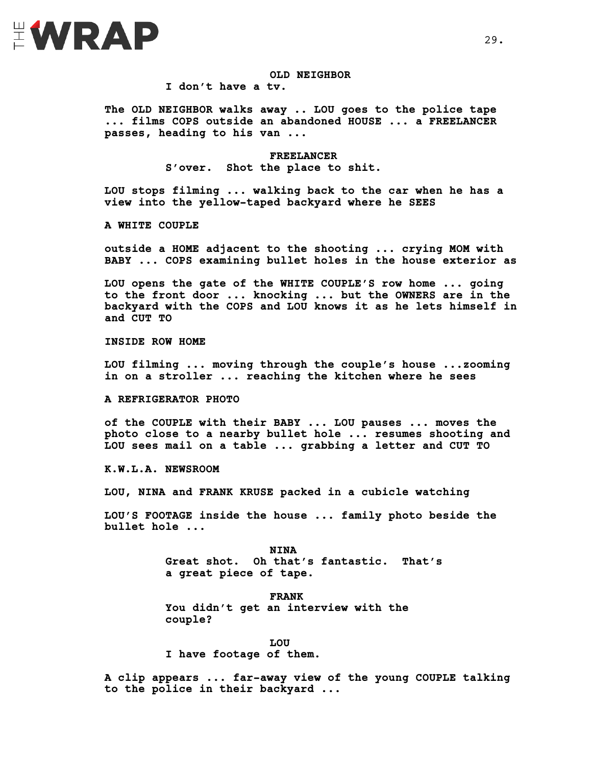OLD NEIGHBOR
I don't have a tv.

The OLD NEIGHBOR walks away .. LOU goes to the police tape ... films COPS outside an abandoned HOUSE ... a FREELANCER passes, heading to his van ...

FREELANCER
S'over. Shot the place to shit.

LOU stops filming ... walking back to the car when he has a view into the yellow-taped backyard where he SEES

A WHITE COUPLE

outside a HOME adjacent to the shooting ... crying MOM with BABY ... COPS examining bullet holes in the house exterior as

LOU opens the gate of the WHITE COUPLE'S row home ... going to the front door ... knocking ... but the OWNERS are in the backyard with the COPS and LOU knows it as he lets himself in and CUT TO

INSIDE ROW HOME

LOU filming ... moving through the couple's house ...zooming in on a stroller ... reaching the kitchen where he sees

A REFRIGERATOR PHOTO

of the COUPLE with their BABY ... LOU pauses ... moves the photo close to a nearby bullet hole ... resumes shooting and LOU sees mail on a table ... grabbing a letter and CUT TO

K.W.L.A. NEWSROOM

LOU, NINA and FRANK KRUSE packed in a cubicle watching

LOU'S FOOTAGE inside the house ... family photo beside the bullet hole ...

NINA
Great shot. Oh that's fantastic. That's a great piece of tape.

FRANK
You didn't get an interview with the couple?

LOU
I have footage of them.

A clip appears ... far-away view of the young COUPLE talking to the police in their backyard ...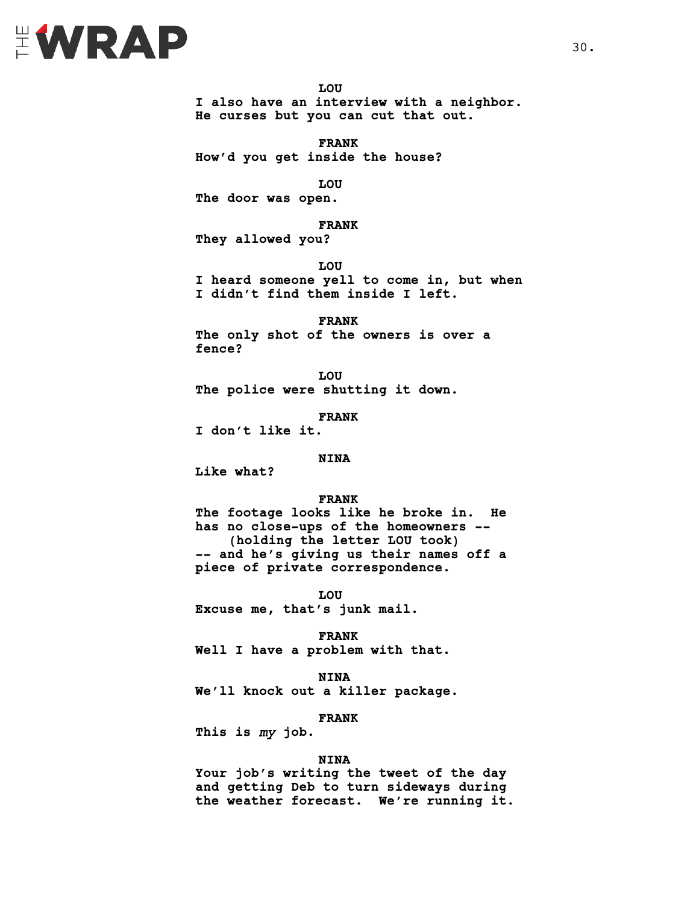**LOU**
I also have an interview with a neighbor. He curses but you can cut that out.

**FRANK**
How'd you get inside the house?

**LOU**
The door was open.

**FRANK**
They allowed you?

**LOU**
I heard someone yell to come in, but when I didn't find them inside I left.

**FRANK**
The only shot of the owners is over a fence?

**LOU**
The police were shutting it down.

**FRANK**
I don't like it.

**NINA**
Like what?

**FRANK**
The footage looks like he broke in. He has no close-ups of the homeowners --
(holding the letter LOU took)
-- and he's giving us their names off a piece of private correspondence.

**LOU**
Excuse me, that's junk mail.

**FRANK**
Well I have a problem with that.

**NINA**
We'll knock out a killer package.

**FRANK**
This is *my* job.

**NINA**
Your job's writing the tweet of the day and getting Deb to turn sideways during the weather forecast. We're running it.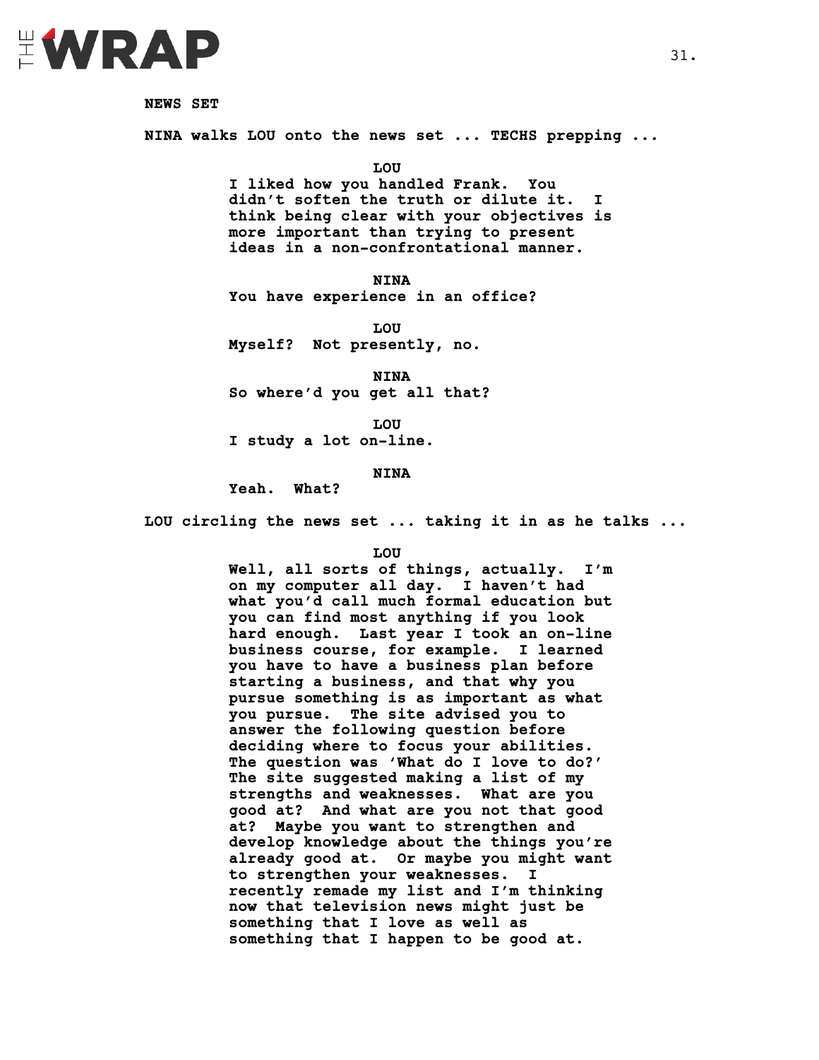**NEWS SET**

**NINA walks LOU onto the news set ... TECHS prepping ...**

**LOU**

**I liked how you handled Frank. You didn't soften the truth or dilute it. I think being clear with your objectives is more important than trying to present ideas in a non-confrontational manner.**

**NINA**

**You have experience in an office?**

**LOU**

**Myself? Not presently, no.**

**NINA**

**So where'd you get all that?**

**LOU**

**I study a lot on-line.**

**NINA**

**Yeah. What?**

**LOU circling the news set ... taking it in as he talks ...**

**LOU**

**Well, all sorts of things, actually. I'm on my computer all day. I haven't had what you'd call much formal education but you can find most anything if you look hard enough. Last year I took an on-line business course, for example. I learned you have to have a business plan before starting a business, and that why you pursue something is as important as what you pursue. The site advised you to answer the following question before deciding where to focus your abilities. The question was 'What do I love to do?' The site suggested making a list of my strengths and weaknesses. What are you good at? And what are you not that good at? Maybe you want to strengthen and develop knowledge about the things you're already good at. Or maybe you might want to strengthen your weaknesses. I recently remade my list and I'm thinking now that television news might just be something that I love as well as something that I happen to be good at.**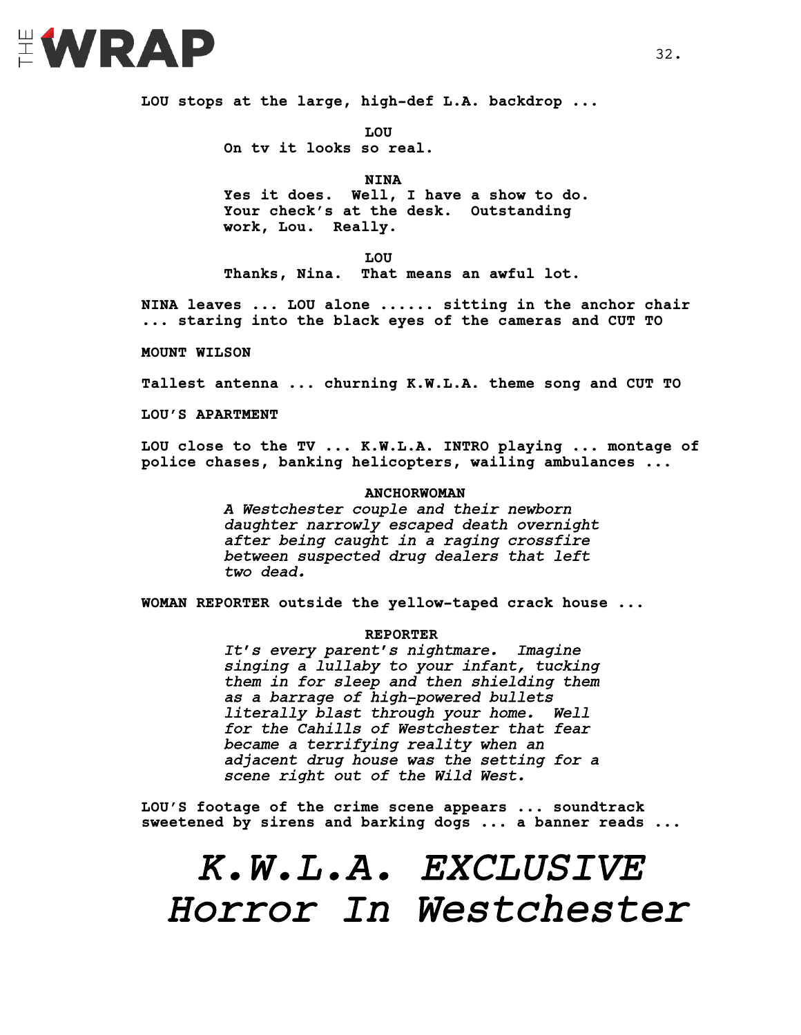LOU stops at the large, high-def L.A. backdrop ...

**LOU**
On tv it looks so real.

**NINA**
Yes it does.  Well, I have a show to do. Your check's at the desk.  Outstanding work, Lou.  Really.

**LOU**
Thanks, Nina.  That means an awful lot.

NINA leaves ... LOU alone ...... sitting in the anchor chair ... staring into the black eyes of the cameras and CUT TO

MOUNT WILSON

Tallest antenna ... churning K.W.L.A. theme song and CUT TO

LOU'S APARTMENT

LOU close to the TV ... K.W.L.A. INTRO playing ... montage of police chases, banking helicopters, wailing ambulances ...

**ANCHORWOMAN**
*A Westchester couple and their newborn daughter narrowly escaped death overnight after being caught in a raging crossfire between suspected drug dealers that left two dead.*

WOMAN REPORTER outside the yellow-taped crack house ...

**REPORTER**
*It's every parent's nightmare.  Imagine singing a lullaby to your infant, tucking them in for sleep and then shielding them as a barrage of high-powered bullets literally blast through your home.  Well for the Cahills of Westchester that fear became a terrifying reality when an adjacent drug house was the setting for a scene right out of the Wild West.*

LOU'S footage of the crime scene appears ... soundtrack sweetened by sirens and barking dogs ... a banner reads ...

# *K.W.L.A. EXCLUSIVE*
# *Horror In Westchester*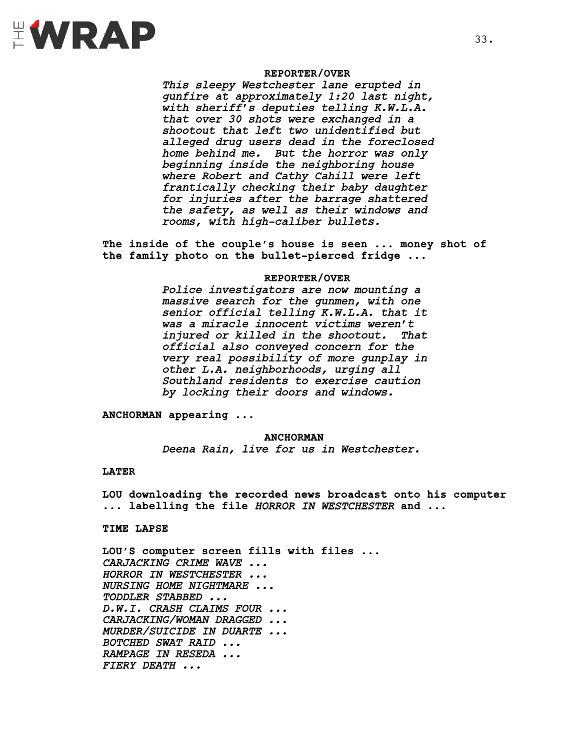**REPORTER/OVER**

*This sleepy Westchester lane erupted in gunfire at approximately 1:20 last night, with sheriff's deputies telling K.W.L.A. that over 30 shots were exchanged in a shootout that left two unidentified but alleged drug users dead in the foreclosed home behind me. But the horror was only beginning inside the neighboring house where Robert and Cathy Cahill were left frantically checking their baby daughter for injuries after the barrage shattered the safety, as well as their windows and rooms, with high-caliber bullets.*

**The inside of the couple's house is seen ... money shot of the family photo on the bullet-pierced fridge ...**

**REPORTER/OVER**

*Police investigators are now mounting a massive search for the gunmen, with one senior official telling K.W.L.A. that it was a miracle innocent victims weren't injured or killed in the shootout. That official also conveyed concern for the very real possibility of more gunplay in other L.A. neighborhoods, urging all Southland residents to exercise caution by locking their doors and windows.*

**ANCHORMAN appearing ...**

**ANCHORMAN**

*Deena Rain, live for us in Westchester.*

**LATER**

**LOU downloading the recorded news broadcast onto his computer ... labelling the file** ***HORROR IN WESTCHESTER*** **and ...**

**TIME LAPSE**

**LOU'S computer screen fills with files ...**
*CARJACKING CRIME WAVE ...*
*HORROR IN WESTCHESTER ...*
*NURSING HOME NIGHTMARE ...*
*TODDLER STABBED ...*
*D.W.I. CRASH CLAIMS FOUR ...*
*CARJACKING/WOMAN DRAGGED ...*
*MURDER/SUICIDE IN DUARTE ...*
*BOTCHED SWAT RAID ...*
*RAMPAGE IN RESEDA ...*
*FIERY DEATH ...*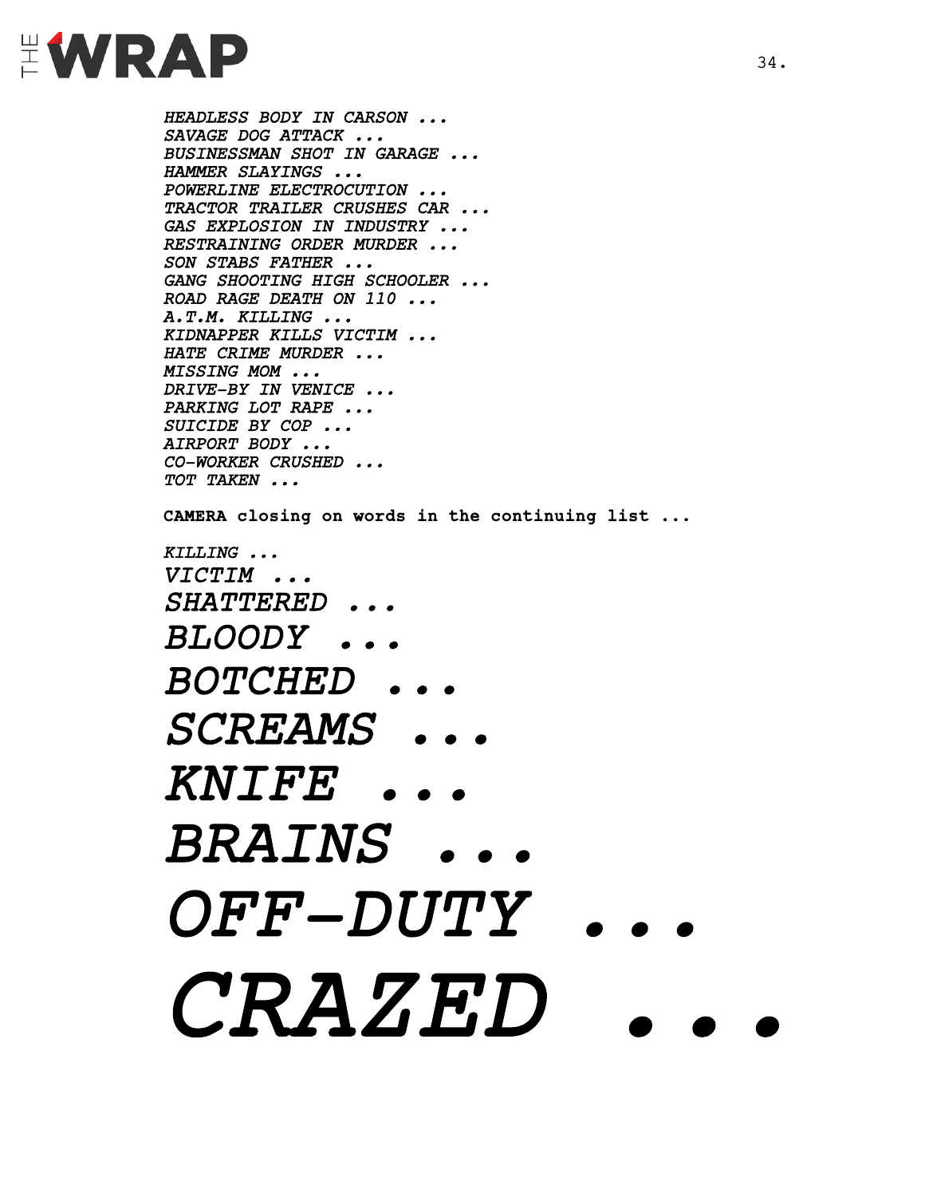*HEADLESS BODY IN CARSON ...*
*SAVAGE DOG ATTACK ...*
*BUSINESSMAN SHOT IN GARAGE ...*
*HAMMER SLAYINGS ...*
*POWERLINE ELECTROCUTION ...*
*TRACTOR TRAILER CRUSHES CAR ...*
*GAS EXPLOSION IN INDUSTRY ...*
*RESTRAINING ORDER MURDER ...*
*SON STABS FATHER ...*
*GANG SHOOTING HIGH SCHOOLER ...*
*ROAD RAGE DEATH ON 110 ...*
*A.T.M. KILLING ...*
*KIDNAPPER KILLS VICTIM ...*
*HATE CRIME MURDER ...*
*MISSING MOM ...*
*DRIVE-BY IN VENICE ...*
*PARKING LOT RAPE ...*
*SUICIDE BY COP ...*
*AIRPORT BODY ...*
*CO-WORKER CRUSHED ...*
*TOT TAKEN ...*

**CAMERA** closing on words in the continuing list ...

*KILLING ...*
*VICTIM ...*
*SHATTERED ...*
*BLOODY ...*
*BOTCHED ...*
*SCREAMS ...*
*KNIFE ...*
*BRAINS ...*
*OFF-DUTY ...*
*CRAZED ...*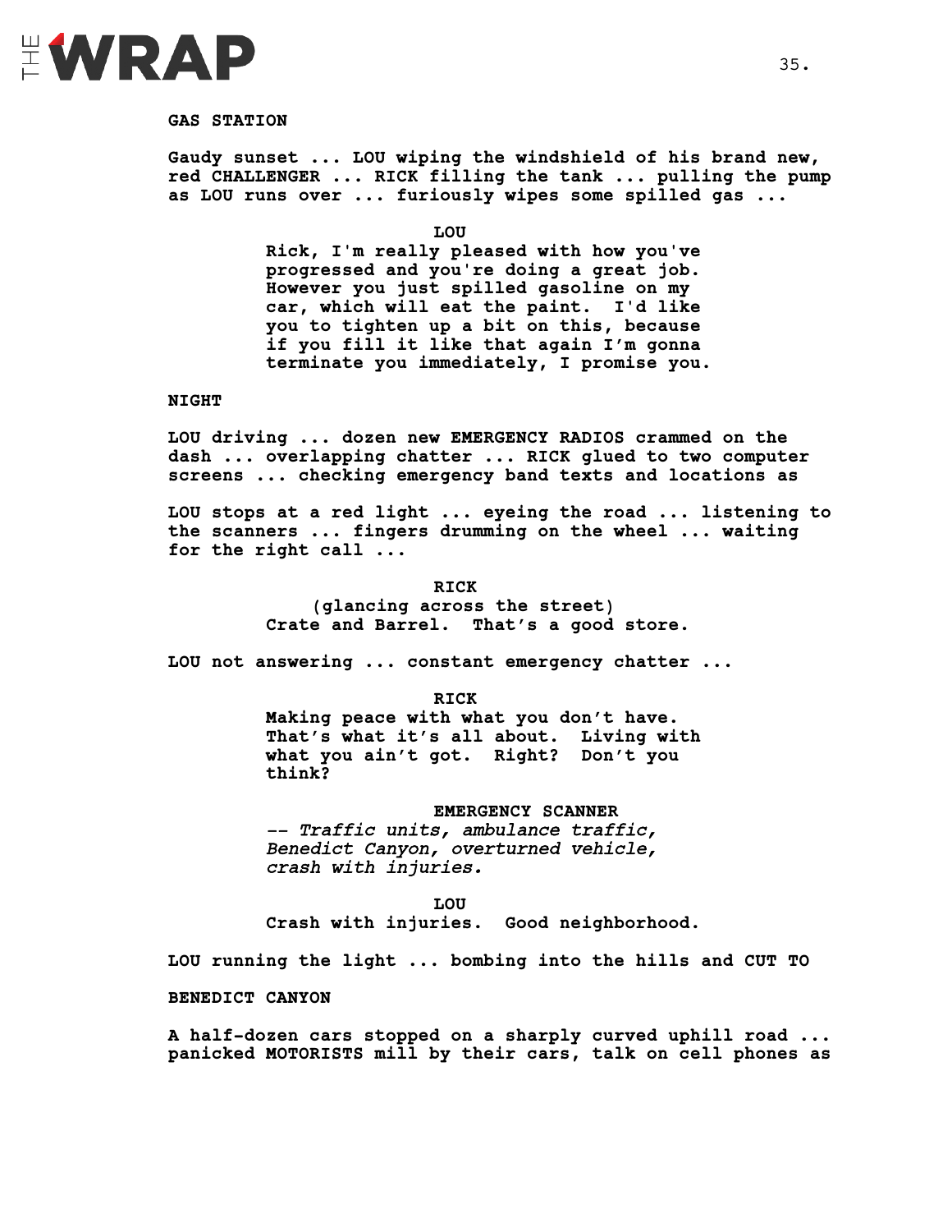**GAS STATION**

**Gaudy sunset ... LOU wiping the windshield of his brand new, red CHALLENGER ... RICK filling the tank ... pulling the pump as LOU runs over ... furiously wipes some spilled gas ...**

**LOU**
**Rick, I'm really pleased with how you've progressed and you're doing a great job. However you just spilled gasoline on my car, which will eat the paint. I'd like you to tighten up a bit on this, because if you fill it like that again I'm gonna terminate you immediately, I promise you.**

**NIGHT**

**LOU driving ... dozen new EMERGENCY RADIOS crammed on the dash ... overlapping chatter ... RICK glued to two computer screens ... checking emergency band texts and locations as**

**LOU stops at a red light ... eyeing the road ... listening to the scanners ... fingers drumming on the wheel ... waiting for the right call ...**

**RICK**
**(glancing across the street)**
**Crate and Barrel. That's a good store.**

**LOU not answering ... constant emergency chatter ...**

**RICK**
**Making peace with what you don't have. That's what it's all about. Living with what you ain't got. Right? Don't you think?**

**EMERGENCY SCANNER**
***-- Traffic units, ambulance traffic, Benedict Canyon, overturned vehicle, crash with injuries.***

**LOU**
**Crash with injuries. Good neighborhood.**

**LOU running the light ... bombing into the hills and CUT TO**

**BENEDICT CANYON**

**A half-dozen cars stopped on a sharply curved uphill road ... panicked MOTORISTS mill by their cars, talk on cell phones as**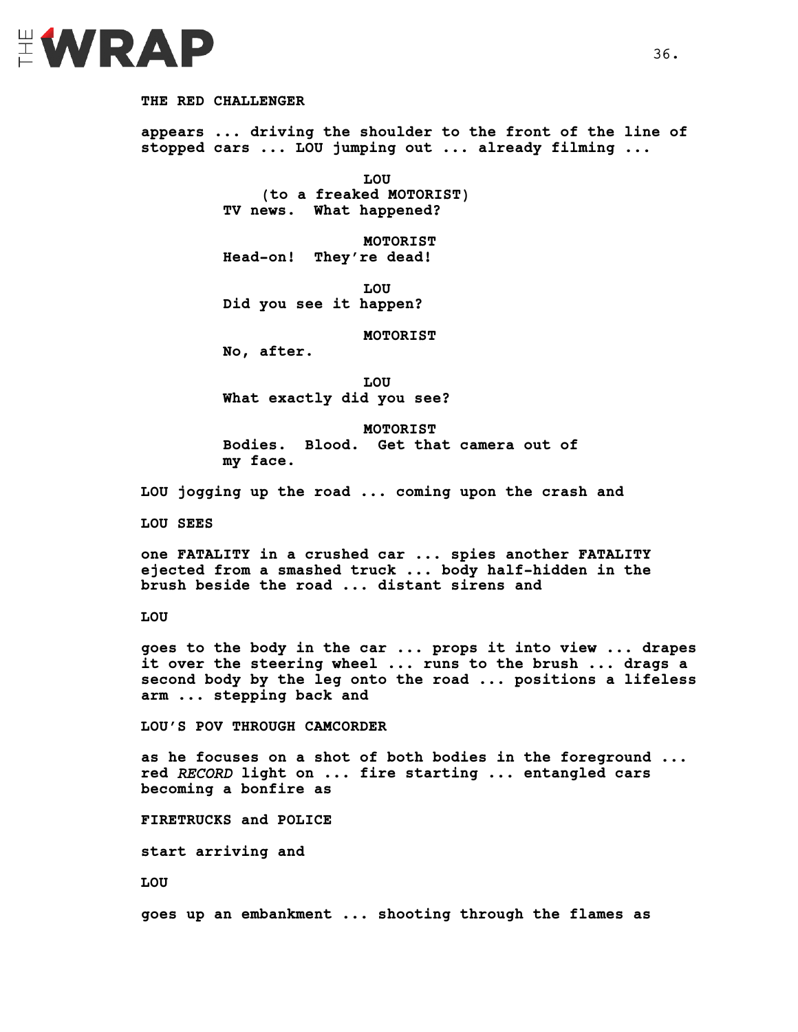**THE RED CHALLENGER**

**appears ... driving the shoulder to the front of the line of stopped cars ... LOU jumping out ... already filming ...**

**LOU**
**(to a freaked MOTORIST)**
**TV news. What happened?**

**MOTORIST**
**Head-on! They're dead!**

**LOU**
**Did you see it happen?**

**MOTORIST**
**No, after.**

**LOU**
**What exactly did you see?**

**MOTORIST**
**Bodies. Blood. Get that camera out of my face.**

**LOU jogging up the road ... coming upon the crash and**

**LOU SEES**

**one FATALITY in a crushed car ... spies another FATALITY ejected from a smashed truck ... body half-hidden in the brush beside the road ... distant sirens and**

**LOU**

**goes to the body in the car ... props it into view ... drapes it over the steering wheel ... runs to the brush ... drags a second body by the leg onto the road ... positions a lifeless arm ... stepping back and**

**LOU'S POV THROUGH CAMCORDER**

**as he focuses on a shot of both bodies in the foreground ... red *RECORD* light on ... fire starting ... entangled cars becoming a bonfire as**

**FIRETRUCKS and POLICE**

**start arriving and**

**LOU**

**goes up an embankment ... shooting through the flames as**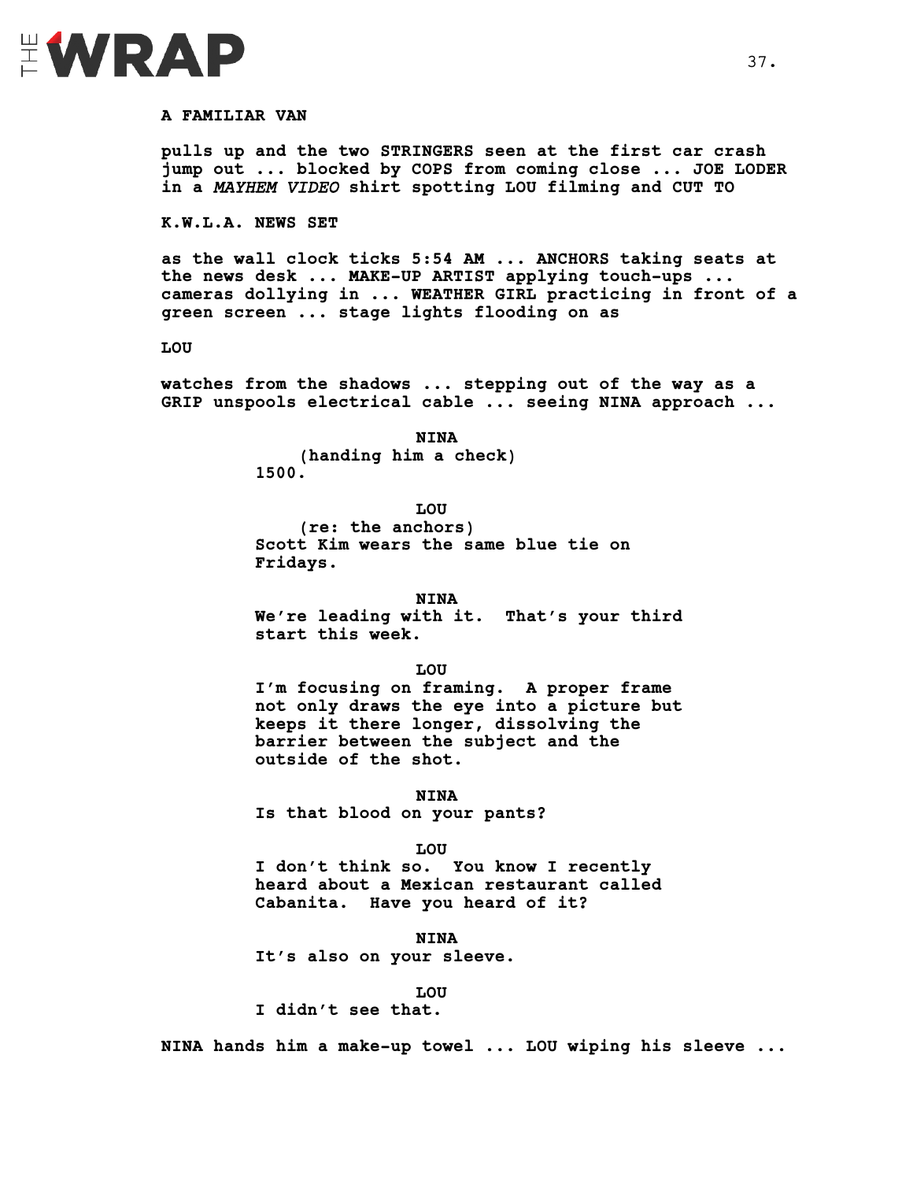**A FAMILIAR VAN**

**pulls up and the two STRINGERS seen at the first car crash jump out ... blocked by COPS from coming close ... JOE LODER in a *MAYHEM VIDEO* shirt spotting LOU filming and CUT TO**

**K.W.L.A. NEWS SET**

**as the wall clock ticks 5:54 AM ... ANCHORS taking seats at the news desk ... MAKE-UP ARTIST applying touch-ups ... cameras dollying in ... WEATHER GIRL practicing in front of a green screen ... stage lights flooding on as**

**LOU**

**watches from the shadows ... stepping out of the way as a GRIP unspools electrical cable ... seeing NINA approach ...**

**NINA**
**(handing him a check)**
**1500.**

**LOU**
**(re: the anchors)**
**Scott Kim wears the same blue tie on Fridays.**

**NINA**
**We're leading with it. That's your third start this week.**

**LOU**
**I'm focusing on framing. A proper frame not only draws the eye into a picture but keeps it there longer, dissolving the barrier between the subject and the outside of the shot.**

**NINA**
**Is that blood on your pants?**

**LOU**
**I don't think so. You know I recently heard about a Mexican restaurant called Cabanita. Have you heard of it?**

**NINA**
**It's also on your sleeve.**

**LOU**
**I didn't see that.**

**NINA hands him a make-up towel ... LOU wiping his sleeve ...**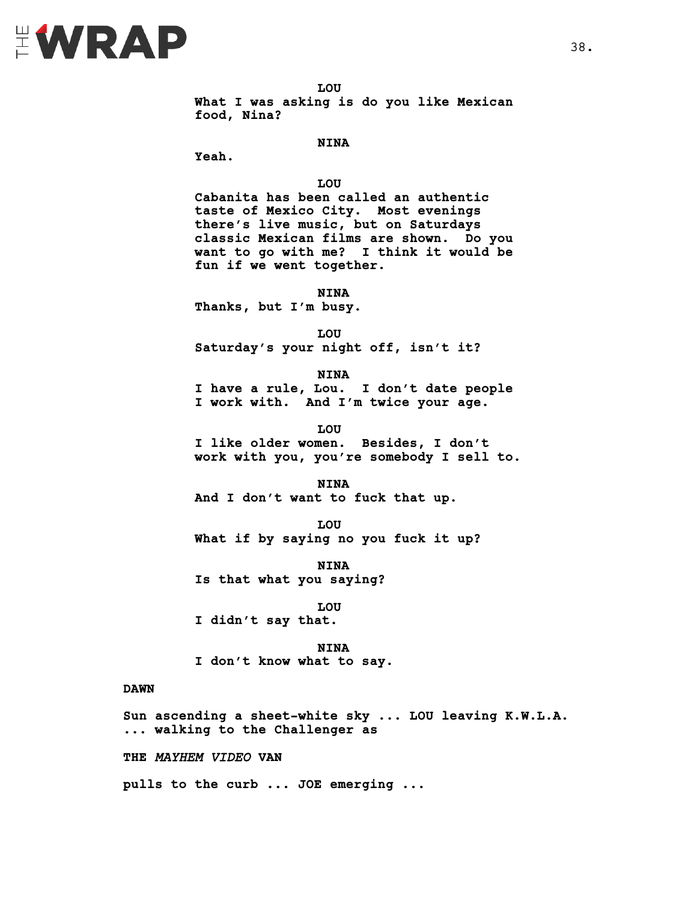**LOU**
**What I was asking is do you like Mexican food, Nina?**

**NINA**
**Yeah.**

**LOU**
**Cabanita has been called an authentic taste of Mexico City. Most evenings there's live music, but on Saturdays classic Mexican films are shown. Do you want to go with me? I think it would be fun if we went together.**

**NINA**
**Thanks, but I'm busy.**

**LOU**
**Saturday's your night off, isn't it?**

**NINA**
**I have a rule, Lou. I don't date people I work with. And I'm twice your age.**

**LOU**
**I like older women. Besides, I don't work with you, you're somebody I sell to.**

**NINA**
**And I don't want to fuck that up.**

**LOU**
**What if by saying no you fuck it up?**

**NINA**
**Is that what you saying?**

**LOU**
**I didn't say that.**

**NINA**
**I don't know what to say.**

**DAWN**

**Sun ascending a sheet-white sky ... LOU leaving K.W.L.A. ... walking to the Challenger as**

**THE *MAYHEM VIDEO* VAN**

**pulls to the curb ... JOE emerging ...**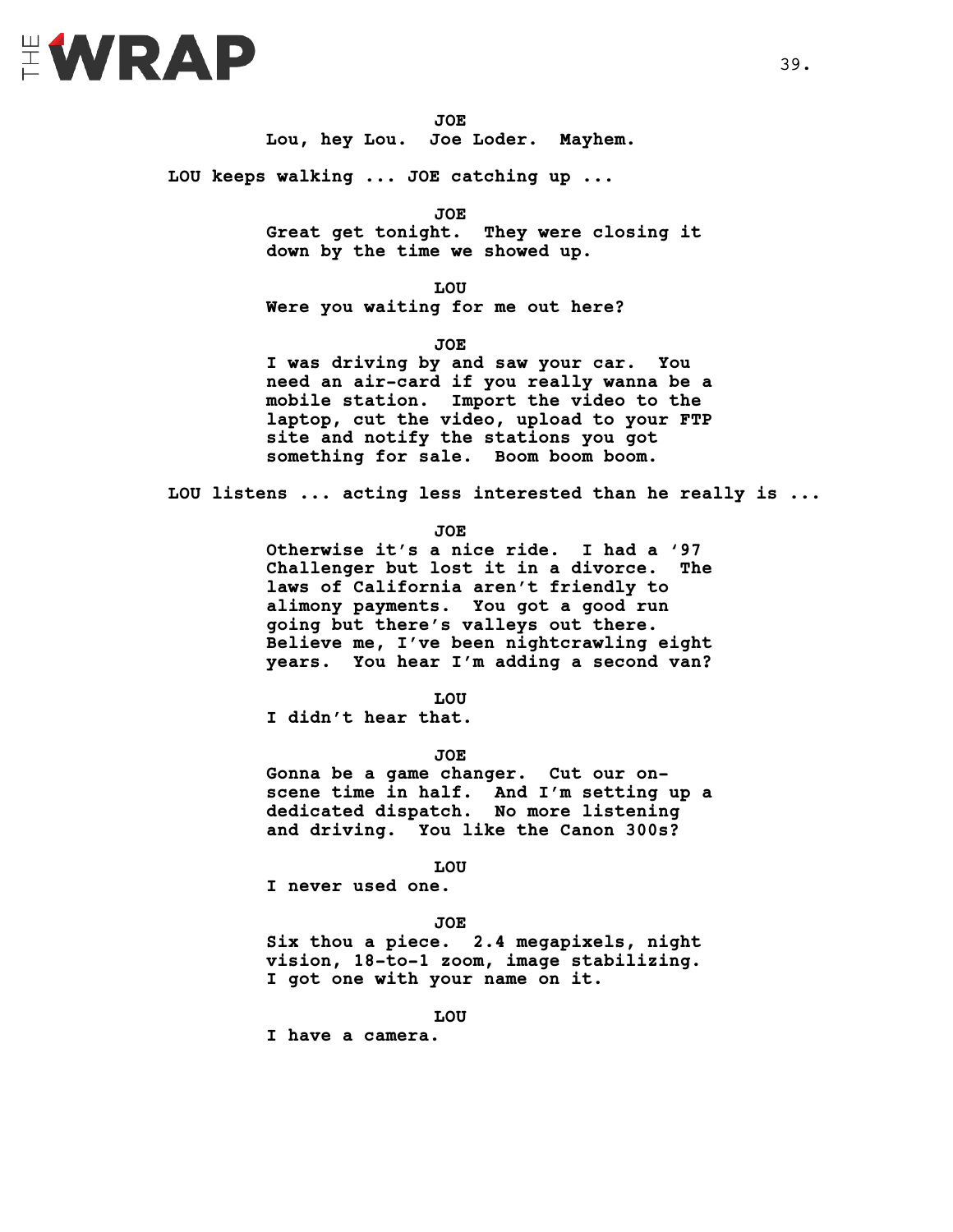**JOE**
Lou, hey Lou. Joe Loder. Mayhem.

LOU keeps walking ... JOE catching up ...

**JOE**
Great get tonight. They were closing it down by the time we showed up.

**LOU**
Were you waiting for me out here?

**JOE**
I was driving by and saw your car. You need an air-card if you really wanna be a mobile station. Import the video to the laptop, cut the video, upload to your FTP site and notify the stations you got something for sale. Boom boom boom.

LOU listens ... acting less interested than he really is ...

**JOE**
Otherwise it's a nice ride. I had a '97 Challenger but lost it in a divorce. The laws of California aren't friendly to alimony payments. You got a good run going but there's valleys out there. Believe me, I've been nightcrawling eight years. You hear I'm adding a second van?

**LOU**
I didn't hear that.

**JOE**
Gonna be a game changer. Cut our on-scene time in half. And I'm setting up a dedicated dispatch. No more listening and driving. You like the Canon 300s?

**LOU**
I never used one.

**JOE**
Six thou a piece. 2.4 megapixels, night vision, 18-to-1 zoom, image stabilizing. I got one with your name on it.

**LOU**
I have a camera.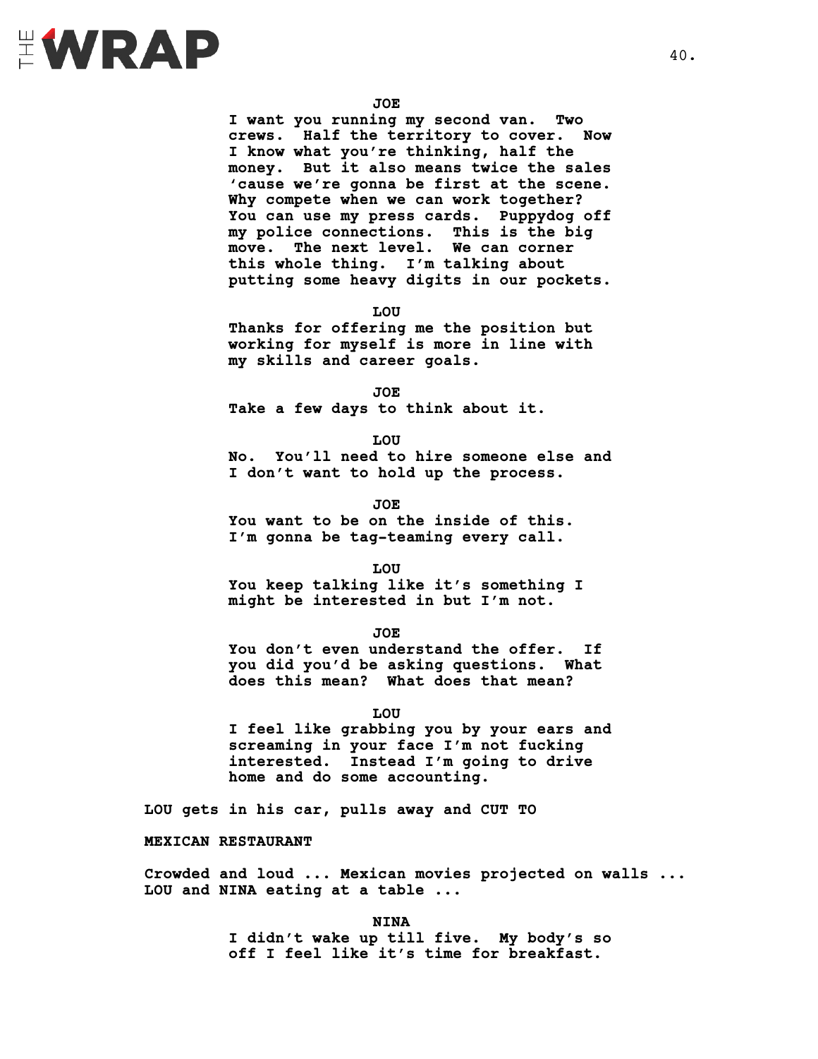**JOE**

**I want you running my second van. Two crews. Half the territory to cover. Now I know what you're thinking, half the money. But it also means twice the sales 'cause we're gonna be first at the scene. Why compete when we can work together? You can use my press cards. Puppydog off my police connections. This is the big move. The next level. We can corner this whole thing. I'm talking about putting some heavy digits in our pockets.**

**LOU**

**Thanks for offering me the position but working for myself is more in line with my skills and career goals.**

**JOE**

**Take a few days to think about it.**

**LOU**

**No. You'll need to hire someone else and I don't want to hold up the process.**

**JOE**

**You want to be on the inside of this. I'm gonna be tag-teaming every call.**

**LOU**

**You keep talking like it's something I might be interested in but I'm not.**

**JOE**

**You don't even understand the offer. If you did you'd be asking questions. What does this mean? What does that mean?**

**LOU**

**I feel like grabbing you by your ears and screaming in your face I'm not fucking interested. Instead I'm going to drive home and do some accounting.**

**LOU gets in his car, pulls away and CUT TO**

**MEXICAN RESTAURANT**

**Crowded and loud ... Mexican movies projected on walls ... LOU and NINA eating at a table ...**

**NINA**

**I didn't wake up till five. My body's so off I feel like it's time for breakfast.**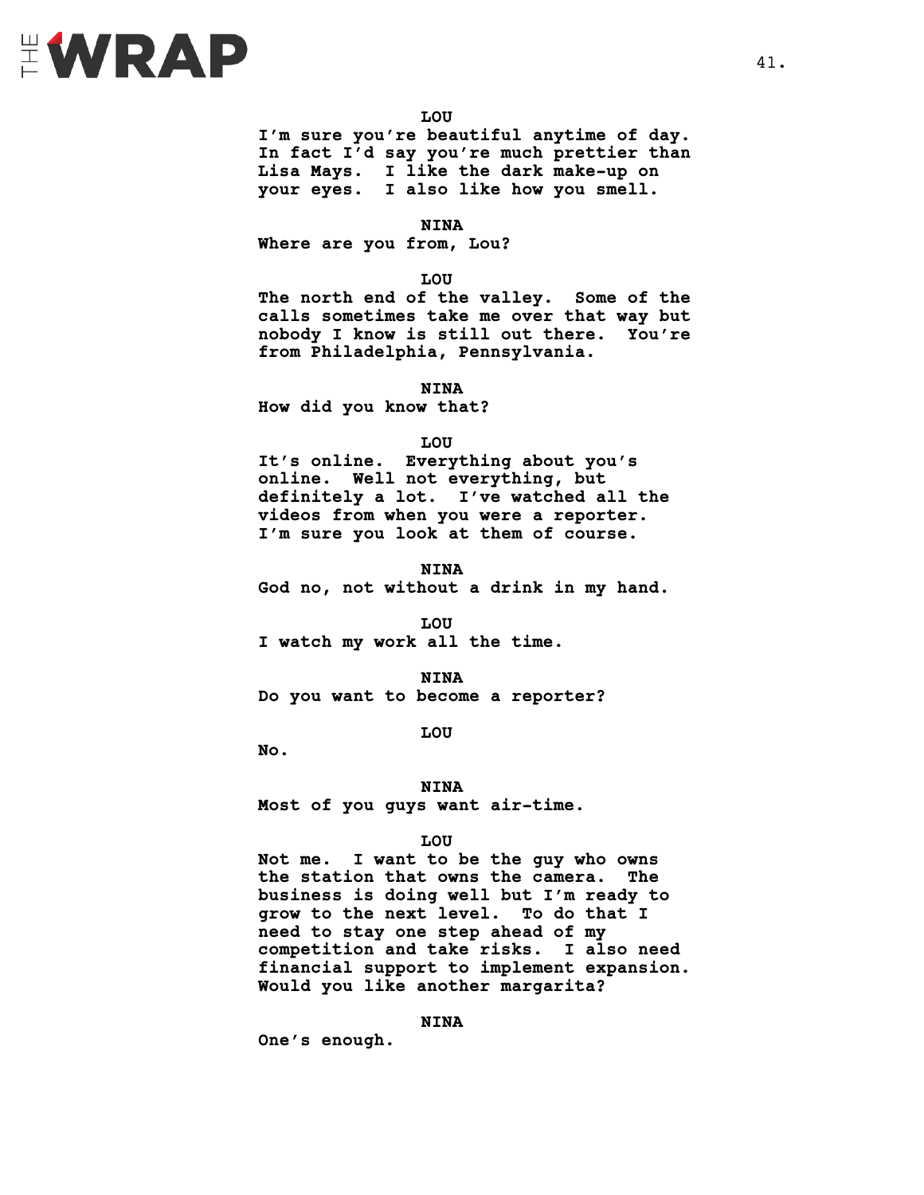**LOU**
I'm sure you're beautiful anytime of day. In fact I'd say you're much prettier than Lisa Mays. I like the dark make-up on your eyes. I also like how you smell.

**NINA**
Where are you from, Lou?

**LOU**
The north end of the valley. Some of the calls sometimes take me over that way but nobody I know is still out there. You're from Philadelphia, Pennsylvania.

**NINA**
How did you know that?

**LOU**
It's online. Everything about you's online. Well not everything, but definitely a lot. I've watched all the videos from when you were a reporter. I'm sure you look at them of course.

**NINA**
God no, not without a drink in my hand.

**LOU**
I watch my work all the time.

**NINA**
Do you want to become a reporter?

**LOU**
No.

**NINA**
Most of you guys want air-time.

**LOU**
Not me. I want to be the guy who owns the station that owns the camera. The business is doing well but I'm ready to grow to the next level. To do that I need to stay one step ahead of my competition and take risks. I also need financial support to implement expansion. Would you like another margarita?

**NINA**
One's enough.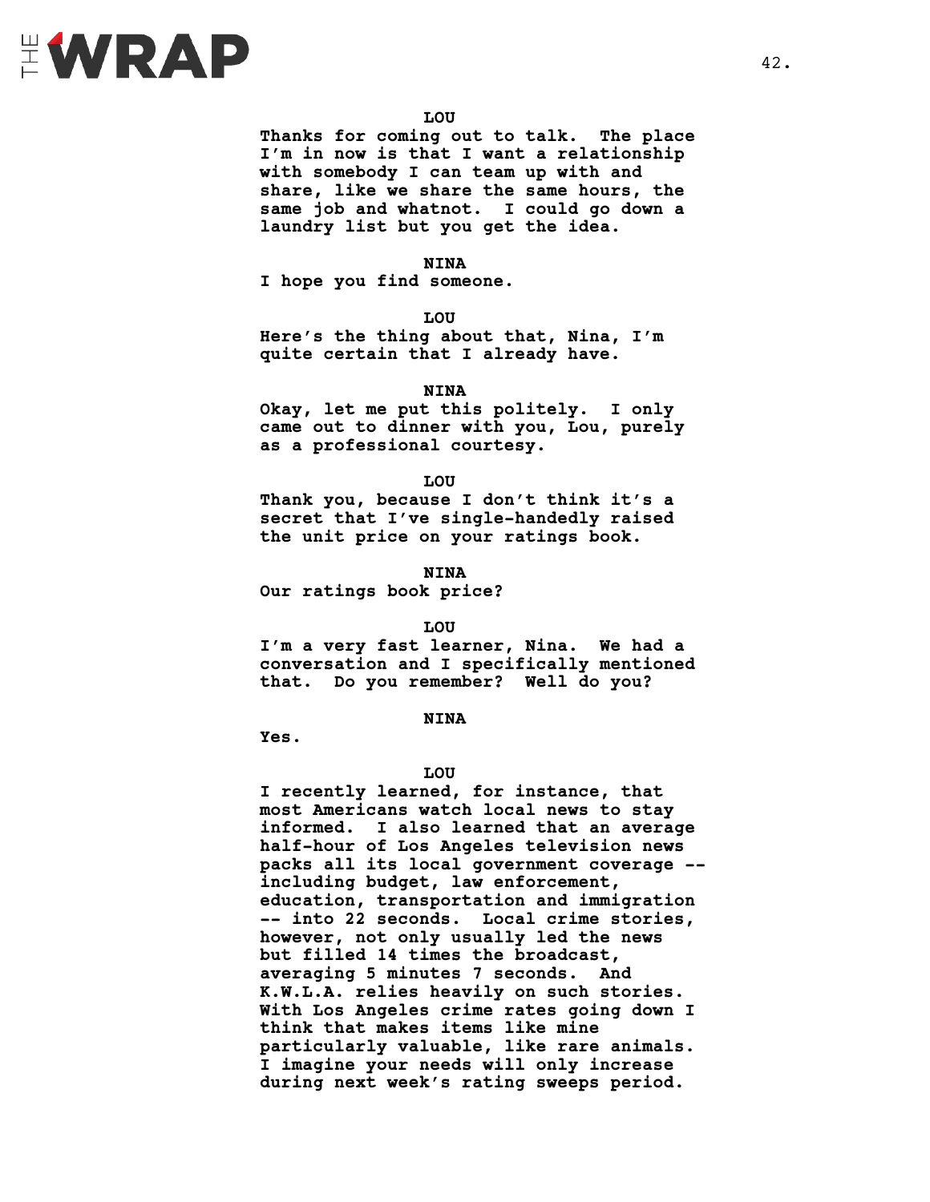**LOU**

Thanks for coming out to talk. The place I'm in now is that I want a relationship with somebody I can team up with and share, like we share the same hours, the same job and whatnot. I could go down a laundry list but you get the idea.

**NINA**

I hope you find someone.

**LOU**

Here's the thing about that, Nina, I'm quite certain that I already have.

**NINA**

Okay, let me put this politely. I only came out to dinner with you, Lou, purely as a professional courtesy.

**LOU**

Thank you, because I don't think it's a secret that I've single-handedly raised the unit price on your ratings book.

**NINA**

Our ratings book price?

**LOU**

I'm a very fast learner, Nina. We had a conversation and I specifically mentioned that. Do you remember? Well do you?

**NINA**

Yes.

**LOU**

I recently learned, for instance, that most Americans watch local news to stay informed. I also learned that an average half-hour of Los Angeles television news packs all its local government coverage -- including budget, law enforcement, education, transportation and immigration -- into 22 seconds. Local crime stories, however, not only usually led the news but filled 14 times the broadcast, averaging 5 minutes 7 seconds. And K.W.L.A. relies heavily on such stories. With Los Angeles crime rates going down I think that makes items like mine particularly valuable, like rare animals. I imagine your needs will only increase during next week's rating sweeps period.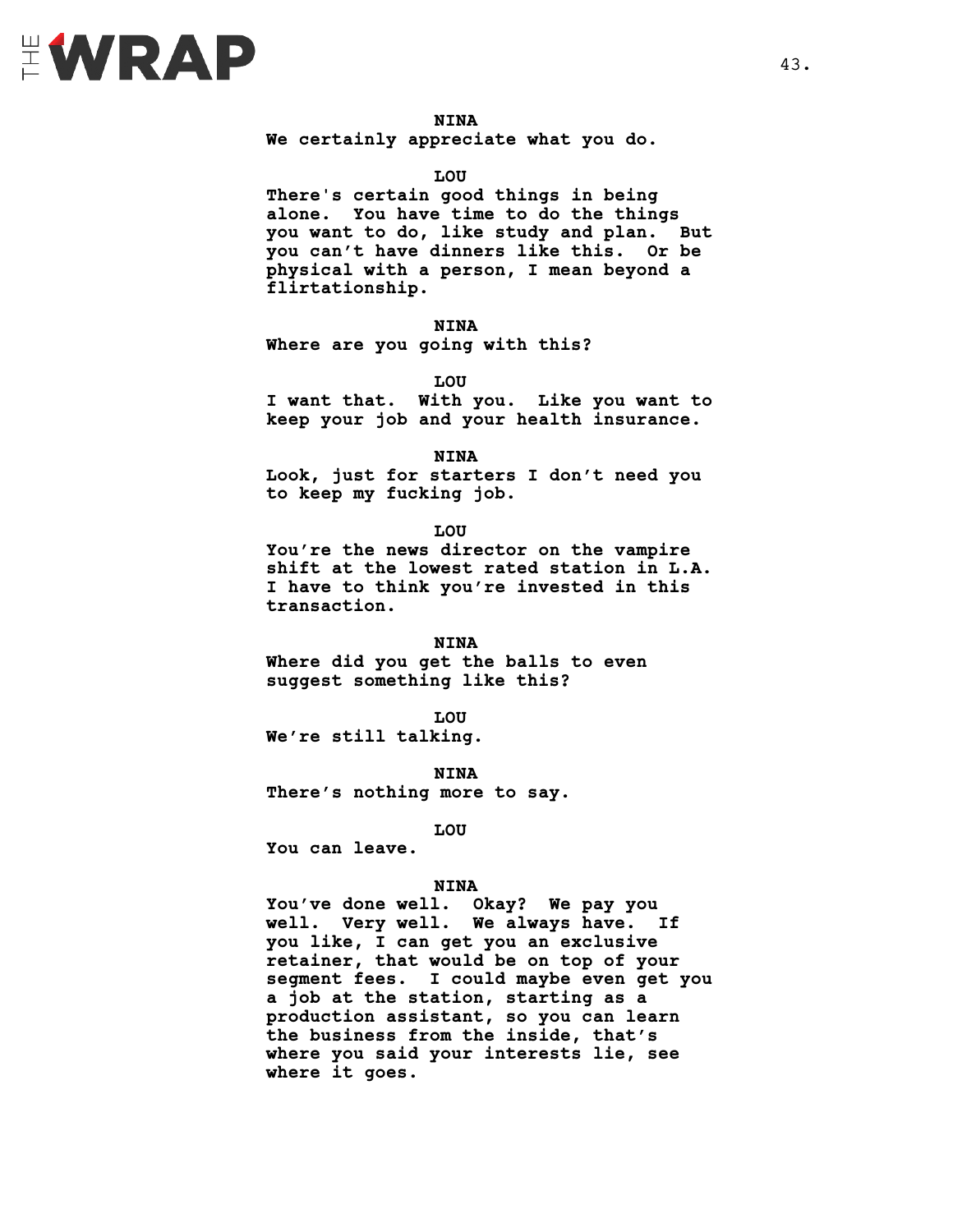**NINA**

We certainly appreciate what you do.

**LOU**

There's certain good things in being alone. You have time to do the things you want to do, like study and plan. But you can't have dinners like this. Or be physical with a person, I mean beyond a flirtationship.

**NINA**

Where are you going with this?

**LOU**

I want that. With you. Like you want to keep your job and your health insurance.

**NINA**

Look, just for starters I don't need you to keep my fucking job.

**LOU**

You're the news director on the vampire shift at the lowest rated station in L.A. I have to think you're invested in this transaction.

**NINA**

Where did you get the balls to even suggest something like this?

**LOU**

We're still talking.

**NINA**

There's nothing more to say.

**LOU**

You can leave.

**NINA**

You've done well. Okay? We pay you well. Very well. We always have. If you like, I can get you an exclusive retainer, that would be on top of your segment fees. I could maybe even get you a job at the station, starting as a production assistant, so you can learn the business from the inside, that's where you said your interests lie, see where it goes.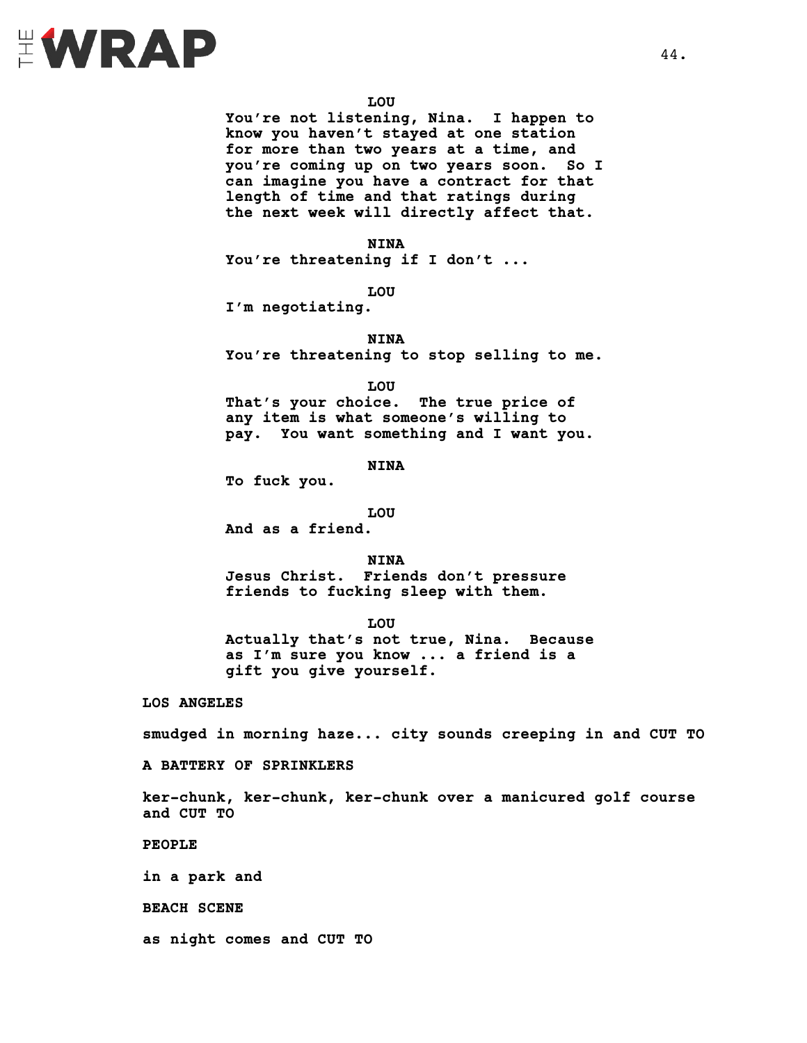**LOU**

You're not listening, Nina. I happen to know you haven't stayed at one station for more than two years at a time, and you're coming up on two years soon. So I can imagine you have a contract for that length of time and that ratings during the next week will directly affect that.

**NINA**

You're threatening if I don't ...

**LOU**

I'm negotiating.

**NINA**

You're threatening to stop selling to me.

**LOU**

That's your choice. The true price of any item is what someone's willing to pay. You want something and I want you.

**NINA**

To fuck you.

**LOU**

And as a friend.

**NINA**

Jesus Christ. Friends don't pressure friends to fucking sleep with them.

**LOU**

Actually that's not true, Nina. Because as I'm sure you know ... a friend is a gift you give yourself.

**LOS ANGELES**

smudged in morning haze... city sounds creeping in and CUT TO

**A BATTERY OF SPRINKLERS**

ker-chunk, ker-chunk, ker-chunk over a manicured golf course and CUT TO

**PEOPLE**

in a park and

**BEACH SCENE**

as night comes and CUT TO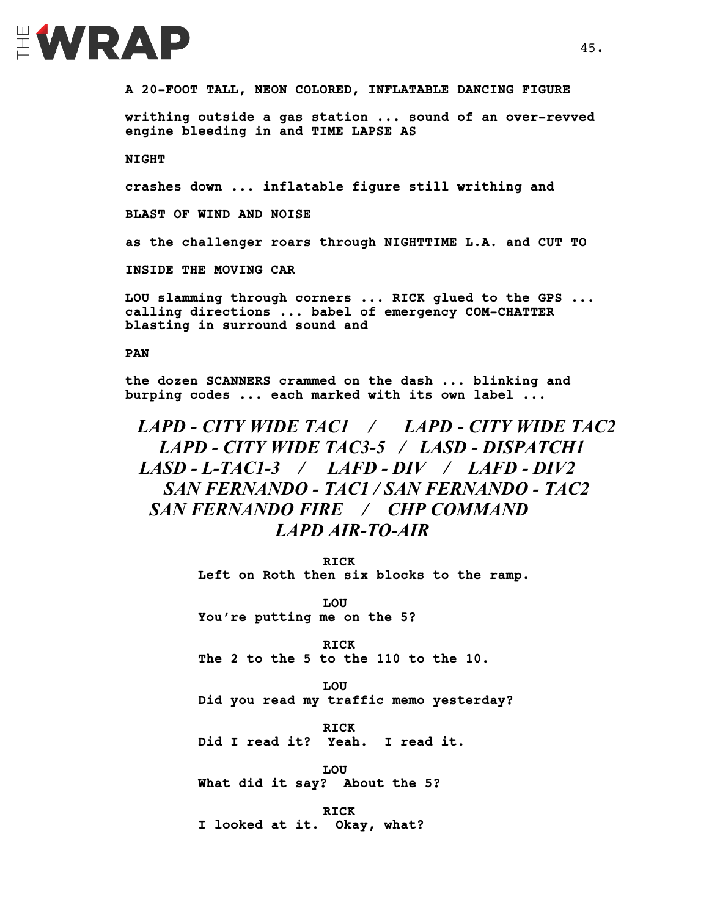**A 20-FOOT TALL, NEON COLORED, INFLATABLE DANCING FIGURE**

**writhing outside a gas station ... sound of an over-revved engine bleeding in and TIME LAPSE AS**

**NIGHT**

**crashes down ... inflatable figure still writhing and**

**BLAST OF WIND AND NOISE**

**as the challenger roars through NIGHTTIME L.A. and CUT TO**

**INSIDE THE MOVING CAR**

**LOU slamming through corners ... RICK glued to the GPS ... calling directions ... babel of emergency COM-CHATTER blasting in surround sound and**

**PAN**

**the dozen SCANNERS crammed on the dash ... blinking and burping codes ... each marked with its own label ...**

***LAPD - CITY WIDE TAC1 / LAPD - CITY WIDE TAC2***
***LAPD - CITY WIDE TAC3-5 / LASD - DISPATCH1***
***LASD - L-TAC1-3 / LAFD - DIV / LAFD - DIV2***
***SAN FERNANDO - TAC1 / SAN FERNANDO - TAC2***
***SAN FERNANDO FIRE / CHP COMMAND***
***LAPD AIR-TO-AIR***

**RICK**
**Left on Roth then six blocks to the ramp.**

**LOU**
**You're putting me on the 5?**

**RICK**
**The 2 to the 5 to the 110 to the 10.**

**LOU**
**Did you read my traffic memo yesterday?**

**RICK**
**Did I read it? Yeah. I read it.**

**LOU**
**What did it say? About the 5?**

**RICK**
**I looked at it. Okay, what?**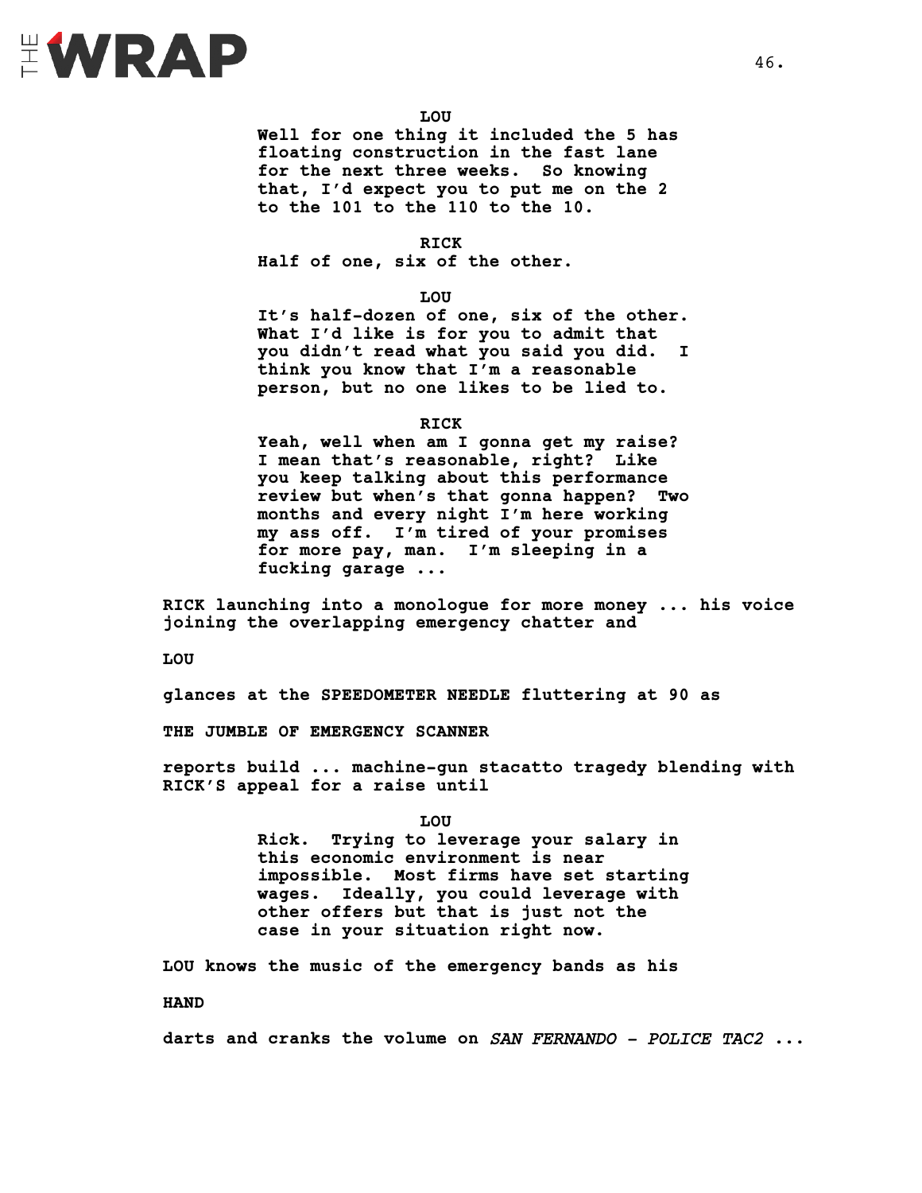**LOU**

**Well for one thing it included the 5 has floating construction in the fast lane for the next three weeks. So knowing that, I'd expect you to put me on the 2 to the 101 to the 110 to the 10.**

**RICK**

**Half of one, six of the other.**

**LOU**

**It's half-dozen of one, six of the other. What I'd like is for you to admit that you didn't read what you said you did. I think you know that I'm a reasonable person, but no one likes to be lied to.**

**RICK**

**Yeah, well when am I gonna get my raise? I mean that's reasonable, right? Like you keep talking about this performance review but when's that gonna happen? Two months and every night I'm here working my ass off. I'm tired of your promises for more pay, man. I'm sleeping in a fucking garage ...**

**RICK launching into a monologue for more money ... his voice joining the overlapping emergency chatter and**

**LOU**

**glances at the SPEEDOMETER NEEDLE fluttering at 90 as**

**THE JUMBLE OF EMERGENCY SCANNER**

**reports build ... machine-gun stacatto tragedy blending with RICK'S appeal for a raise until**

**LOU**

**Rick. Trying to leverage your salary in this economic environment is near impossible. Most firms have set starting wages. Ideally, you could leverage with other offers but that is just not the case in your situation right now.**

**LOU knows the music of the emergency bands as his**

**HAND**

**darts and cranks the volume on *SAN FERNANDO - POLICE TAC2* ...**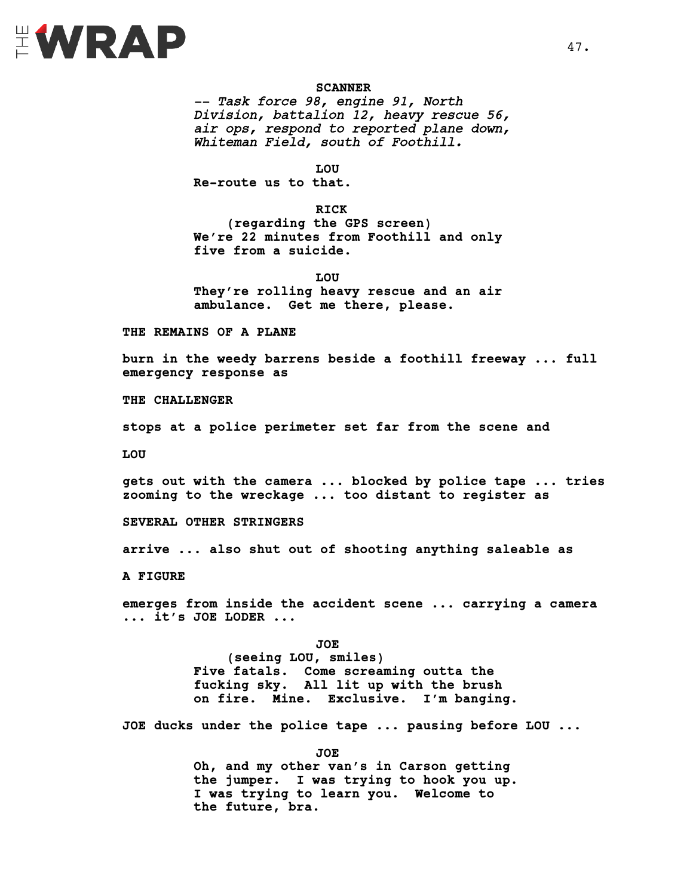**SCANNER**

*-- Task force 98, engine 91, North Division, battalion 12, heavy rescue 56, air ops, respond to reported plane down, Whiteman Field, south of Foothill.*

**LOU**

**Re-route us to that.**

**RICK**

**(regarding the GPS screen)**

**We're 22 minutes from Foothill and only five from a suicide.**

**LOU**

**They're rolling heavy rescue and an air ambulance. Get me there, please.**

**THE REMAINS OF A PLANE**

**burn in the weedy barrens beside a foothill freeway ... full emergency response as**

**THE CHALLENGER**

**stops at a police perimeter set far from the scene and**

**LOU**

**gets out with the camera ... blocked by police tape ... tries zooming to the wreckage ... too distant to register as**

**SEVERAL OTHER STRINGERS**

**arrive ... also shut out of shooting anything saleable as**

**A FIGURE**

**emerges from inside the accident scene ... carrying a camera ... it's JOE LODER ...**

**JOE**

**(seeing LOU, smiles)**

**Five fatals. Come screaming outta the fucking sky. All lit up with the brush on fire. Mine. Exclusive. I'm banging.**

**JOE ducks under the police tape ... pausing before LOU ...**

**JOE**

**Oh, and my other van's in Carson getting the jumper. I was trying to hook you up. I was trying to learn you. Welcome to the future, bra.**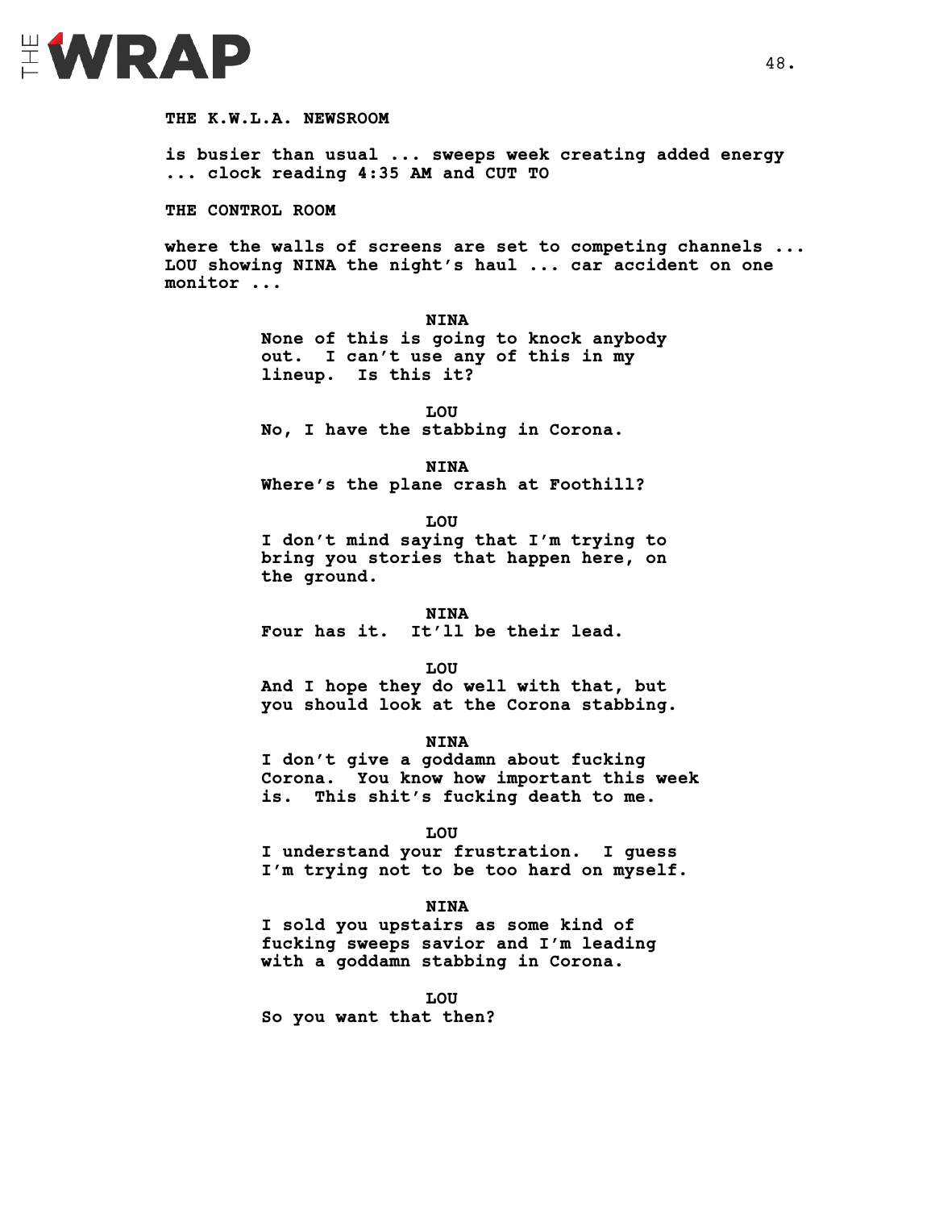**THE K.W.L.A. NEWSROOM**

**is busier than usual ... sweeps week creating added energy ... clock reading 4:35 AM and CUT TO**

**THE CONTROL ROOM**

**where the walls of screens are set to competing channels ... LOU showing NINA the night's haul ... car accident on one monitor ...**

**NINA**
**None of this is going to knock anybody out. I can't use any of this in my lineup. Is this it?**

**LOU**
**No, I have the stabbing in Corona.**

**NINA**
**Where's the plane crash at Foothill?**

**LOU**
**I don't mind saying that I'm trying to bring you stories that happen here, on the ground.**

**NINA**
**Four has it. It'll be their lead.**

**LOU**
**And I hope they do well with that, but you should look at the Corona stabbing.**

**NINA**
**I don't give a goddamn about fucking Corona. You know how important this week is. This shit's fucking death to me.**

**LOU**
**I understand your frustration. I guess I'm trying not to be too hard on myself.**

**NINA**
**I sold you upstairs as some kind of fucking sweeps savior and I'm leading with a goddamn stabbing in Corona.**

**LOU**
**So you want that then?**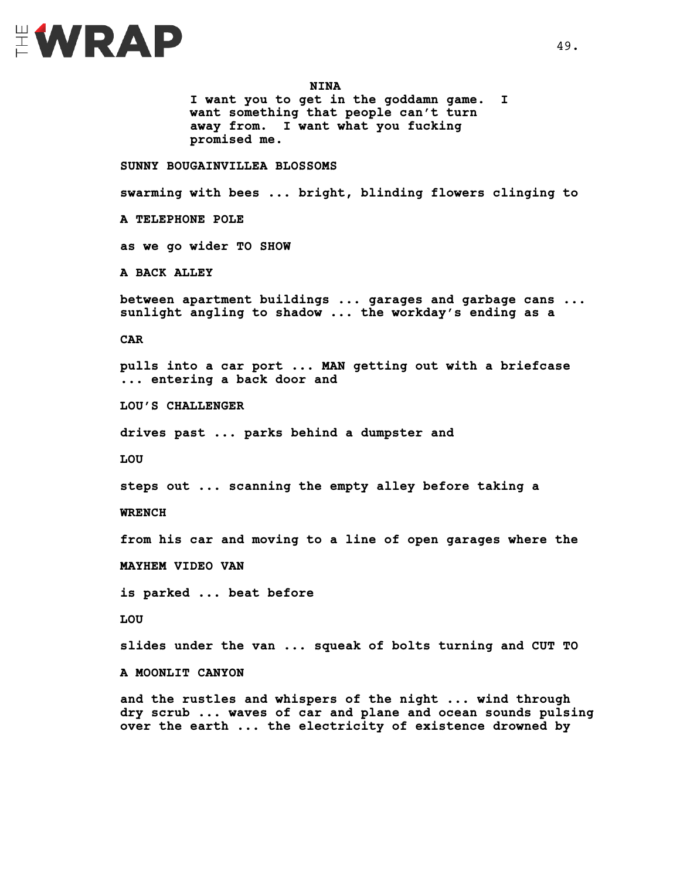**NINA**

**I want you to get in the goddamn game. I want something that people can't turn away from. I want what you fucking promised me.**

**SUNNY BOUGAINVILLEA BLOSSOMS**

**swarming with bees ... bright, blinding flowers clinging to**

**A TELEPHONE POLE**

**as we go wider TO SHOW**

**A BACK ALLEY**

**between apartment buildings ... garages and garbage cans ... sunlight angling to shadow ... the workday's ending as a**

**CAR**

**pulls into a car port ... MAN getting out with a briefcase ... entering a back door and**

**LOU'S CHALLENGER**

**drives past ... parks behind a dumpster and**

**LOU**

**steps out ... scanning the empty alley before taking a**

**WRENCH**

**from his car and moving to a line of open garages where the**

**MAYHEM VIDEO VAN**

**is parked ... beat before**

**LOU**

**slides under the van ... squeak of bolts turning and CUT TO**

**A MOONLIT CANYON**

**and the rustles and whispers of the night ... wind through dry scrub ... waves of car and plane and ocean sounds pulsing over the earth ... the electricity of existence drowned by**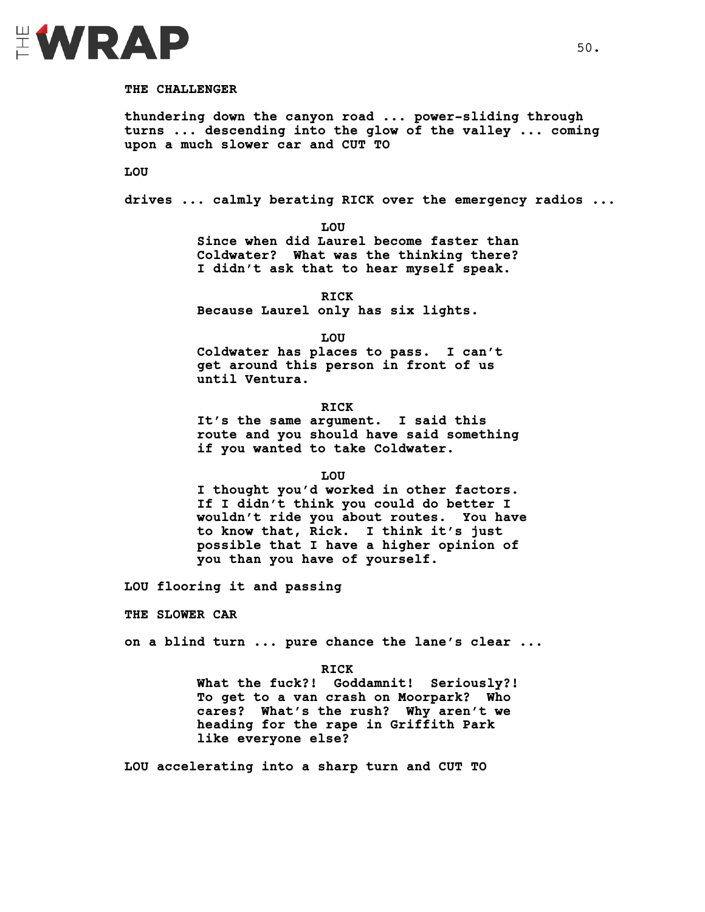**THE CHALLENGER**

**thundering down the canyon road ... power-sliding through turns ... descending into the glow of the valley ... coming upon a much slower car and CUT TO**

**LOU**

**drives ... calmly berating RICK over the emergency radios ...**

**LOU**
**Since when did Laurel become faster than Coldwater? What was the thinking there? I didn't ask that to hear myself speak.**

**RICK**
**Because Laurel only has six lights.**

**LOU**
**Coldwater has places to pass. I can't get around this person in front of us until Ventura.**

**RICK**
**It's the same argument. I said this route and you should have said something if you wanted to take Coldwater.**

**LOU**
**I thought you'd worked in other factors. If I didn't think you could do better I wouldn't ride you about routes. You have to know that, Rick. I think it's just possible that I have a higher opinion of you than you have of yourself.**

**LOU flooring it and passing**

**THE SLOWER CAR**

**on a blind turn ... pure chance the lane's clear ...**

**RICK**
**What the fuck?! Goddamnit! Seriously?! To get to a van crash on Moorpark? Who cares? What's the rush? Why aren't we heading for the rape in Griffith Park like everyone else?**

**LOU accelerating into a sharp turn and CUT TO**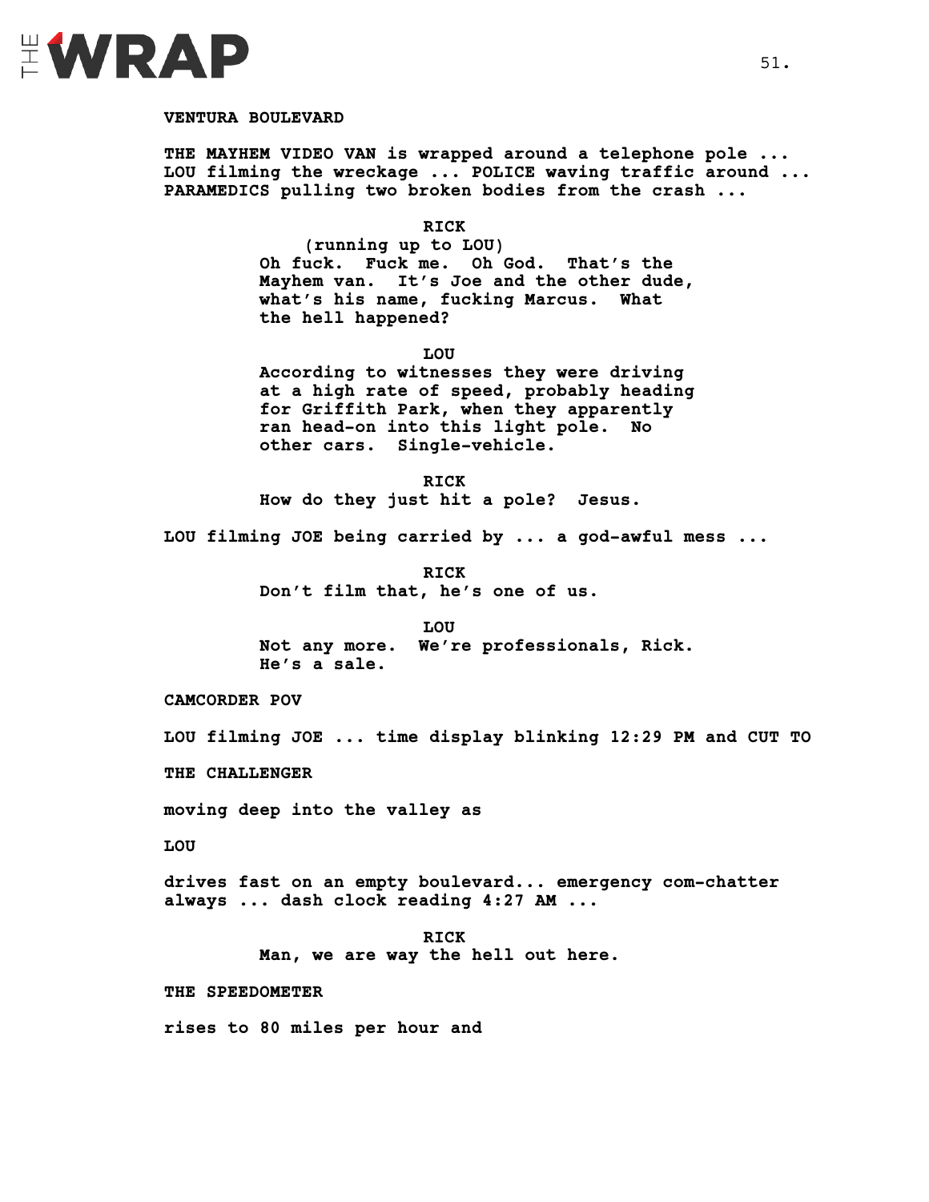**VENTURA BOULEVARD**

**THE MAYHEM VIDEO VAN is wrapped around a telephone pole ... LOU filming the wreckage ... POLICE waving traffic around ... PARAMEDICS pulling two broken bodies from the crash ...**

**RICK**
**(running up to LOU)**
**Oh fuck. Fuck me. Oh God. That's the Mayhem van. It's Joe and the other dude, what's his name, fucking Marcus. What the hell happened?**

**LOU**
**According to witnesses they were driving at a high rate of speed, probably heading for Griffith Park, when they apparently ran head-on into this light pole. No other cars. Single-vehicle.**

**RICK**
**How do they just hit a pole? Jesus.**

**LOU filming JOE being carried by ... a god-awful mess ...**

**RICK**
**Don't film that, he's one of us.**

**LOU**
**Not any more. We're professionals, Rick. He's a sale.**

**CAMCORDER POV**

**LOU filming JOE ... time display blinking 12:29 PM and CUT TO**

**THE CHALLENGER**

**moving deep into the valley as**

**LOU**

**drives fast on an empty boulevard... emergency com-chatter always ... dash clock reading 4:27 AM ...**

**RICK**
**Man, we are way the hell out here.**

**THE SPEEDOMETER**

**rises to 80 miles per hour and**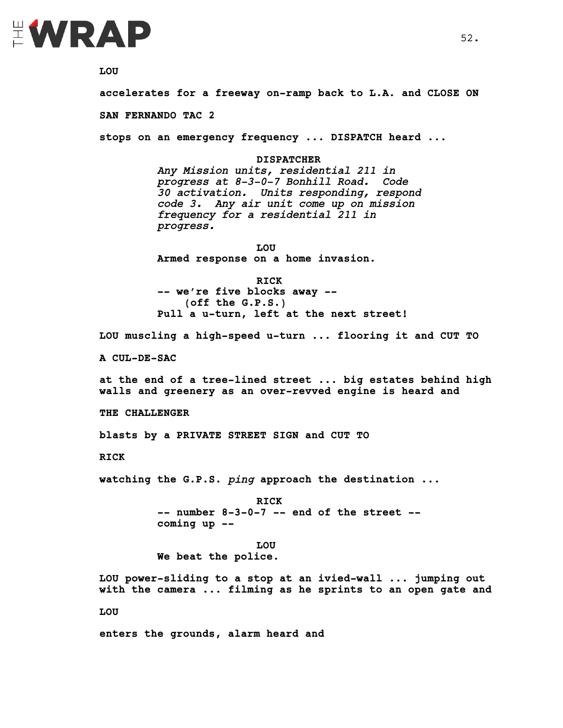**LOU**

**accelerates for a freeway on-ramp back to L.A. and CLOSE ON**

**SAN FERNANDO TAC 2**

**stops on an emergency frequency ... DISPATCH heard ...**

**DISPATCHER**
*Any Mission units, residential 211 in progress at 8-3-0-7 Bonhill Road. Code 30 activation. Units responding, respond code 3. Any air unit come up on mission frequency for a residential 211 in progress.*

**LOU**
**Armed response on a home invasion.**

**RICK**
**-- we're five blocks away --**
**(off the G.P.S.)**
**Pull a u-turn, left at the next street!**

**LOU muscling a high-speed u-turn ... flooring it and CUT TO**

**A CUL-DE-SAC**

**at the end of a tree-lined street ... big estates behind high walls and greenery as an over-revved engine is heard and**

**THE CHALLENGER**

**blasts by a PRIVATE STREET SIGN and CUT TO**

**RICK**

**watching the G.P.S.** ***ping*** **approach the destination ...**

**RICK**
**-- number 8-3-0-7 -- end of the street -- coming up --**

**LOU**
**We beat the police.**

**LOU power-sliding to a stop at an ivied-wall ... jumping out with the camera ... filming as he sprints to an open gate and**

**LOU**

**enters the grounds, alarm heard and**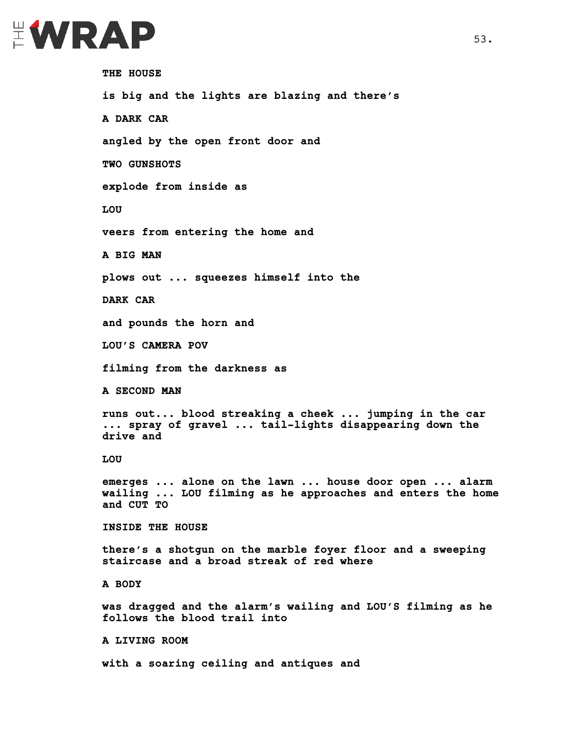**THE HOUSE**

**is big and the lights are blazing and there's**

**A DARK CAR**

**angled by the open front door and**

**TWO GUNSHOTS**

**explode from inside as**

**LOU**

**veers from entering the home and**

**A BIG MAN**

**plows out ... squeezes himself into the**

**DARK CAR**

**and pounds the horn and**

**LOU'S CAMERA POV**

**filming from the darkness as**

**A SECOND MAN**

**runs out... blood streaking a cheek ... jumping in the car ... spray of gravel ... tail-lights disappearing down the drive and**

**LOU**

**emerges ... alone on the lawn ... house door open ... alarm wailing ... LOU filming as he approaches and enters the home and CUT TO**

**INSIDE THE HOUSE**

**there's a shotgun on the marble foyer floor and a sweeping staircase and a broad streak of red where**

**A BODY**

**was dragged and the alarm's wailing and LOU'S filming as he follows the blood trail into**

**A LIVING ROOM**

**with a soaring ceiling and antiques and**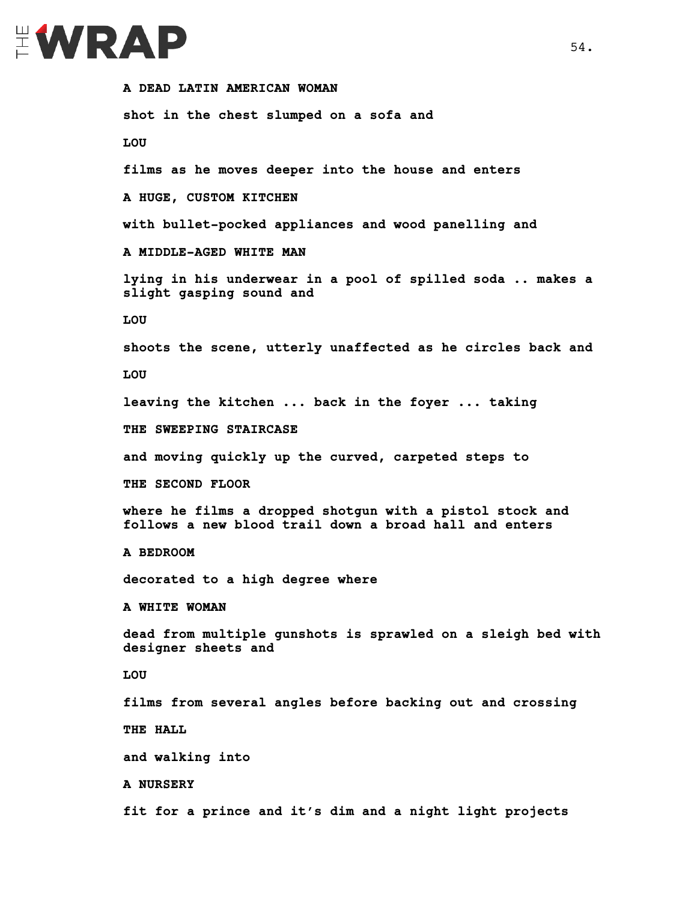**A DEAD LATIN AMERICAN WOMAN**

**shot in the chest slumped on a sofa and**

**LOU**

**films as he moves deeper into the house and enters**

**A HUGE, CUSTOM KITCHEN**

**with bullet-pocked appliances and wood panelling and**

**A MIDDLE-AGED WHITE MAN**

**lying in his underwear in a pool of spilled soda .. makes a slight gasping sound and**

**LOU**

**shoots the scene, utterly unaffected as he circles back and**

**LOU**

**leaving the kitchen ... back in the foyer ... taking**

**THE SWEEPING STAIRCASE**

**and moving quickly up the curved, carpeted steps to**

**THE SECOND FLOOR**

**where he films a dropped shotgun with a pistol stock and follows a new blood trail down a broad hall and enters**

**A BEDROOM**

**decorated to a high degree where**

**A WHITE WOMAN**

**dead from multiple gunshots is sprawled on a sleigh bed with designer sheets and**

**LOU**

**films from several angles before backing out and crossing**

**THE HALL**

**and walking into**

**A NURSERY**

**fit for a prince and it's dim and a night light projects**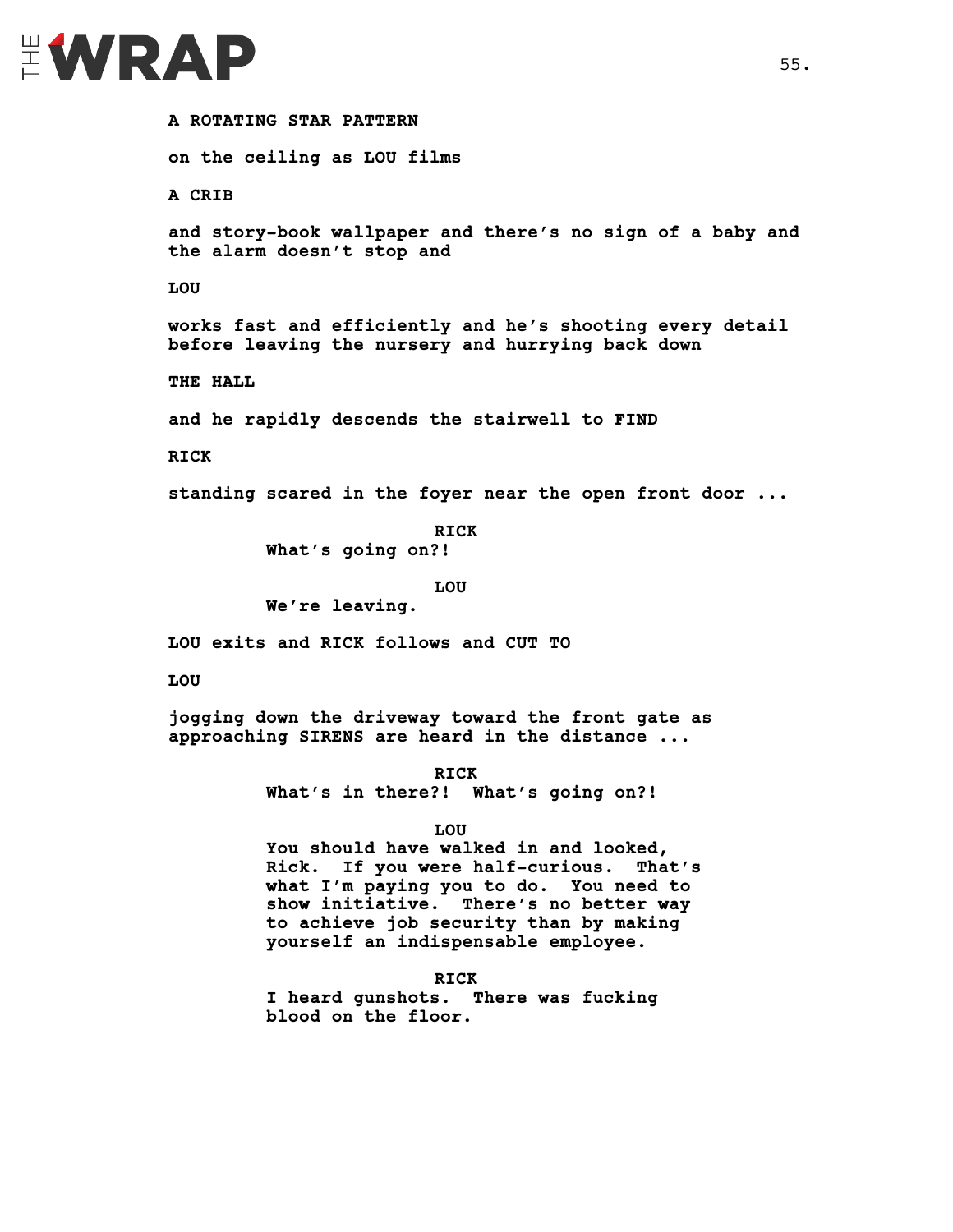**A ROTATING STAR PATTERN**

**on the ceiling as LOU films**

**A CRIB**

**and story-book wallpaper and there's no sign of a baby and the alarm doesn't stop and**

**LOU**

**works fast and efficiently and he's shooting every detail before leaving the nursery and hurrying back down**

**THE HALL**

**and he rapidly descends the stairwell to FIND**

**RICK**

**standing scared in the foyer near the open front door ...**

**RICK**
**What's going on?!**

**LOU**
**We're leaving.**

**LOU exits and RICK follows and CUT TO**

**LOU**

**jogging down the driveway toward the front gate as approaching SIRENS are heard in the distance ...**

**RICK**
**What's in there?! What's going on?!**

**LOU**
**You should have walked in and looked, Rick. If you were half-curious. That's what I'm paying you to do. You need to show initiative. There's no better way to achieve job security than by making yourself an indispensable employee.**

**RICK**
**I heard gunshots. There was fucking blood on the floor.**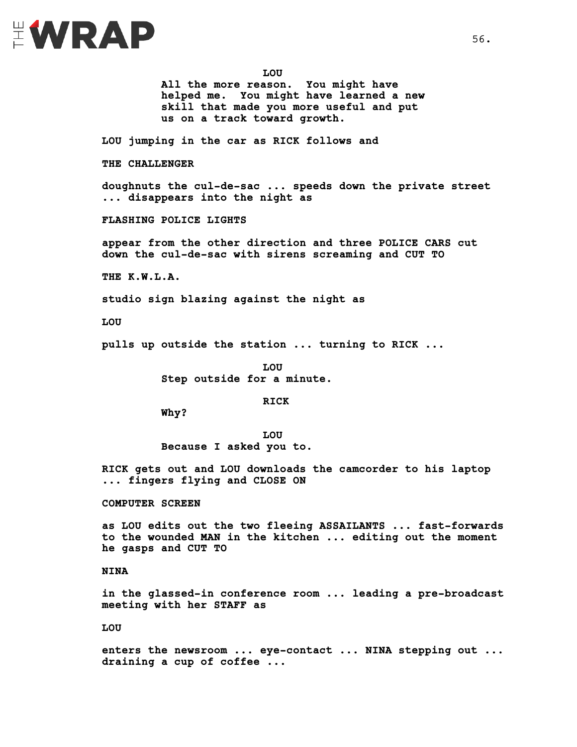LOU

All the more reason. You might have helped me. You might have learned a new skill that made you more useful and put us on a track toward growth.

LOU jumping in the car as RICK follows and

THE CHALLENGER

doughnuts the cul-de-sac ... speeds down the private street ... disappears into the night as

FLASHING POLICE LIGHTS

appear from the other direction and three POLICE CARS cut down the cul-de-sac with sirens screaming and CUT TO

THE K.W.L.A.

studio sign blazing against the night as

LOU

pulls up outside the station ... turning to RICK ...

LOU

Step outside for a minute.

RICK

Why?

LOU

Because I asked you to.

RICK gets out and LOU downloads the camcorder to his laptop ... fingers flying and CLOSE ON

COMPUTER SCREEN

as LOU edits out the two fleeing ASSAILANTS ... fast-forwards to the wounded MAN in the kitchen ... editing out the moment he gasps and CUT TO

NINA

in the glassed-in conference room ... leading a pre-broadcast meeting with her STAFF as

LOU

enters the newsroom ... eye-contact ... NINA stepping out ... draining a cup of coffee ...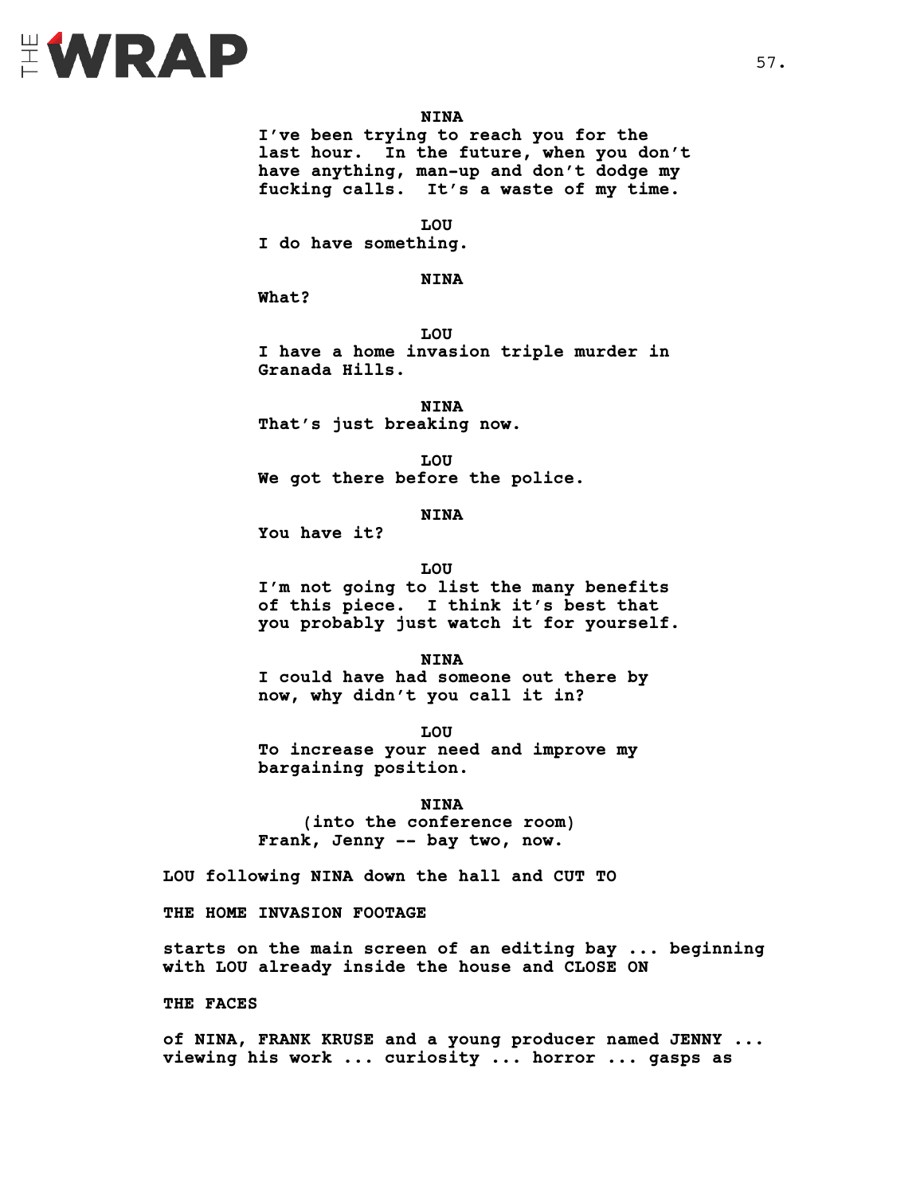**NINA**

I've been trying to reach you for the last hour. In the future, when you don't have anything, man-up and don't dodge my fucking calls. It's a waste of my time.

**LOU**

I do have something.

**NINA**

What?

**LOU**

I have a home invasion triple murder in Granada Hills.

**NINA**

That's just breaking now.

**LOU**

We got there before the police.

**NINA**

You have it?

**LOU**

I'm not going to list the many benefits of this piece. I think it's best that you probably just watch it for yourself.

**NINA**

I could have had someone out there by now, why didn't you call it in?

**LOU**

To increase your need and improve my bargaining position.

**NINA**

(into the conference room)

Frank, Jenny -- bay two, now.

LOU following NINA down the hall and CUT TO

THE HOME INVASION FOOTAGE

starts on the main screen of an editing bay ... beginning with LOU already inside the house and CLOSE ON

THE FACES

of NINA, FRANK KRUSE and a young producer named JENNY ... viewing his work ... curiosity ... horror ... gasps as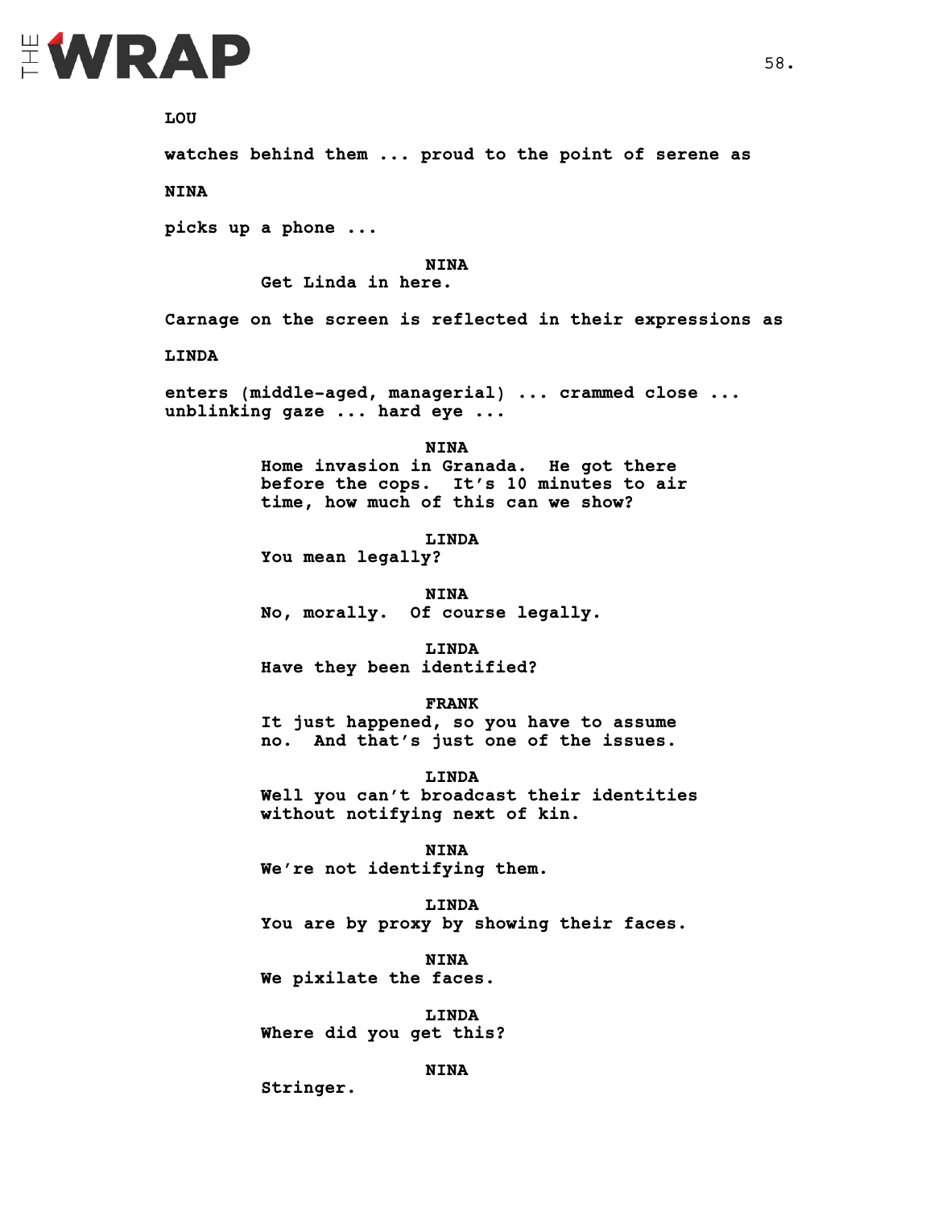LOU

watches behind them ... proud to the point of serene as

NINA

picks up a phone ...

NINA
Get Linda in here.

Carnage on the screen is reflected in their expressions as

LINDA

enters (middle-aged, managerial) ... crammed close ... unblinking gaze ... hard eye ...

NINA
Home invasion in Granada. He got there before the cops. It's 10 minutes to air time, how much of this can we show?

LINDA
You mean legally?

NINA
No, morally. Of course legally.

LINDA
Have they been identified?

FRANK
It just happened, so you have to assume no. And that's just one of the issues.

LINDA
Well you can't broadcast their identities without notifying next of kin.

NINA
We're not identifying them.

LINDA
You are by proxy by showing their faces.

NINA
We pixilate the faces.

LINDA
Where did you get this?

NINA
Stringer.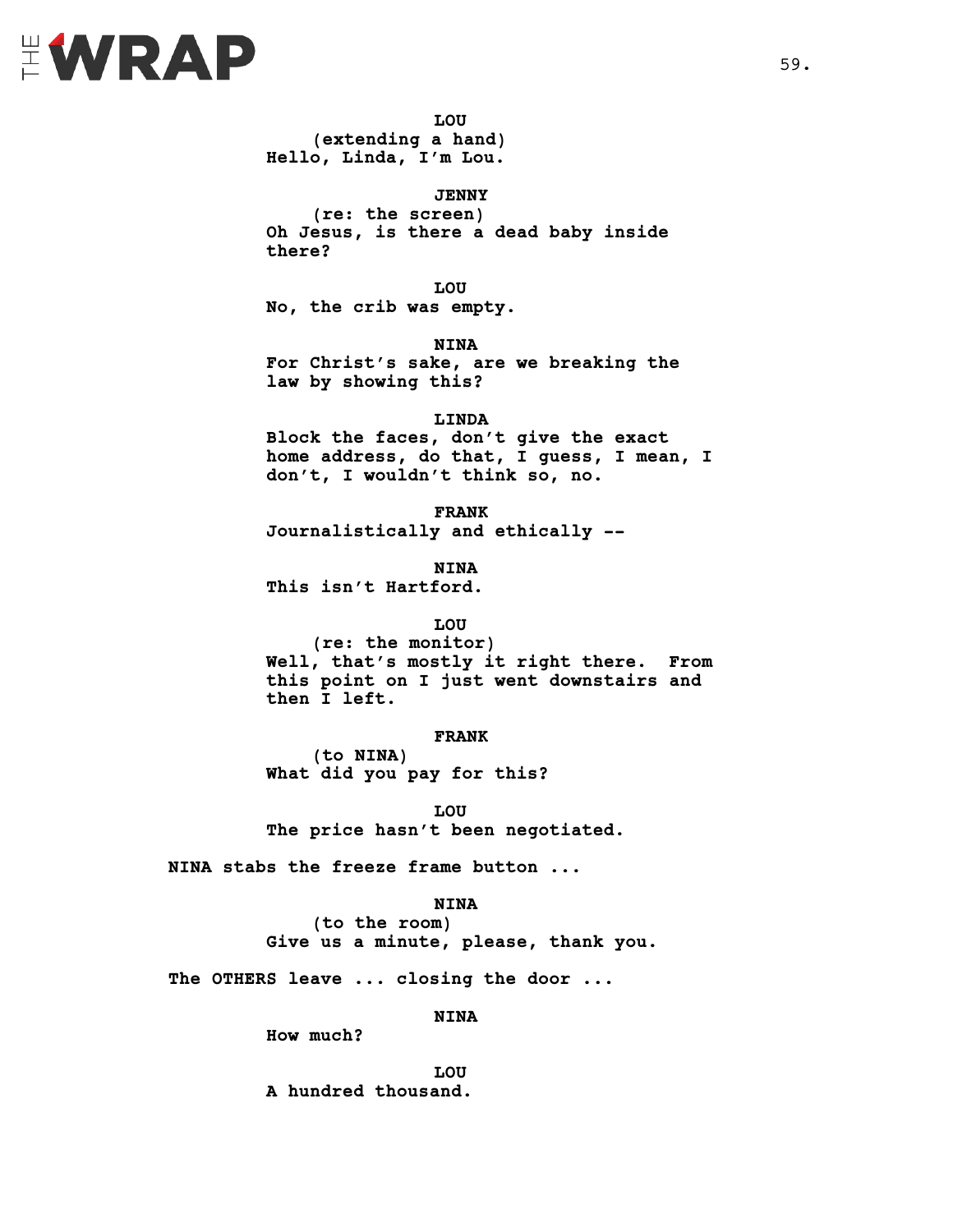**LOU**
(extending a hand)
Hello, Linda, I'm Lou.

**JENNY**
(re: the screen)
Oh Jesus, is there a dead baby inside there?

**LOU**
No, the crib was empty.

**NINA**
For Christ's sake, are we breaking the law by showing this?

**LINDA**
Block the faces, don't give the exact home address, do that, I guess, I mean, I don't, I wouldn't think so, no.

**FRANK**
Journalistically and ethically --

**NINA**
This isn't Hartford.

**LOU**
(re: the monitor)
Well, that's mostly it right there. From this point on I just went downstairs and then I left.

**FRANK**
(to NINA)
What did you pay for this?

**LOU**
The price hasn't been negotiated.

NINA stabs the freeze frame button ...

**NINA**
(to the room)
Give us a minute, please, thank you.

The OTHERS leave ... closing the door ...

**NINA**
How much?

**LOU**
A hundred thousand.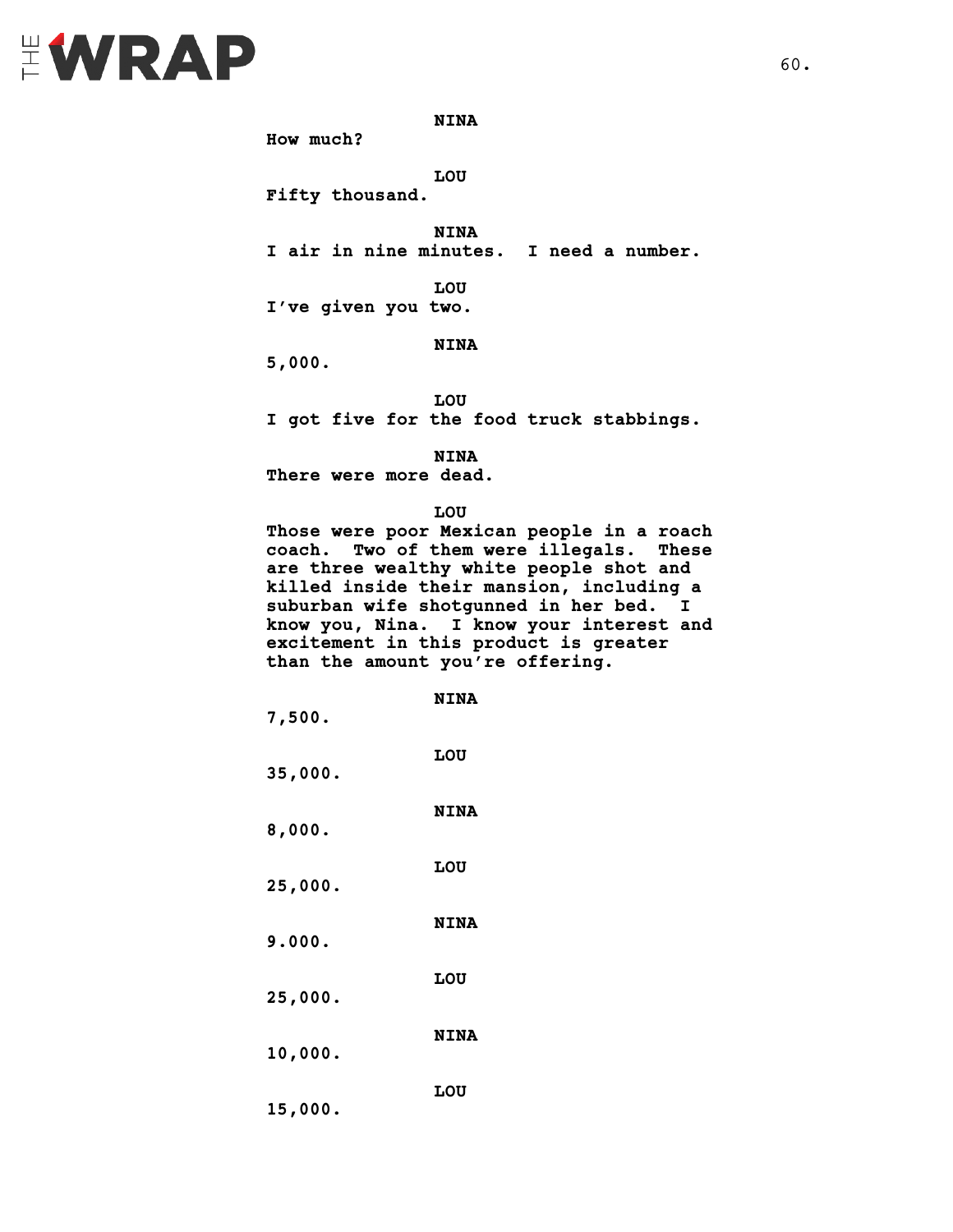**NINA**

**How much?**

**LOU**

**Fifty thousand.**

**NINA**

**I air in nine minutes. I need a number.**

**LOU**

**I've given you two.**

**NINA**

**5,000.**

**LOU**

**I got five for the food truck stabbings.**

**NINA**

**There were more dead.**

**LOU**

**Those were poor Mexican people in a roach coach. Two of them were illegals. These are three wealthy white people shot and killed inside their mansion, including a suburban wife shotgunned in her bed. I know you, Nina. I know your interest and excitement in this product is greater than the amount you're offering.**

**NINA**

**7,500.**

**LOU**

**35,000.**

**NINA**

**8,000.**

**LOU**

**25,000.**

**NINA**

**9.000.**

**LOU**

**25,000.**

**NINA**

**10,000.**

**LOU**

**15,000.**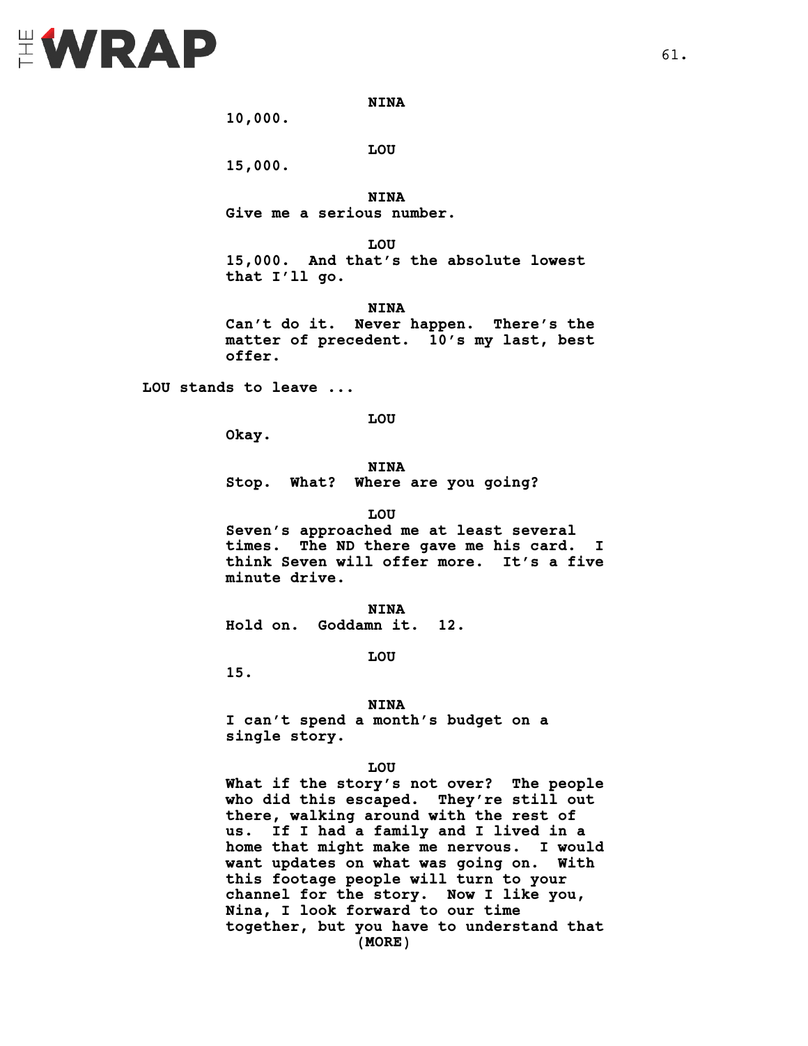**NINA**

10,000.

**LOU**

15,000.

**NINA**

Give me a serious number.

**LOU**

15,000. And that's the absolute lowest that I'll go.

**NINA**

Can't do it. Never happen. There's the matter of precedent. 10's my last, best offer.

LOU stands to leave ...

**LOU**

Okay.

**NINA**

Stop. What? Where are you going?

**LOU**

Seven's approached me at least several times. The ND there gave me his card. I think Seven will offer more. It's a five minute drive.

**NINA**

Hold on. Goddamn it. 12.

**LOU**

15.

**NINA**

I can't spend a month's budget on a single story.

**LOU**

What if the story's not over? The people who did this escaped. They're still out there, walking around with the rest of us. If I had a family and I lived in a home that might make me nervous. I would want updates on what was going on. With this footage people will turn to your channel for the story. Now I like you, Nina, I look forward to our time together, but you have to understand that

(MORE)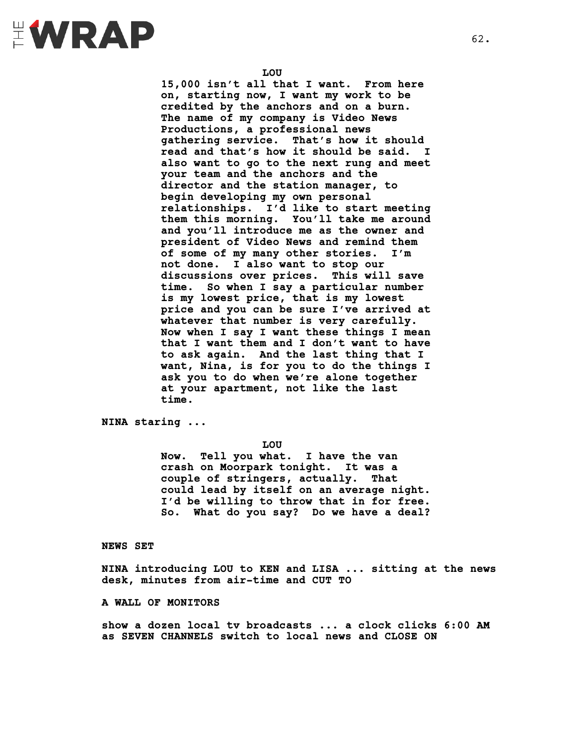**LOU**

**15,000 isn't all that I want. From here on, starting now, I want my work to be credited by the anchors and on a burn. The name of my company is Video News Productions, a professional news gathering service. That's how it should read and that's how it should be said. I also want to go to the next rung and meet your team and the anchors and the director and the station manager, to begin developing my own personal relationships. I'd like to start meeting them this morning. You'll take me around and you'll introduce me as the owner and president of Video News and remind them of some of my many other stories. I'm not done. I also want to stop our discussions over prices. This will save time. So when I say a particular number is my lowest price, that is my lowest price and you can be sure I've arrived at whatever that number is very carefully. Now when I say I want these things I mean that I want them and I don't want to have to ask again. And the last thing that I want, Nina, is for you to do the things I ask you to do when we're alone together at your apartment, not like the last time.**

**NINA staring ...**

**LOU**

**Now. Tell you what. I have the van crash on Moorpark tonight. It was a couple of stringers, actually. That could lead by itself on an average night. I'd be willing to throw that in for free. So. What do you say? Do we have a deal?**

**NEWS SET**

**NINA introducing LOU to KEN and LISA ... sitting at the news desk, minutes from air-time and CUT TO**

**A WALL OF MONITORS**

**show a dozen local tv broadcasts ... a clock clicks 6:00 AM as SEVEN CHANNELS switch to local news and CLOSE ON**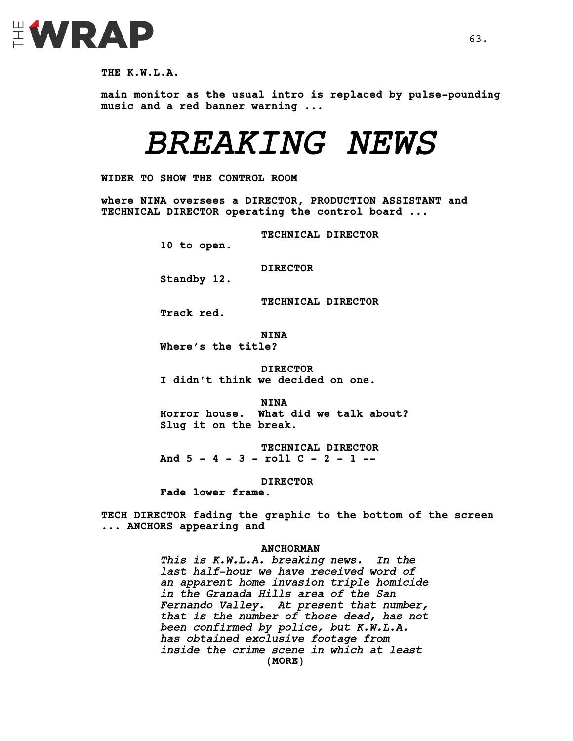**THE K.W.L.A.**

**main monitor as the usual intro is replaced by pulse-pounding music and a red banner warning ...**

# *BREAKING NEWS*

**WIDER TO SHOW THE CONTROL ROOM**

**where NINA oversees a DIRECTOR, PRODUCTION ASSISTANT and TECHNICAL DIRECTOR operating the control board ...**

**TECHNICAL DIRECTOR**
**10 to open.**

**DIRECTOR**
**Standby 12.**

**TECHNICAL DIRECTOR**
**Track red.**

**NINA**
**Where's the title?**

**DIRECTOR**
**I didn't think we decided on one.**

**NINA**
**Horror house. What did we talk about? Slug it on the break.**

**TECHNICAL DIRECTOR**
**And 5 - 4 - 3 - roll C - 2 - 1 --**

**DIRECTOR**
**Fade lower frame.**

**TECH DIRECTOR fading the graphic to the bottom of the screen ... ANCHORS appearing and**

**ANCHORMAN**
***This is K.W.L.A. breaking news. In the last half-hour we have received word of an apparent home invasion triple homicide in the Granada Hills area of the San Fernando Valley. At present that number, that is the number of those dead, has not been confirmed by police, but K.W.L.A. has obtained exclusive footage from inside the crime scene in which at least***
**(MORE)**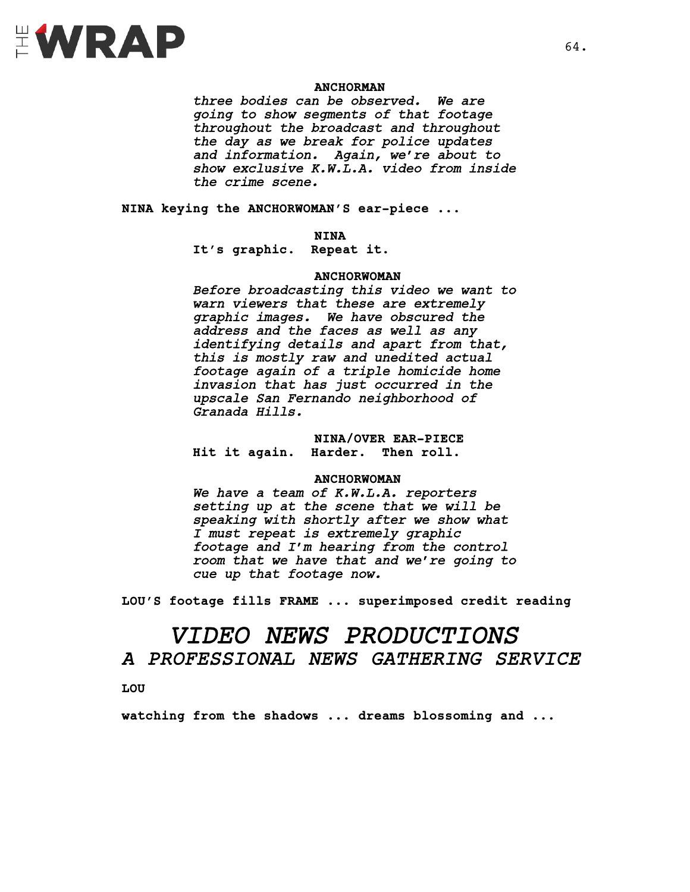**ANCHORMAN**

*three bodies can be observed. We are going to show segments of that footage throughout the broadcast and throughout the day as we break for police updates and information. Again, we're about to show exclusive K.W.L.A. video from inside the crime scene.*

**NINA keying the ANCHORWOMAN'S ear-piece ...**

**NINA**

It's graphic. Repeat it.

**ANCHORWOMAN**

*Before broadcasting this video we want to warn viewers that these are extremely graphic images. We have obscured the address and the faces as well as any identifying details and apart from that, this is mostly raw and unedited actual footage again of a triple homicide home invasion that has just occurred in the upscale San Fernando neighborhood of Granada Hills.*

**NINA/OVER EAR-PIECE**

Hit it again. Harder. Then roll.

**ANCHORWOMAN**

*We have a team of K.W.L.A. reporters setting up at the scene that we will be speaking with shortly after we show what I must repeat is extremely graphic footage and I'm hearing from the control room that we have that and we're going to cue up that footage now.*

**LOU'S footage fills FRAME ... superimposed credit reading**

## *VIDEO NEWS PRODUCTIONS*
## *A PROFESSIONAL NEWS GATHERING SERVICE*

**LOU**

**watching from the shadows ... dreams blossoming and ...**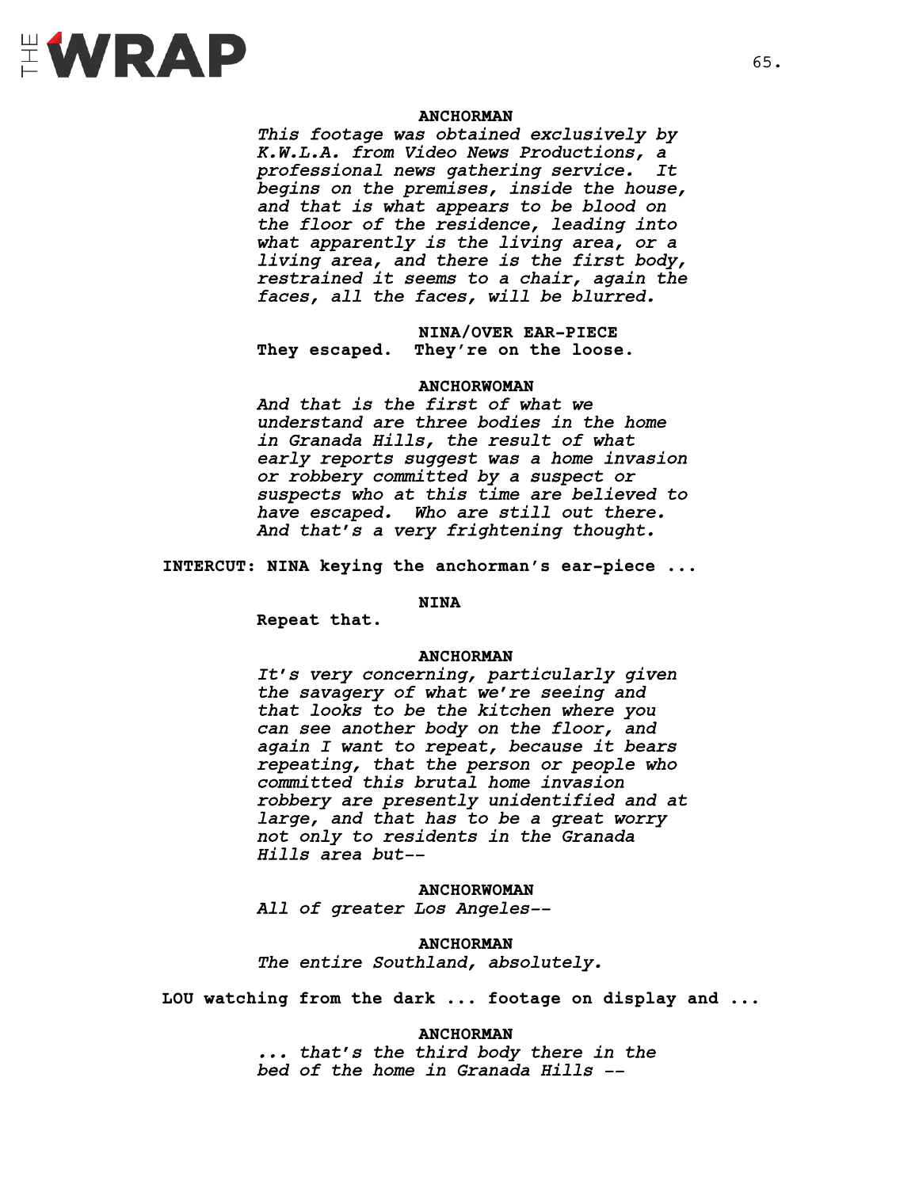**ANCHORMAN**

*This footage was obtained exclusively by K.W.L.A. from Video News Productions, a professional news gathering service. It begins on the premises, inside the house, and that is what appears to be blood on the floor of the residence, leading into what apparently is the living area, or a living area, and there is the first body, restrained it seems to a chair, again the faces, all the faces, will be blurred.*

**NINA/OVER EAR-PIECE**

**They escaped. They're on the loose.**

**ANCHORWOMAN**

*And that is the first of what we understand are three bodies in the home in Granada Hills, the result of what early reports suggest was a home invasion or robbery committed by a suspect or suspects who at this time are believed to have escaped. Who are still out there. And that's a very frightening thought.*

**INTERCUT: NINA keying the anchorman's ear-piece ...**

**NINA**

**Repeat that.**

**ANCHORMAN**

*It's very concerning, particularly given the savagery of what we're seeing and that looks to be the kitchen where you can see another body on the floor, and again I want to repeat, because it bears repeating, that the person or people who committed this brutal home invasion robbery are presently unidentified and at large, and that has to be a great worry not only to residents in the Granada Hills area but--*

**ANCHORWOMAN**

*All of greater Los Angeles--*

**ANCHORMAN**

*The entire Southland, absolutely.*

**LOU watching from the dark ... footage on display and ...**

**ANCHORMAN**

*... that's the third body there in the bed of the home in Granada Hills --*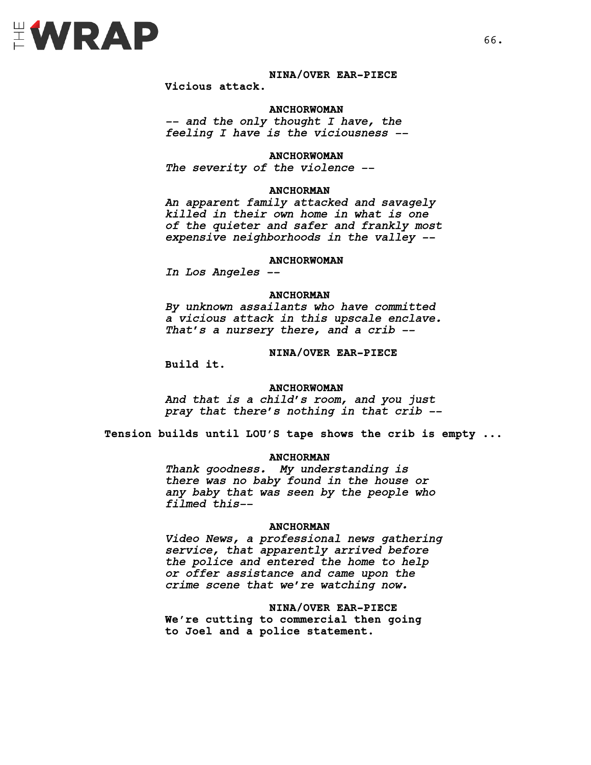**NINA/OVER EAR-PIECE**
**Vicious attack.**

**ANCHORWOMAN**
*-- and the only thought I have, the feeling I have is the viciousness --*

**ANCHORWOMAN**
*The severity of the violence --*

**ANCHORMAN**
*An apparent family attacked and savagely killed in their own home in what is one of the quieter and safer and frankly most expensive neighborhoods in the valley --*

**ANCHORWOMAN**
*In Los Angeles --*

**ANCHORMAN**
*By unknown assailants who have committed a vicious attack in this upscale enclave. That's a nursery there, and a crib --*

**NINA/OVER EAR-PIECE**
**Build it.**

**ANCHORWOMAN**
*And that is a child's room, and you just pray that there's nothing in that crib --*

**Tension builds until LOU'S tape shows the crib is empty ...**

**ANCHORMAN**
*Thank goodness. My understanding is there was no baby found in the house or any baby that was seen by the people who filmed this--*

**ANCHORMAN**
*Video News, a professional news gathering service, that apparently arrived before the police and entered the home to help or offer assistance and came upon the crime scene that we're watching now.*

**NINA/OVER EAR-PIECE**
**We're cutting to commercial then going to Joel and a police statement.**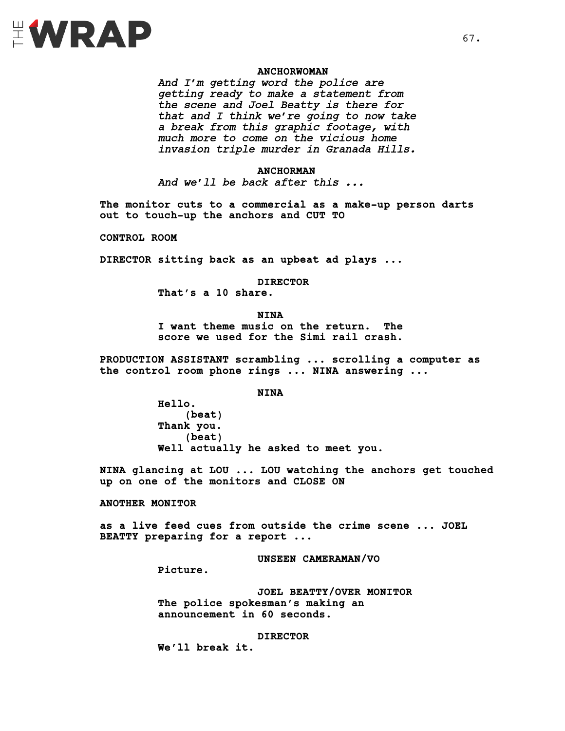**ANCHORWOMAN**

*And I'm getting word the police are getting ready to make a statement from the scene and Joel Beatty is there for that and I think we're going to now take a break from this graphic footage, with much more to come on the vicious home invasion triple murder in Granada Hills.*

**ANCHORMAN**

*And we'll be back after this ...*

**The monitor cuts to a commercial as a make-up person darts out to touch-up the anchors and CUT TO**

**CONTROL ROOM**

**DIRECTOR sitting back as an upbeat ad plays ...**

**DIRECTOR**

**That's a 10 share.**

**NINA**

**I want theme music on the return. The score we used for the Simi rail crash.**

**PRODUCTION ASSISTANT scrambling ... scrolling a computer as the control room phone rings ... NINA answering ...**

**NINA**

**Hello.**
**(beat)**
**Thank you.**
**(beat)**
**Well actually he asked to meet you.**

**NINA glancing at LOU ... LOU watching the anchors get touched up on one of the monitors and CLOSE ON**

**ANOTHER MONITOR**

**as a live feed cues from outside the crime scene ... JOEL BEATTY preparing for a report ...**

**UNSEEN CAMERAMAN/VO**

**Picture.**

**JOEL BEATTY/OVER MONITOR**

**The police spokesman's making an announcement in 60 seconds.**

**DIRECTOR**

**We'll break it.**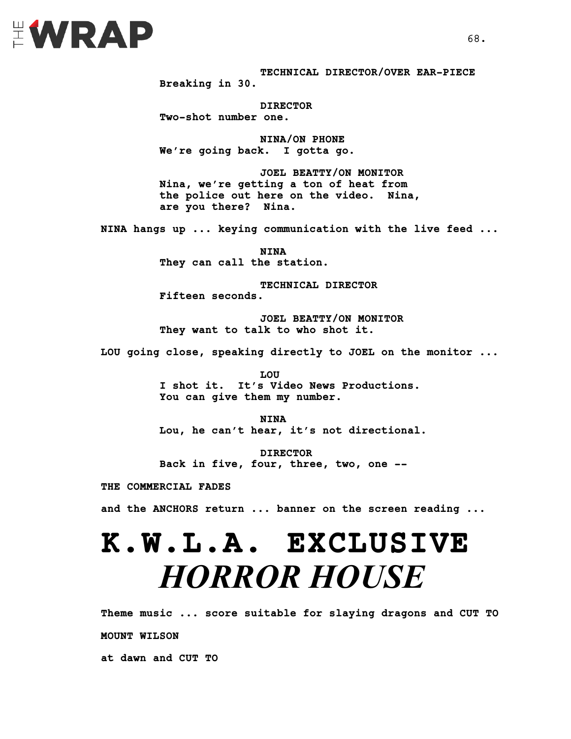**TECHNICAL DIRECTOR/OVER EAR-PIECE**
**Breaking in 30.**

**DIRECTOR**
**Two-shot number one.**

**NINA/ON PHONE**
**We're going back. I gotta go.**

**JOEL BEATTY/ON MONITOR**
**Nina, we're getting a ton of heat from the police out here on the video. Nina, are you there? Nina.**

**NINA hangs up ... keying communication with the live feed ...**

**NINA**
**They can call the station.**

**TECHNICAL DIRECTOR**
**Fifteen seconds.**

**JOEL BEATTY/ON MONITOR**
**They want to talk to who shot it.**

**LOU going close, speaking directly to JOEL on the monitor ...**

**LOU**
**I shot it. It's Video News Productions. You can give them my number.**

**NINA**
**Lou, he can't hear, it's not directional.**

**DIRECTOR**
**Back in five, four, three, two, one --**

**THE COMMERCIAL FADES**

**and the ANCHORS return ... banner on the screen reading ...**

# K.W.L.A. EXCLUSIVE
# *HORROR HOUSE*

**Theme music ... score suitable for slaying dragons and CUT TO**

**MOUNT WILSON**

**at dawn and CUT TO**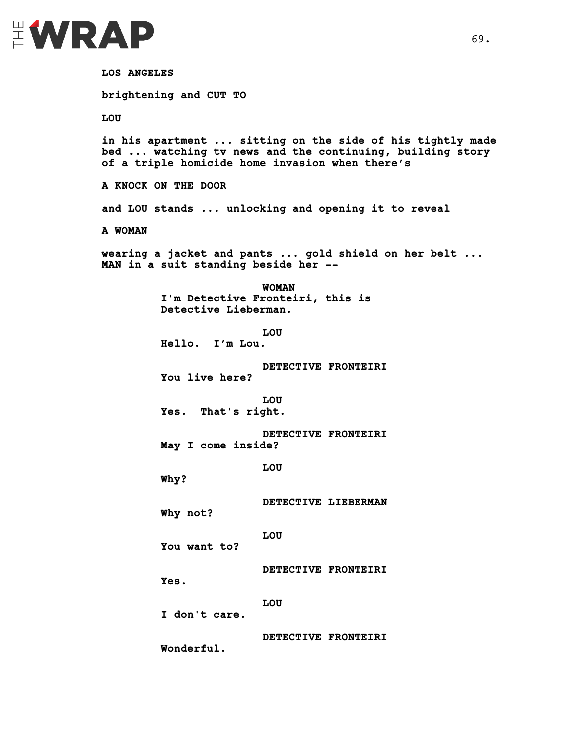**LOS ANGELES**

**brightening and CUT TO**

**LOU**

**in his apartment ... sitting on the side of his tightly made bed ... watching tv news and the continuing, building story of a triple homicide home invasion when there's**

**A KNOCK ON THE DOOR**

**and LOU stands ... unlocking and opening it to reveal**

**A WOMAN**

**wearing a jacket and pants ... gold shield on her belt ... MAN in a suit standing beside her --**

**WOMAN**
I'm Detective Fronteiri, this is Detective Lieberman.

**LOU**
Hello. I'm Lou.

**DETECTIVE FRONTEIRI**
You live here?

**LOU**
Yes. That's right.

**DETECTIVE FRONTEIRI**
May I come inside?

**LOU**
Why?

**DETECTIVE LIEBERMAN**
Why not?

**LOU**
You want to?

**DETECTIVE FRONTEIRI**
Yes.

**LOU**
I don't care.

**DETECTIVE FRONTEIRI**
Wonderful.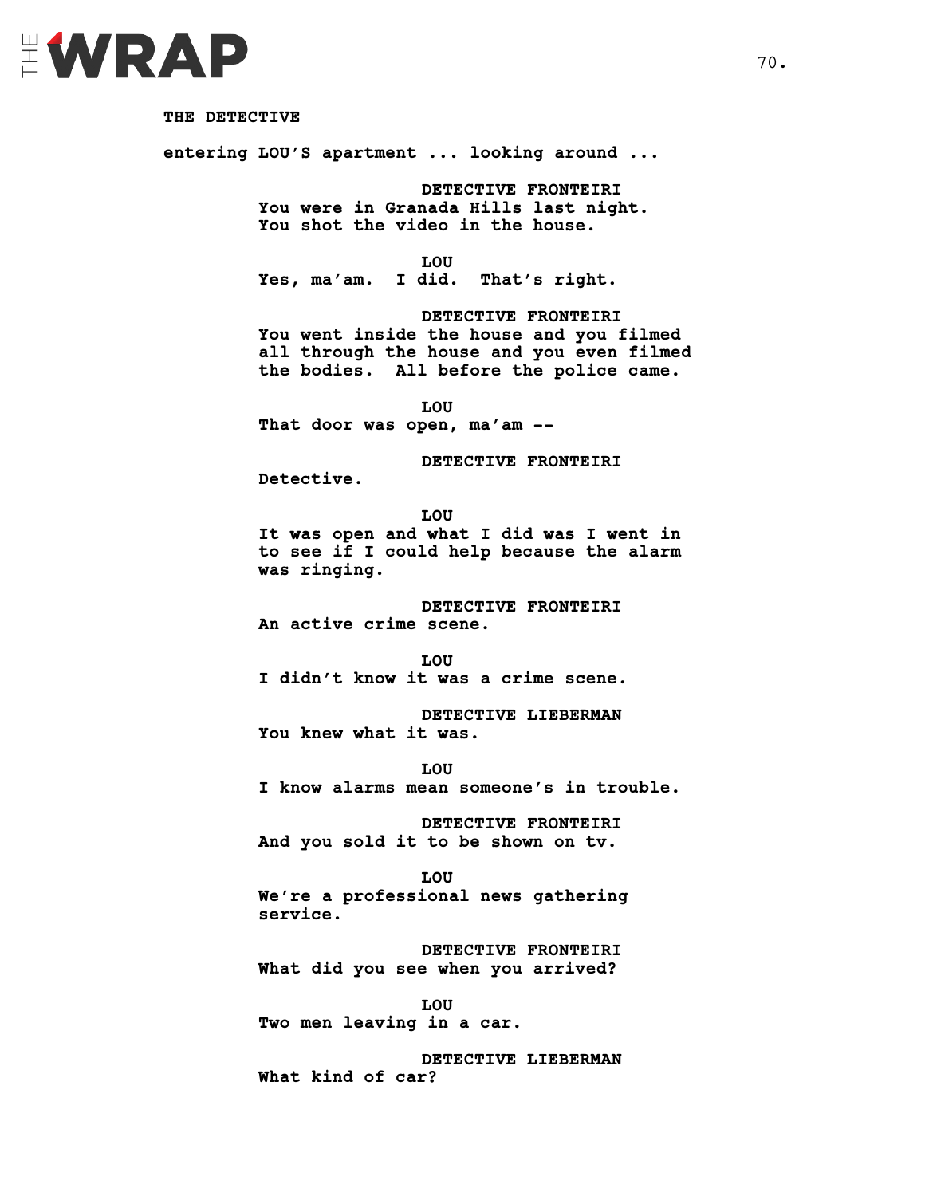**THE DETECTIVE**

**entering LOU'S apartment ... looking around ...**

**DETECTIVE FRONTEIRI**
**You were in Granada Hills last night. You shot the video in the house.**

**LOU**
**Yes, ma'am. I did. That's right.**

**DETECTIVE FRONTEIRI**
**You went inside the house and you filmed all through the house and you even filmed the bodies. All before the police came.**

**LOU**
**That door was open, ma'am --**

**DETECTIVE FRONTEIRI**
**Detective.**

**LOU**
**It was open and what I did was I went in to see if I could help because the alarm was ringing.**

**DETECTIVE FRONTEIRI**
**An active crime scene.**

**LOU**
**I didn't know it was a crime scene.**

**DETECTIVE LIEBERMAN**
**You knew what it was.**

**LOU**
**I know alarms mean someone's in trouble.**

**DETECTIVE FRONTEIRI**
**And you sold it to be shown on tv.**

**LOU**
**We're a professional news gathering service.**

**DETECTIVE FRONTEIRI**
**What did you see when you arrived?**

**LOU**
**Two men leaving in a car.**

**DETECTIVE LIEBERMAN**
**What kind of car?**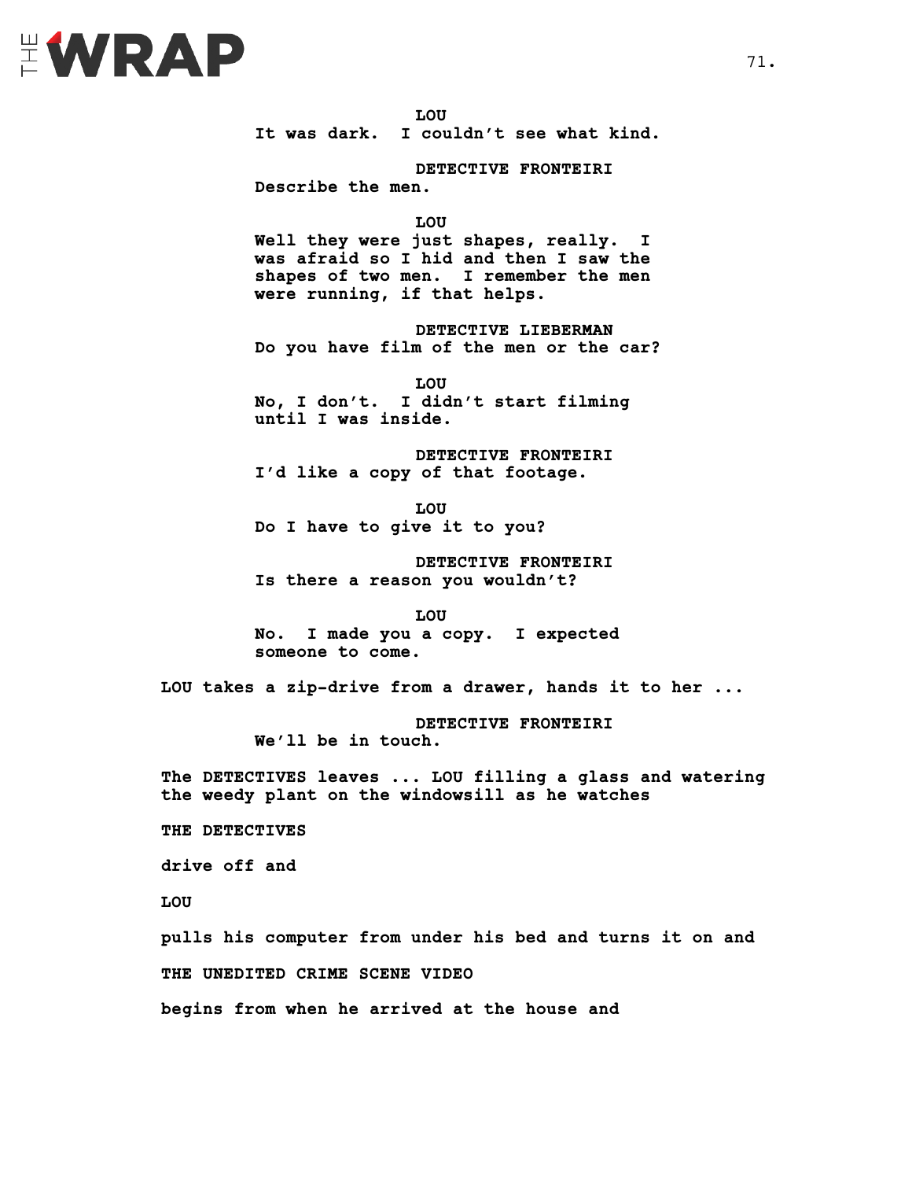LOU

It was dark. I couldn't see what kind.

DETECTIVE FRONTEIRI

Describe the men.

LOU

Well they were just shapes, really. I was afraid so I hid and then I saw the shapes of two men. I remember the men were running, if that helps.

DETECTIVE LIEBERMAN

Do you have film of the men or the car?

LOU

No, I don't. I didn't start filming until I was inside.

DETECTIVE FRONTEIRI

I'd like a copy of that footage.

LOU

Do I have to give it to you?

DETECTIVE FRONTEIRI

Is there a reason you wouldn't?

LOU

No. I made you a copy. I expected someone to come.

LOU takes a zip-drive from a drawer, hands it to her ...

DETECTIVE FRONTEIRI

We'll be in touch.

The DETECTIVES leaves ... LOU filling a glass and watering the weedy plant on the windowsill as he watches

THE DETECTIVES

drive off and

LOU

pulls his computer from under his bed and turns it on and

THE UNEDITED CRIME SCENE VIDEO

begins from when he arrived at the house and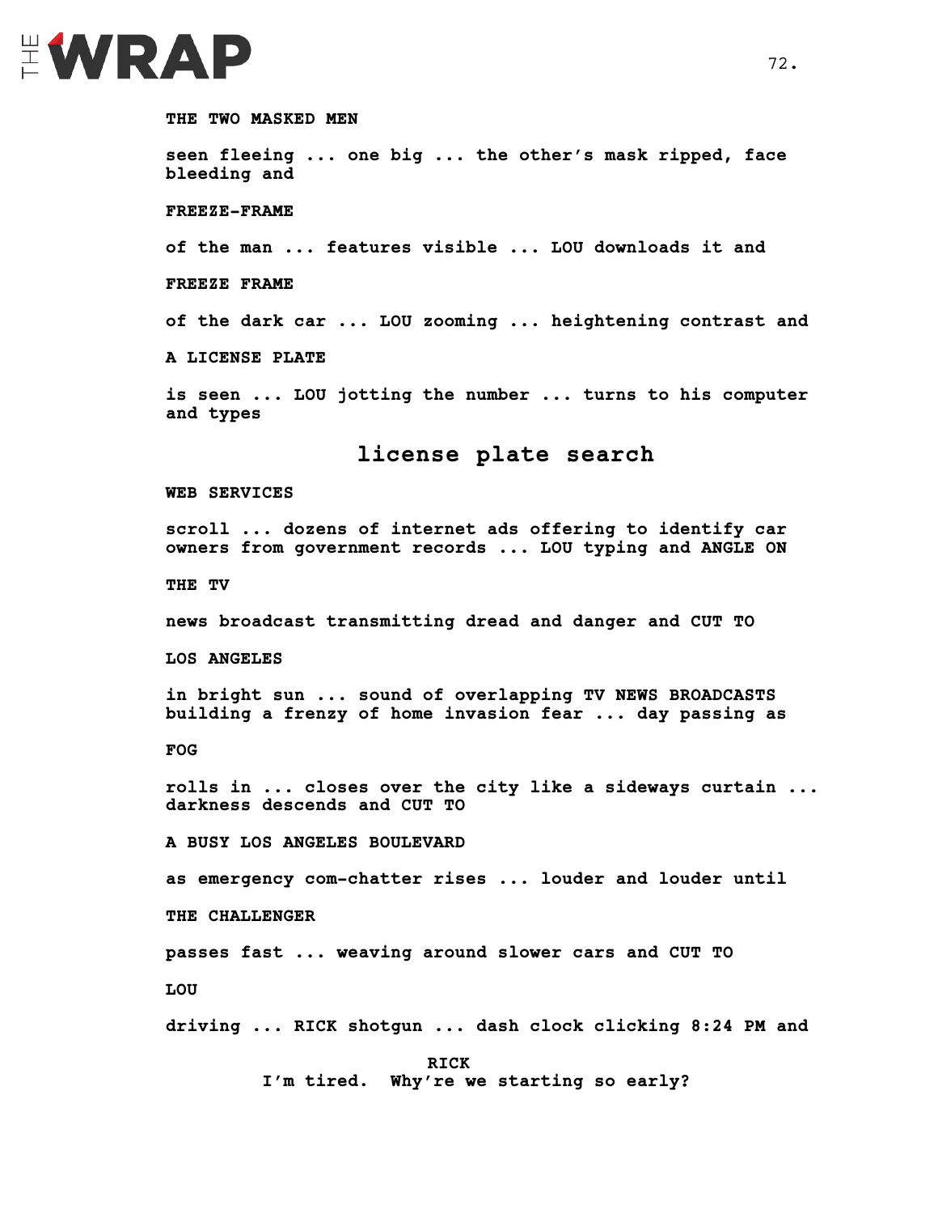**THE TWO MASKED MEN**

**seen fleeing ... one big ... the other's mask ripped, face bleeding and**

**FREEZE-FRAME**

**of the man ... features visible ... LOU downloads it and**

**FREEZE FRAME**

**of the dark car ... LOU zooming ... heightening contrast and**

**A LICENSE PLATE**

**is seen ... LOU jotting the number ... turns to his computer and types**

## license plate search

**WEB SERVICES**

**scroll ... dozens of internet ads offering to identify car owners from government records ... LOU typing and ANGLE ON**

**THE TV**

**news broadcast transmitting dread and danger and CUT TO**

**LOS ANGELES**

**in bright sun ... sound of overlapping TV NEWS BROADCASTS building a frenzy of home invasion fear ... day passing as**

**FOG**

**rolls in ... closes over the city like a sideways curtain ... darkness descends and CUT TO**

**A BUSY LOS ANGELES BOULEVARD**

**as emergency com-chatter rises ... louder and louder until**

**THE CHALLENGER**

**passes fast ... weaving around slower cars and CUT TO**

**LOU**

**driving ... RICK shotgun ... dash clock clicking 8:24 PM and**

**RICK**
**I'm tired. Why're we starting so early?**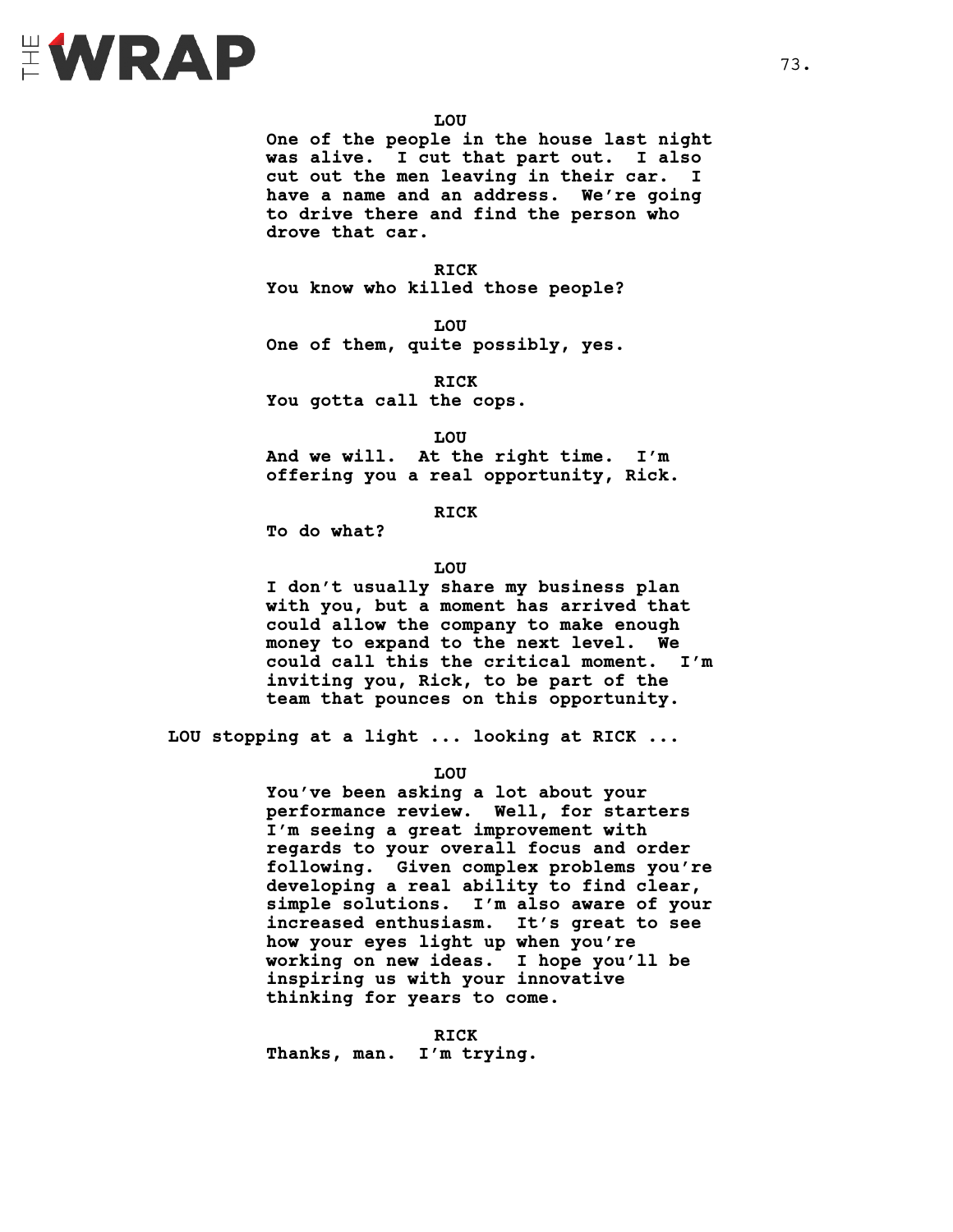**LOU**
**One of the people in the house last night was alive. I cut that part out. I also cut out the men leaving in their car. I have a name and an address. We're going to drive there and find the person who drove that car.**

**RICK**
**You know who killed those people?**

**LOU**
**One of them, quite possibly, yes.**

**RICK**
**You gotta call the cops.**

**LOU**
**And we will. At the right time. I'm offering you a real opportunity, Rick.**

**RICK**
**To do what?**

**LOU**
**I don't usually share my business plan with you, but a moment has arrived that could allow the company to make enough money to expand to the next level. We could call this the critical moment. I'm inviting you, Rick, to be part of the team that pounces on this opportunity.**

**LOU stopping at a light ... looking at RICK ...**

**LOU**
**You've been asking a lot about your performance review. Well, for starters I'm seeing a great improvement with regards to your overall focus and order following. Given complex problems you're developing a real ability to find clear, simple solutions. I'm also aware of your increased enthusiasm. It's great to see how your eyes light up when you're working on new ideas. I hope you'll be inspiring us with your innovative thinking for years to come.**

**RICK**
**Thanks, man. I'm trying.**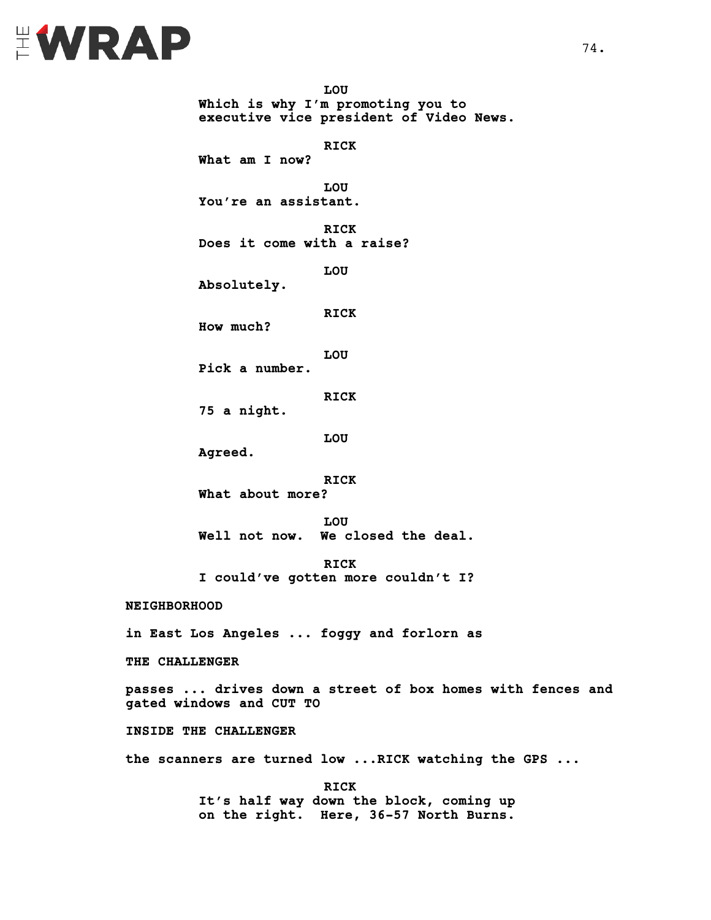**LOU**
**Which is why I'm promoting you to executive vice president of Video News.**

**RICK**
**What am I now?**

**LOU**
**You're an assistant.**

**RICK**
**Does it come with a raise?**

**LOU**
**Absolutely.**

**RICK**
**How much?**

**LOU**
**Pick a number.**

**RICK**
**75 a night.**

**LOU**
**Agreed.**

**RICK**
**What about more?**

**LOU**
**Well not now.  We closed the deal.**

**RICK**
**I could've gotten more couldn't I?**

**NEIGHBORHOOD**

**in East Los Angeles ... foggy and forlorn as**

**THE CHALLENGER**

**passes ... drives down a street of box homes with fences and gated windows and CUT TO**

**INSIDE THE CHALLENGER**

**the scanners are turned low ...RICK watching the GPS ...**

**RICK**
**It's half way down the block, coming up on the right.  Here, 36-57 North Burns.**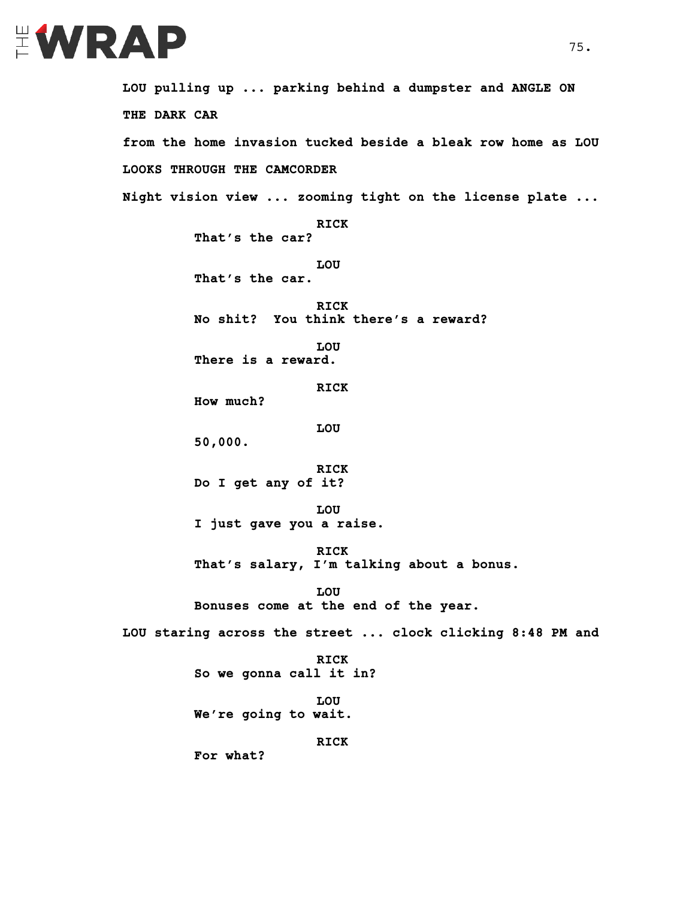**LOU pulling up ... parking behind a dumpster and ANGLE ON**

**THE DARK CAR**

**from the home invasion tucked beside a bleak row home as LOU**

**LOOKS THROUGH THE CAMCORDER**

**Night vision view ... zooming tight on the license plate ...**

**RICK**
**That's the car?**

**LOU**
**That's the car.**

**RICK**
**No shit? You think there's a reward?**

**LOU**
**There is a reward.**

**RICK**
**How much?**

**LOU**
**50,000.**

**RICK**
**Do I get any of it?**

**LOU**
**I just gave you a raise.**

**RICK**
**That's salary, I'm talking about a bonus.**

**LOU**
**Bonuses come at the end of the year.**

**LOU staring across the street ... clock clicking 8:48 PM and**

**RICK**
**So we gonna call it in?**

**LOU**
**We're going to wait.**

**RICK**
**For what?**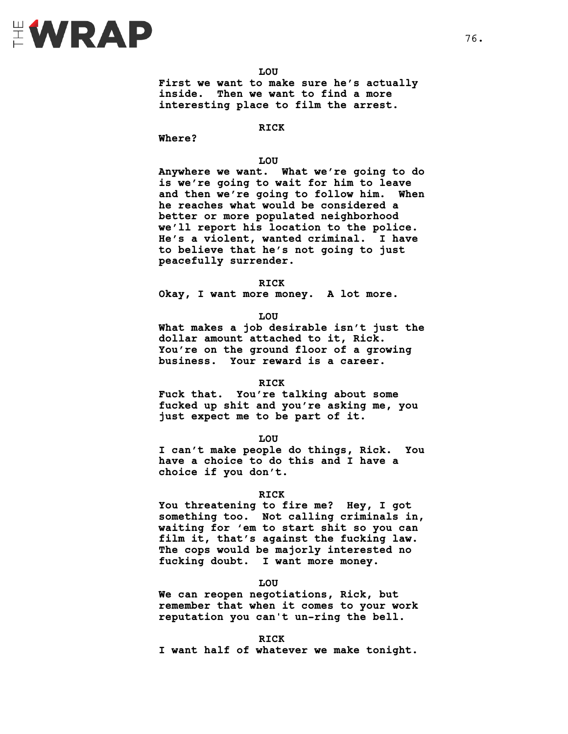**LOU**

**First we want to make sure he's actually inside. Then we want to find a more interesting place to film the arrest.**

**RICK**

**Where?**

**LOU**

**Anywhere we want. What we're going to do is we're going to wait for him to leave and then we're going to follow him. When he reaches what would be considered a better or more populated neighborhood we'll report his location to the police. He's a violent, wanted criminal. I have to believe that he's not going to just peacefully surrender.**

**RICK**

**Okay, I want more money. A lot more.**

**LOU**

**What makes a job desirable isn't just the dollar amount attached to it, Rick. You're on the ground floor of a growing business. Your reward is a career.**

**RICK**

**Fuck that. You're talking about some fucked up shit and you're asking me, you just expect me to be part of it.**

**LOU**

**I can't make people do things, Rick. You have a choice to do this and I have a choice if you don't.**

**RICK**

**You threatening to fire me? Hey, I got something too. Not calling criminals in, waiting for 'em to start shit so you can film it, that's against the fucking law. The cops would be majorly interested no fucking doubt. I want more money.**

**LOU**

**We can reopen negotiations, Rick, but remember that when it comes to your work reputation you can't un-ring the bell.**

**RICK**

**I want half of whatever we make tonight.**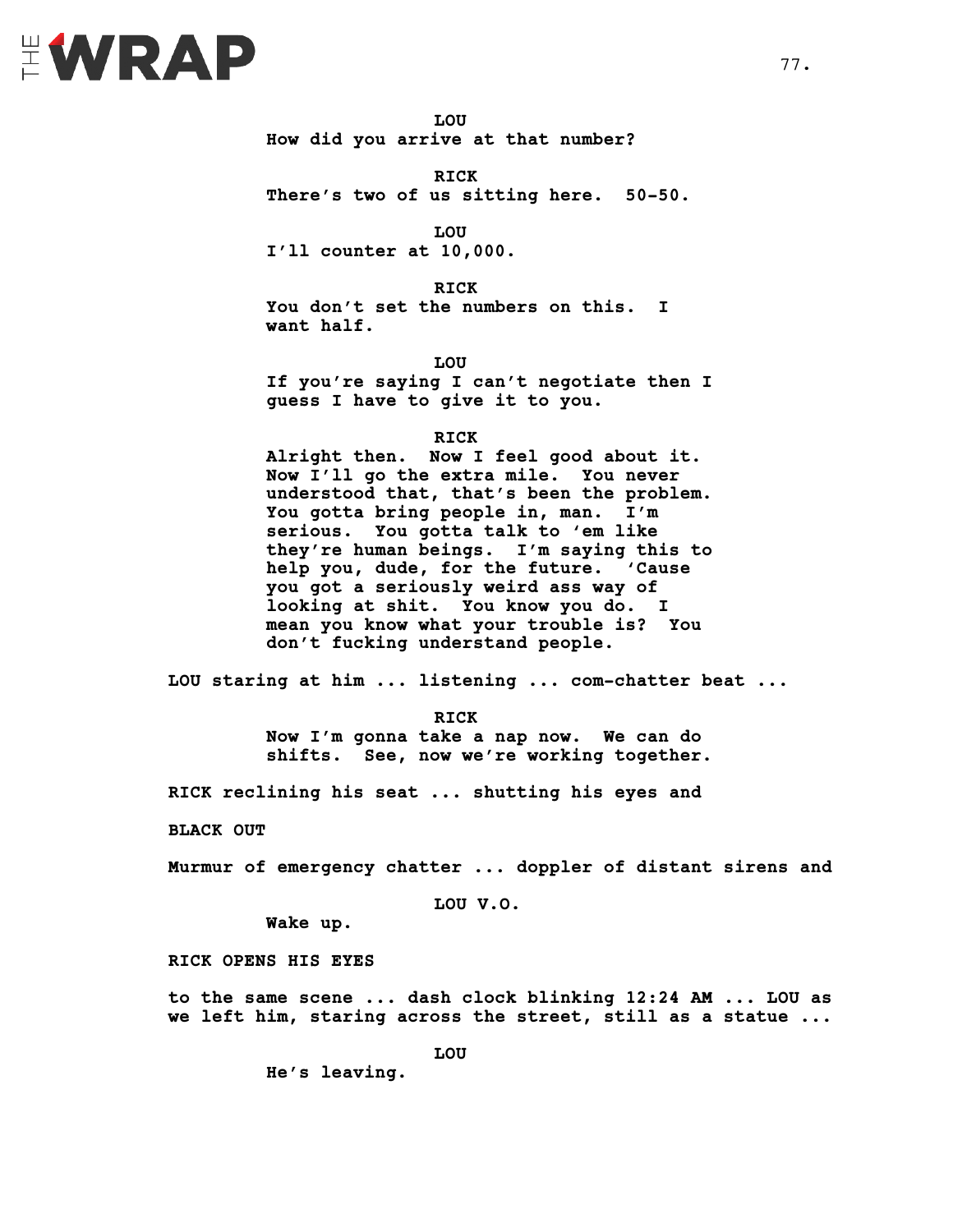**LOU**
**How did you arrive at that number?**

**RICK**
**There's two of us sitting here. 50-50.**

**LOU**
**I'll counter at 10,000.**

**RICK**
**You don't set the numbers on this. I want half.**

**LOU**
**If you're saying I can't negotiate then I guess I have to give it to you.**

**RICK**
**Alright then. Now I feel good about it. Now I'll go the extra mile. You never understood that, that's been the problem. You gotta bring people in, man. I'm serious. You gotta talk to 'em like they're human beings. I'm saying this to help you, dude, for the future. 'Cause you got a seriously weird ass way of looking at shit. You know you do. I mean you know what your trouble is? You don't fucking understand people.**

**LOU staring at him ... listening ... com-chatter beat ...**

**RICK**
**Now I'm gonna take a nap now. We can do shifts. See, now we're working together.**

**RICK reclining his seat ... shutting his eyes and**

**BLACK OUT**

**Murmur of emergency chatter ... doppler of distant sirens and**

**LOU V.O.**
**Wake up.**

**RICK OPENS HIS EYES**

**to the same scene ... dash clock blinking 12:24 AM ... LOU as we left him, staring across the street, still as a statue ...**

**LOU**
**He's leaving.**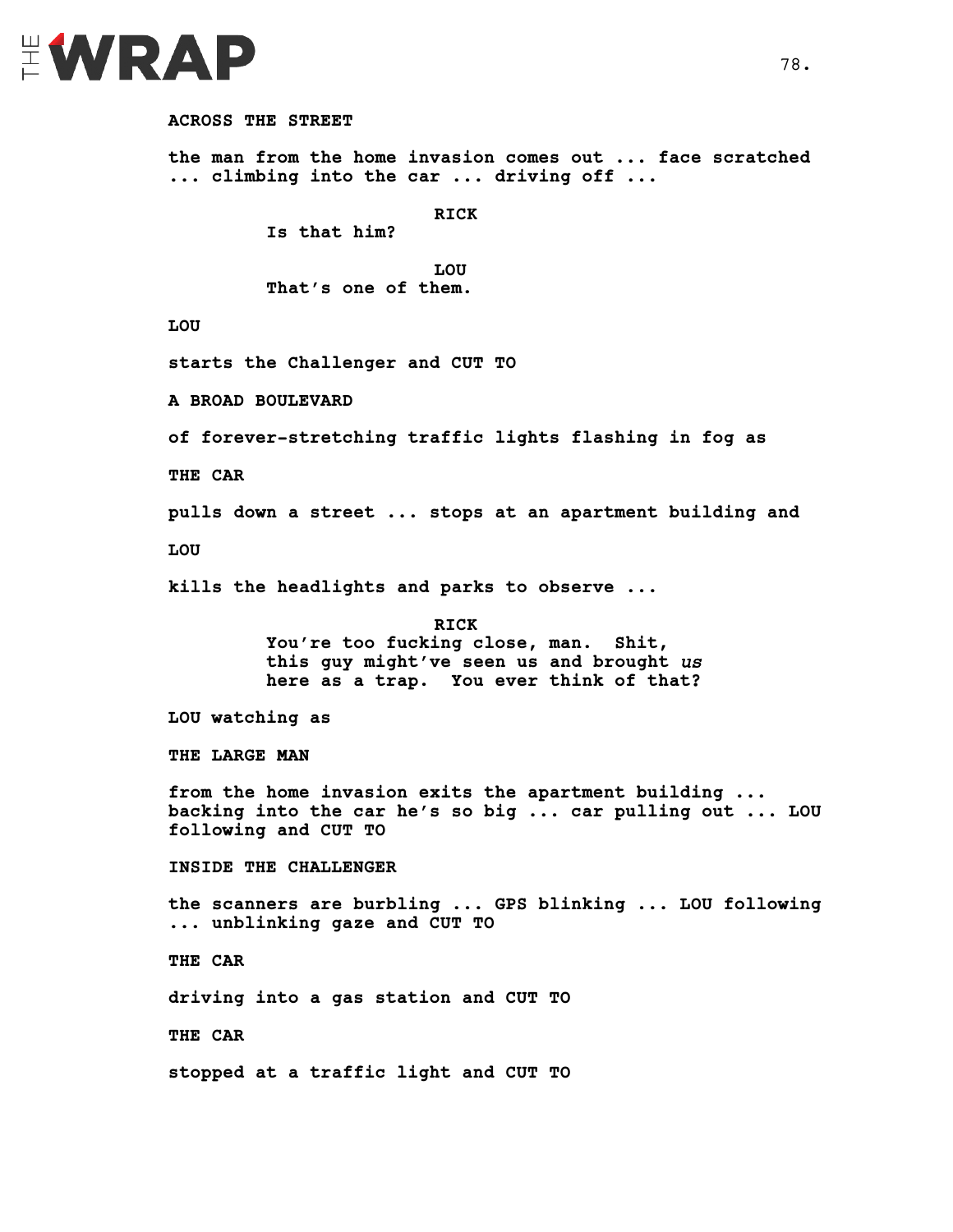ACROSS THE STREET

the man from the home invasion comes out ... face scratched ... climbing into the car ... driving off ...

RICK
Is that him?

LOU
That's one of them.

LOU

starts the Challenger and CUT TO

A BROAD BOULEVARD

of forever-stretching traffic lights flashing in fog as

THE CAR

pulls down a street ... stops at an apartment building and

LOU

kills the headlights and parks to observe ...

RICK
You're too fucking close, man. Shit, this guy might've seen us and brought *us* here as a trap. You ever think of that?

LOU watching as

THE LARGE MAN

from the home invasion exits the apartment building ... backing into the car he's so big ... car pulling out ... LOU following and CUT TO

INSIDE THE CHALLENGER

the scanners are burbling ... GPS blinking ... LOU following ... unblinking gaze and CUT TO

THE CAR

driving into a gas station and CUT TO

THE CAR

stopped at a traffic light and CUT TO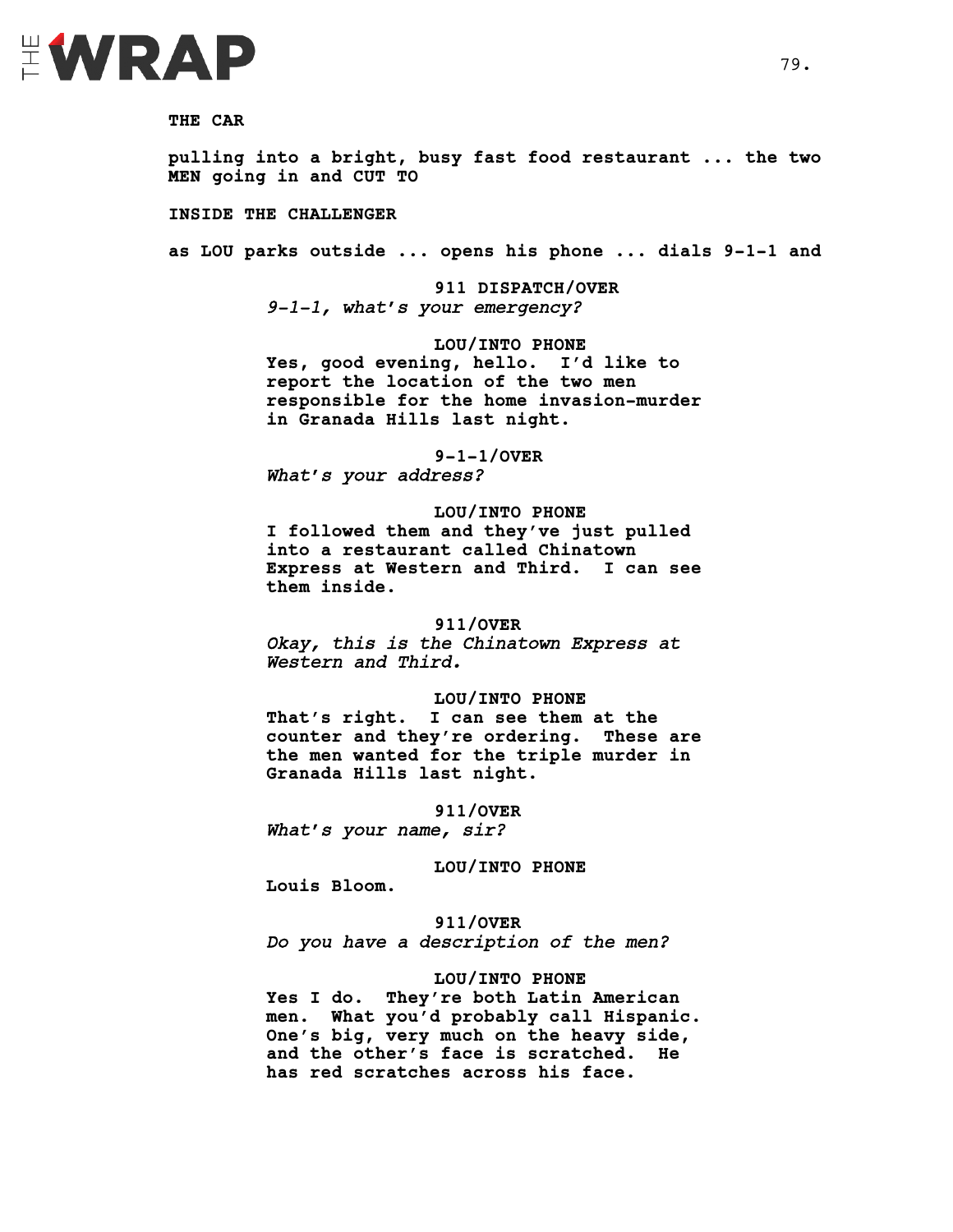**THE CAR**

**pulling into a bright, busy fast food restaurant ... the two MEN going in and CUT TO**

**INSIDE THE CHALLENGER**

**as LOU parks outside ... opens his phone ... dials 9-1-1 and**

**911 DISPATCH/OVER**
*9-1-1, what's your emergency?*

**LOU/INTO PHONE**
**Yes, good evening, hello. I'd like to report the location of the two men responsible for the home invasion-murder in Granada Hills last night.**

**9-1-1/OVER**
*What's your address?*

**LOU/INTO PHONE**
**I followed them and they've just pulled into a restaurant called Chinatown Express at Western and Third. I can see them inside.**

**911/OVER**
*Okay, this is the Chinatown Express at Western and Third.*

**LOU/INTO PHONE**
**That's right. I can see them at the counter and they're ordering. These are the men wanted for the triple murder in Granada Hills last night.**

**911/OVER**
*What's your name, sir?*

**LOU/INTO PHONE**
**Louis Bloom.**

**911/OVER**
*Do you have a description of the men?*

**LOU/INTO PHONE**
**Yes I do. They're both Latin American men. What you'd probably call Hispanic. One's big, very much on the heavy side, and the other's face is scratched. He has red scratches across his face.**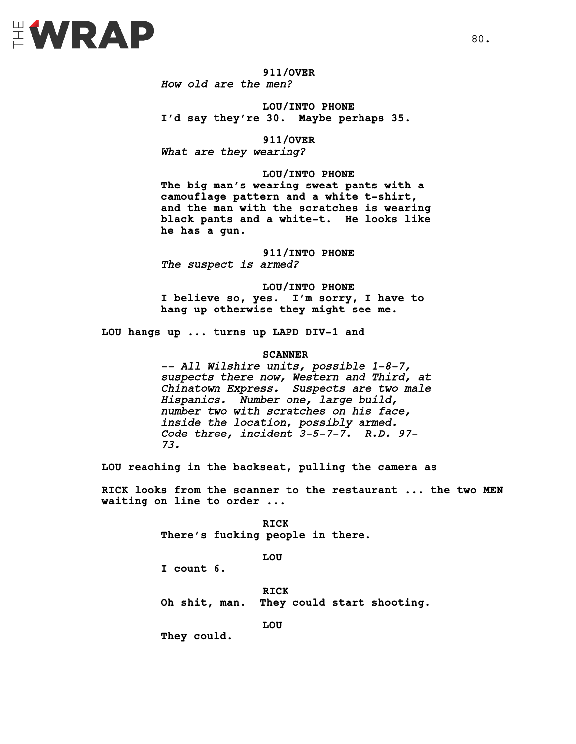**911/OVER**

*How old are the men?*

**LOU/INTO PHONE**

**I'd say they're 30. Maybe perhaps 35.**

**911/OVER**

*What are they wearing?*

**LOU/INTO PHONE**

**The big man's wearing sweat pants with a camouflage pattern and a white t-shirt, and the man with the scratches is wearing black pants and a white-t. He looks like he has a gun.**

**911/INTO PHONE**

*The suspect is armed?*

**LOU/INTO PHONE**

**I believe so, yes. I'm sorry, I have to hang up otherwise they might see me.**

**LOU hangs up ... turns up LAPD DIV-1 and**

**SCANNER**

*-- All Wilshire units, possible 1-8-7, suspects there now, Western and Third, at Chinatown Express. Suspects are two male Hispanics. Number one, large build, number two with scratches on his face, inside the location, possibly armed. Code three, incident 3-5-7-7. R.D. 97-73.*

**LOU reaching in the backseat, pulling the camera as**

**RICK looks from the scanner to the restaurant ... the two MEN waiting on line to order ...**

**RICK**

**There's fucking people in there.**

**LOU**

**I count 6.**

**RICK**

**Oh shit, man. They could start shooting.**

**LOU**

**They could.**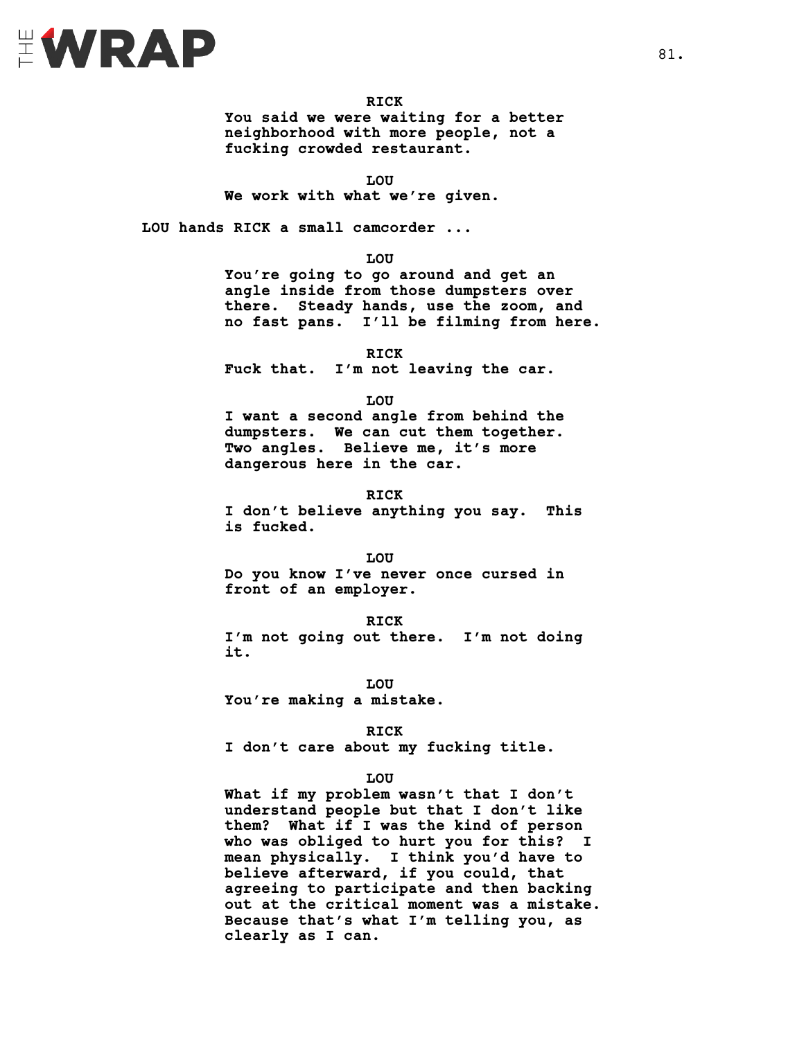RICK

You said we were waiting for a better neighborhood with more people, not a fucking crowded restaurant.

LOU

We work with what we're given.

LOU hands RICK a small camcorder ...

LOU

You're going to go around and get an angle inside from those dumpsters over there. Steady hands, use the zoom, and no fast pans. I'll be filming from here.

RICK

Fuck that. I'm not leaving the car.

LOU

I want a second angle from behind the dumpsters. We can cut them together. Two angles. Believe me, it's more dangerous here in the car.

RICK

I don't believe anything you say. This is fucked.

LOU

Do you know I've never once cursed in front of an employer.

RICK

I'm not going out there. I'm not doing it.

LOU

You're making a mistake.

RICK

I don't care about my fucking title.

LOU

What if my problem wasn't that I don't understand people but that I don't like them? What if I was the kind of person who was obliged to hurt you for this? I mean physically. I think you'd have to believe afterward, if you could, that agreeing to participate and then backing out at the critical moment was a mistake. Because that's what I'm telling you, as clearly as I can.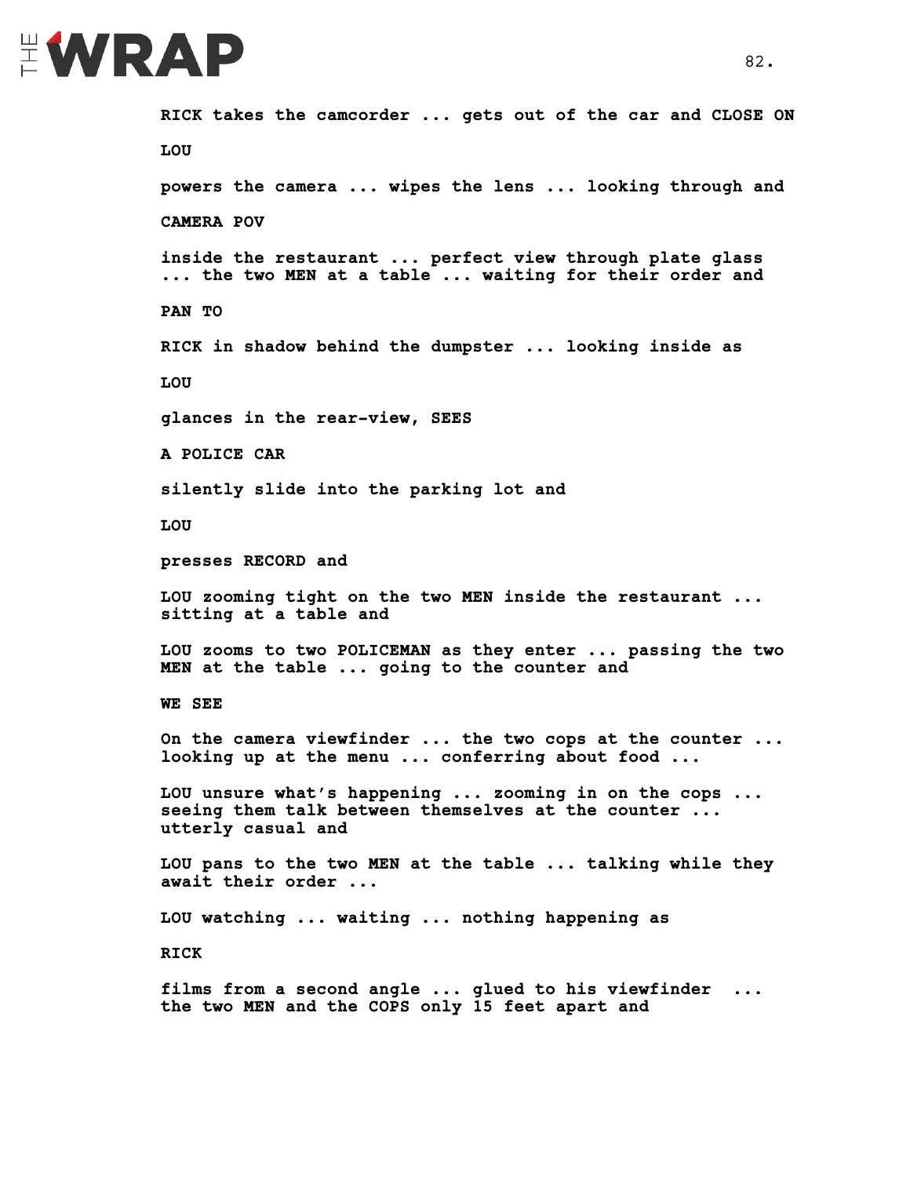**RICK takes the camcorder ... gets out of the car and CLOSE ON**

**LOU**

**powers the camera ... wipes the lens ... looking through and**

**CAMERA POV**

**inside the restaurant ... perfect view through plate glass ... the two MEN at a table ... waiting for their order and**

**PAN TO**

**RICK in shadow behind the dumpster ... looking inside as**

**LOU**

**glances in the rear-view, SEES**

**A POLICE CAR**

**silently slide into the parking lot and**

**LOU**

**presses RECORD and**

**LOU zooming tight on the two MEN inside the restaurant ... sitting at a table and**

**LOU zooms to two POLICEMAN as they enter ... passing the two MEN at the table ... going to the counter and**

**WE SEE**

**On the camera viewfinder ... the two cops at the counter ... looking up at the menu ... conferring about food ...**

**LOU unsure what's happening ... zooming in on the cops ... seeing them talk between themselves at the counter ... utterly casual and**

**LOU pans to the two MEN at the table ... talking while they await their order ...**

**LOU watching ... waiting ... nothing happening as**

**RICK**

**films from a second angle ... glued to his viewfinder ... the two MEN and the COPS only 15 feet apart and**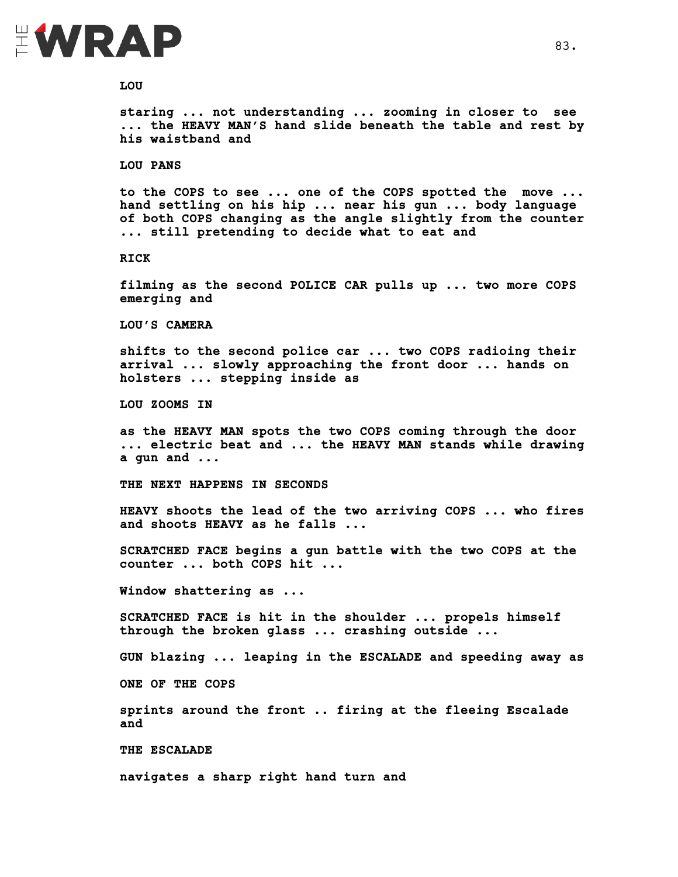**LOU**

**staring ... not understanding ... zooming in closer to  see ... the HEAVY MAN'S hand slide beneath the table and rest by his waistband and**

**LOU PANS**

**to the COPS to see ... one of the COPS spotted the  move ... hand settling on his hip ... near his gun ... body language of both COPS changing as the angle slightly from the counter ... still pretending to decide what to eat and**

**RICK**

**filming as the second POLICE CAR pulls up ... two more COPS emerging and**

**LOU'S CAMERA**

**shifts to the second police car ... two COPS radioing their arrival ... slowly approaching the front door ... hands on holsters ... stepping inside as**

**LOU ZOOMS IN**

**as the HEAVY MAN spots the two COPS coming through the door ... electric beat and ... the HEAVY MAN stands while drawing a gun and ...**

**THE NEXT HAPPENS IN SECONDS**

**HEAVY shoots the lead of the two arriving COPS ... who fires and shoots HEAVY as he falls ...**

**SCRATCHED FACE begins a gun battle with the two COPS at the counter ... both COPS hit ...**

**Window shattering as ...**

**SCRATCHED FACE is hit in the shoulder ... propels himself through the broken glass ... crashing outside ...**

**GUN blazing ... leaping in the ESCALADE and speeding away as**

**ONE OF THE COPS**

**sprints around the front .. firing at the fleeing Escalade and**

**THE ESCALADE**

**navigates a sharp right hand turn and**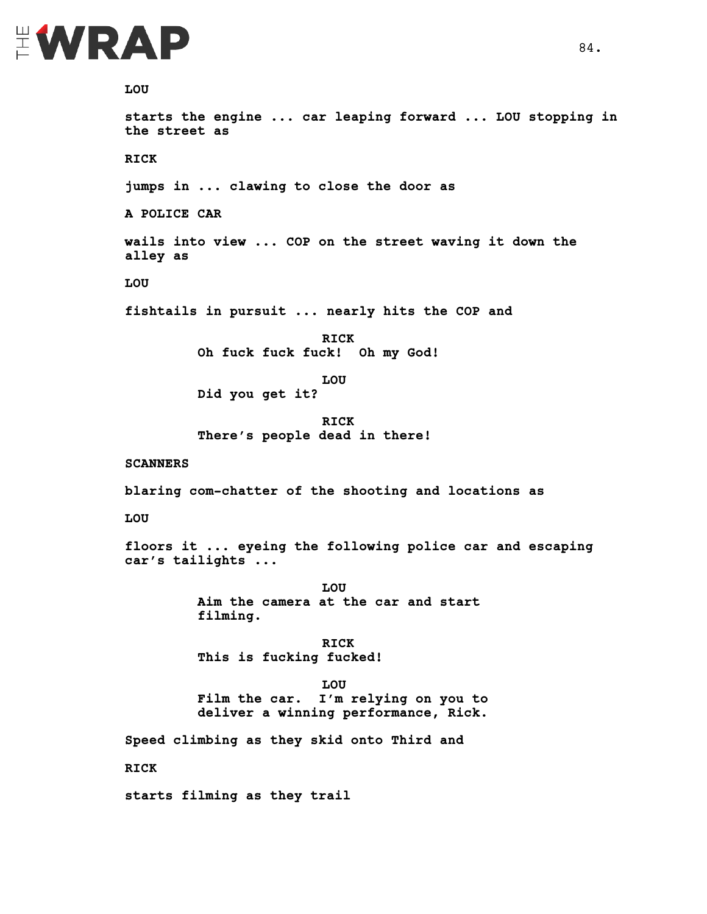**LOU**

**starts the engine ... car leaping forward ... LOU stopping in the street as**

**RICK**

**jumps in ... clawing to close the door as**

**A POLICE CAR**

**wails into view ... COP on the street waving it down the alley as**

**LOU**

**fishtails in pursuit ... nearly hits the COP and**

**RICK**
**Oh fuck fuck fuck! Oh my God!**

**LOU**
**Did you get it?**

**RICK**
**There's people dead in there!**

**SCANNERS**

**blaring com-chatter of the shooting and locations as**

**LOU**

**floors it ... eyeing the following police car and escaping car's tailights ...**

**LOU**
**Aim the camera at the car and start filming.**

**RICK**
**This is fucking fucked!**

**LOU**
**Film the car. I'm relying on you to deliver a winning performance, Rick.**

**Speed climbing as they skid onto Third and**

**RICK**

**starts filming as they trail**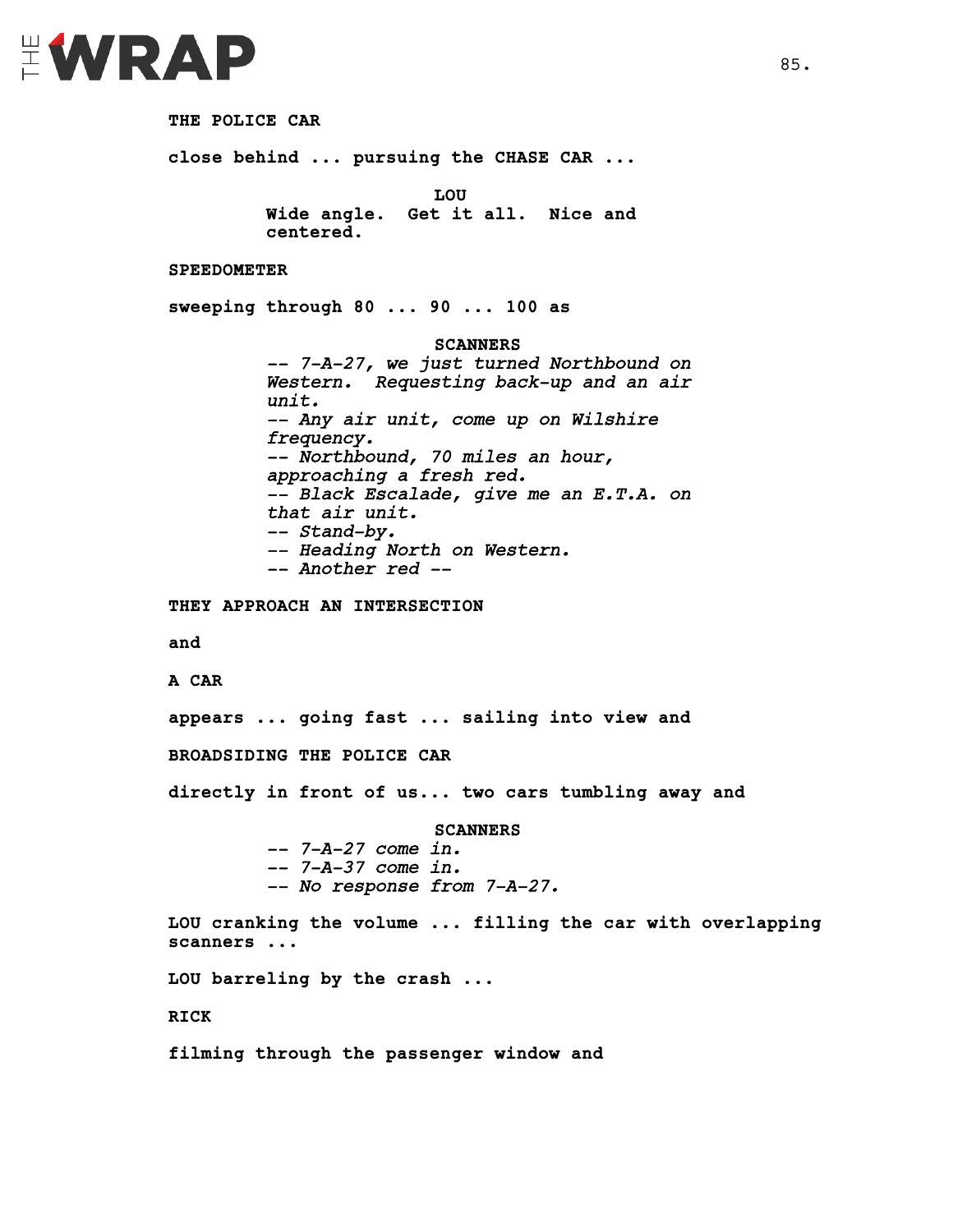**THE POLICE CAR**

**close behind ... pursuing the CHASE CAR ...**

**LOU**
**Wide angle. Get it all. Nice and centered.**

**SPEEDOMETER**

**sweeping through 80 ... 90 ... 100 as**

**SCANNERS**
***-- 7-A-27, we just turned Northbound on Western. Requesting back-up and an air unit.***
***-- Any air unit, come up on Wilshire frequency.***
***-- Northbound, 70 miles an hour, approaching a fresh red.***
***-- Black Escalade, give me an E.T.A. on that air unit.***
***-- Stand-by.***
***-- Heading North on Western.***
***-- Another red --***

**THEY APPROACH AN INTERSECTION**

**and**

**A CAR**

**appears ... going fast ... sailing into view and**

**BROADSIDING THE POLICE CAR**

**directly in front of us... two cars tumbling away and**

**SCANNERS**
***-- 7-A-27 come in.***
***-- 7-A-37 come in.***
***-- No response from 7-A-27.***

**LOU cranking the volume ... filling the car with overlapping scanners ...**

**LOU barreling by the crash ...**

**RICK**

**filming through the passenger window and**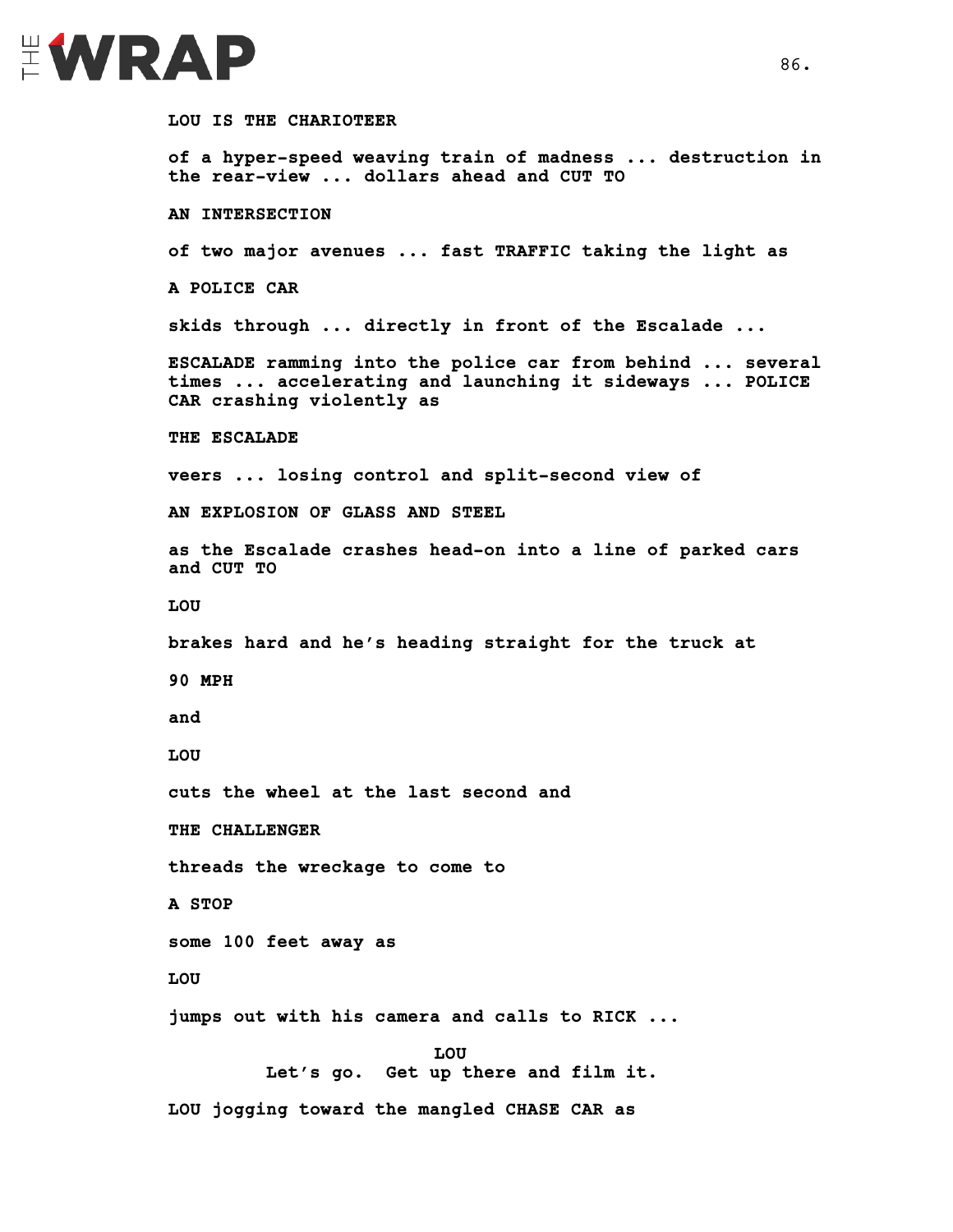**LOU IS THE CHARIOTEER**

**of a hyper-speed weaving train of madness ... destruction in the rear-view ... dollars ahead and CUT TO**

**AN INTERSECTION**

**of two major avenues ... fast TRAFFIC taking the light as**

**A POLICE CAR**

**skids through ... directly in front of the Escalade ...**

**ESCALADE ramming into the police car from behind ... several times ... accelerating and launching it sideways ... POLICE CAR crashing violently as**

**THE ESCALADE**

**veers ... losing control and split-second view of**

**AN EXPLOSION OF GLASS AND STEEL**

**as the Escalade crashes head-on into a line of parked cars and CUT TO**

**LOU**

**brakes hard and he's heading straight for the truck at**

**90 MPH**

**and**

**LOU**

**cuts the wheel at the last second and**

**THE CHALLENGER**

**threads the wreckage to come to**

**A STOP**

**some 100 feet away as**

**LOU**

**jumps out with his camera and calls to RICK ...**

**LOU**
**Let's go. Get up there and film it.**

**LOU jogging toward the mangled CHASE CAR as**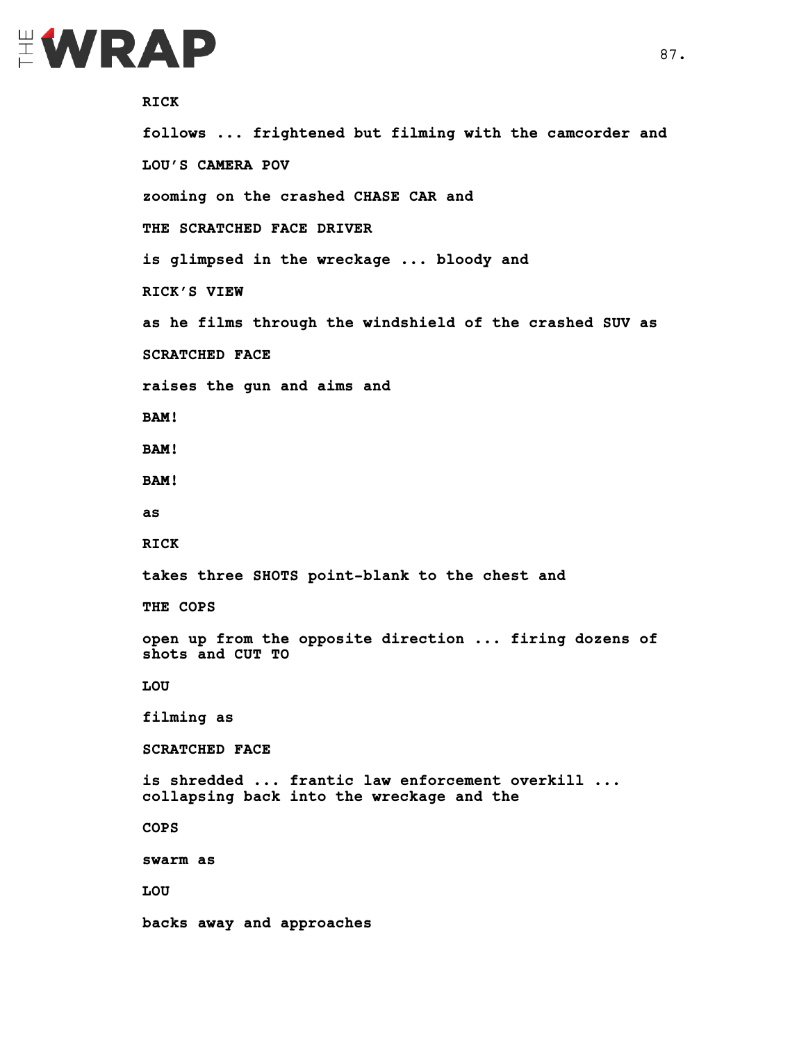**RICK**

**follows ... frightened but filming with the camcorder and**

**LOU'S CAMERA POV**

**zooming on the crashed CHASE CAR and**

**THE SCRATCHED FACE DRIVER**

**is glimpsed in the wreckage ... bloody and**

**RICK'S VIEW**

**as he films through the windshield of the crashed SUV as**

**SCRATCHED FACE**

**raises the gun and aims and**

**BAM!**

**BAM!**

**BAM!**

**as**

**RICK**

**takes three SHOTS point-blank to the chest and**

**THE COPS**

**open up from the opposite direction ... firing dozens of shots and CUT TO**

**LOU**

**filming as**

**SCRATCHED FACE**

**is shredded ... frantic law enforcement overkill ... collapsing back into the wreckage and the**

**COPS**

**swarm as**

**LOU**

**backs away and approaches**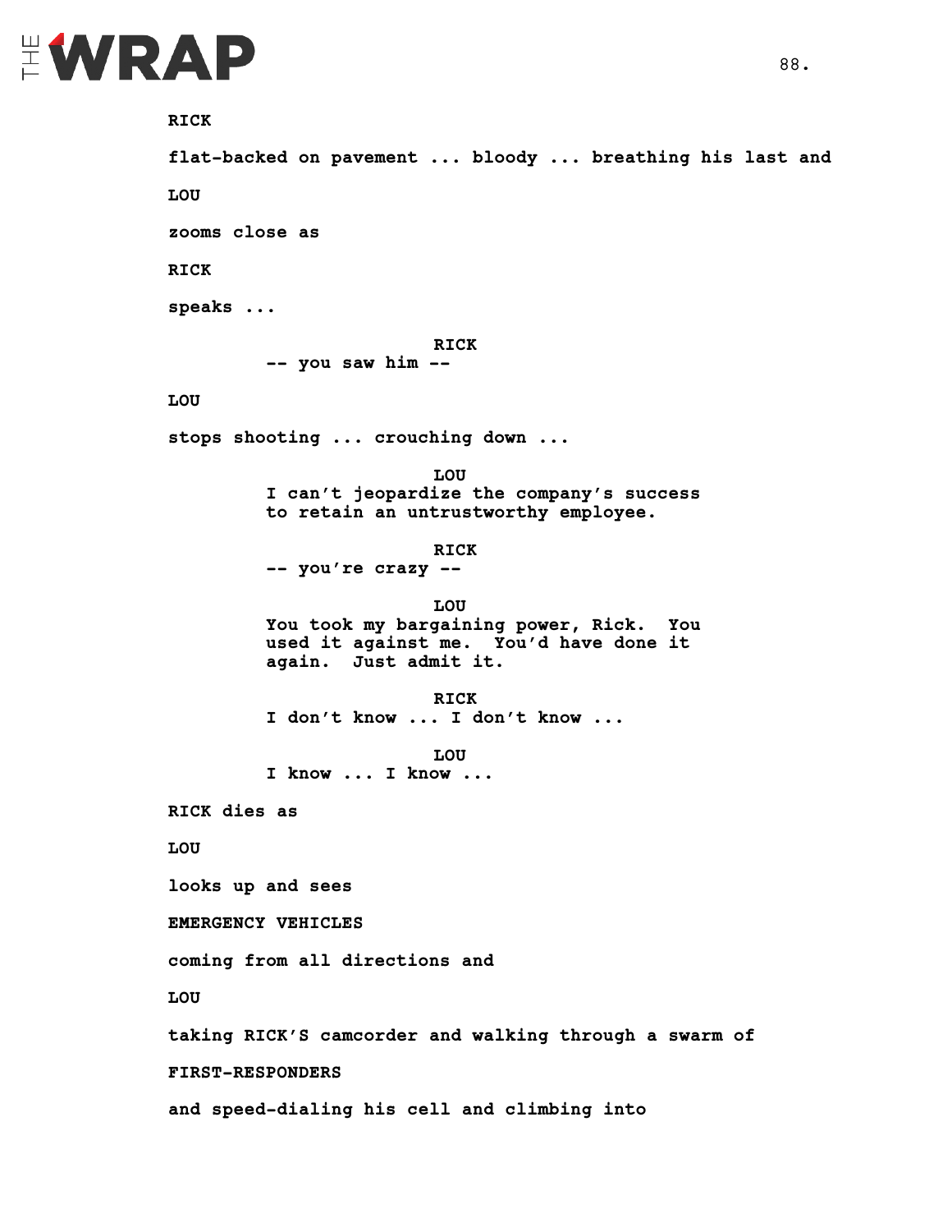**RICK**

**flat-backed on pavement ... bloody ... breathing his last and**

**LOU**

**zooms close as**

**RICK**

**speaks ...**

**RICK**
**-- you saw him --**

**LOU**

**stops shooting ... crouching down ...**

**LOU**
**I can't jeopardize the company's success to retain an untrustworthy employee.**

**RICK**
**-- you're crazy --**

**LOU**
**You took my bargaining power, Rick. You used it against me. You'd have done it again. Just admit it.**

**RICK**
**I don't know ... I don't know ...**

**LOU**
**I know ... I know ...**

**RICK dies as**

**LOU**

**looks up and sees**

**EMERGENCY VEHICLES**

**coming from all directions and**

**LOU**

**taking RICK'S camcorder and walking through a swarm of**

**FIRST-RESPONDERS**

**and speed-dialing his cell and climbing into**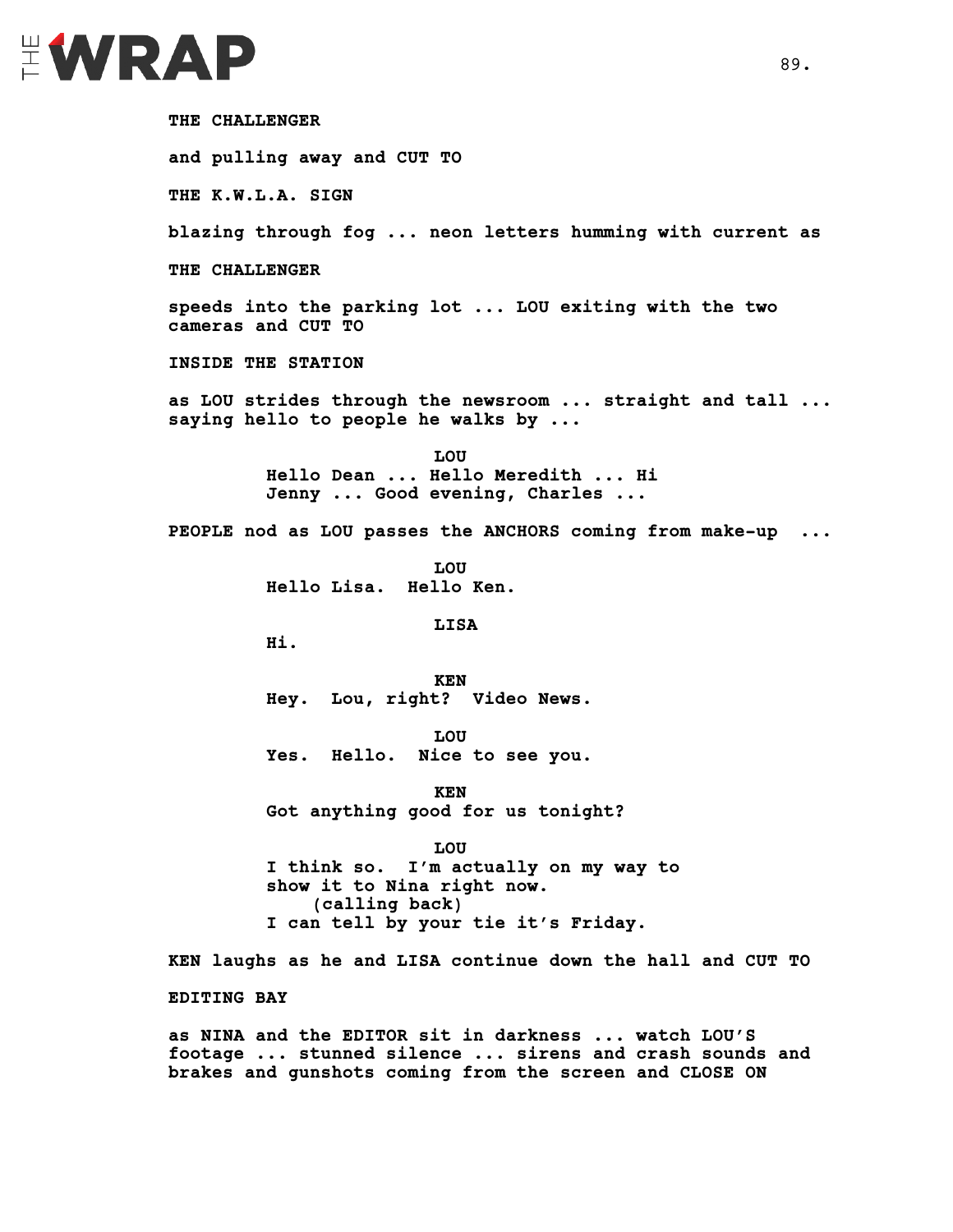**THE CHALLENGER**

**and pulling away and CUT TO**

**THE K.W.L.A. SIGN**

**blazing through fog ... neon letters humming with current as**

**THE CHALLENGER**

**speeds into the parking lot ... LOU exiting with the two cameras and CUT TO**

**INSIDE THE STATION**

**as LOU strides through the newsroom ... straight and tall ... saying hello to people he walks by ...**

**LOU**
**Hello Dean ... Hello Meredith ... Hi Jenny ... Good evening, Charles ...**

**PEOPLE nod as LOU passes the ANCHORS coming from make-up ...**

**LOU**
**Hello Lisa. Hello Ken.**

**LISA**
**Hi.**

**KEN**
**Hey. Lou, right? Video News.**

**LOU**
**Yes. Hello. Nice to see you.**

**KEN**
**Got anything good for us tonight?**

**LOU**
**I think so. I'm actually on my way to show it to Nina right now.**
**(calling back)**
**I can tell by your tie it's Friday.**

**KEN laughs as he and LISA continue down the hall and CUT TO**

**EDITING BAY**

**as NINA and the EDITOR sit in darkness ... watch LOU'S footage ... stunned silence ... sirens and crash sounds and brakes and gunshots coming from the screen and CLOSE ON**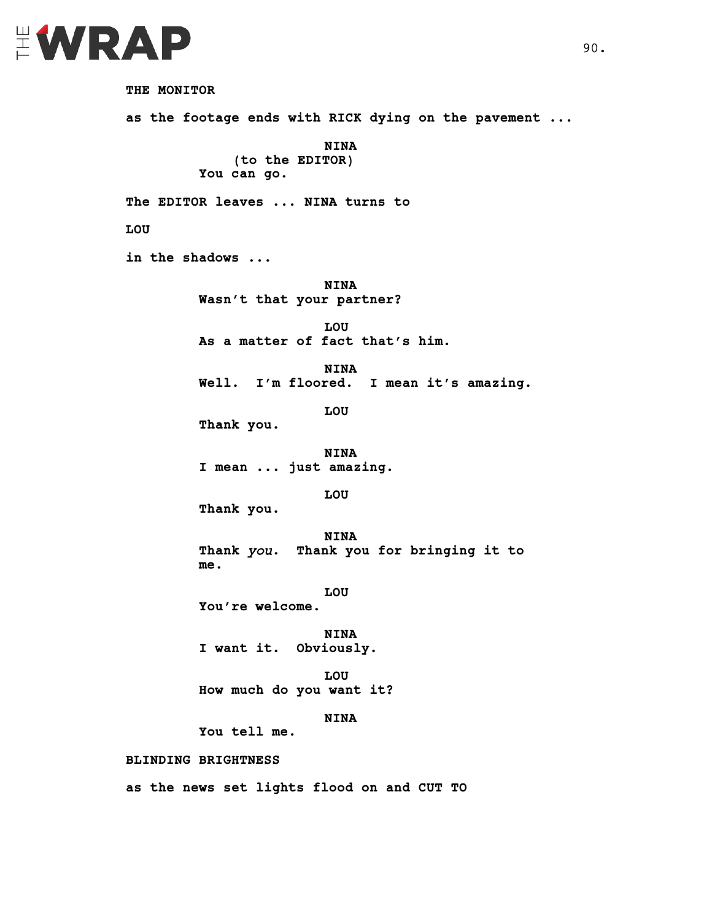**THE MONITOR**

**as the footage ends with RICK dying on the pavement ...**

**NINA**
**(to the EDITOR)**
**You can go.**

**The EDITOR leaves ... NINA turns to**

**LOU**

**in the shadows ...**

**NINA**
**Wasn't that your partner?**

**LOU**
**As a matter of fact that's him.**

**NINA**
**Well. I'm floored. I mean it's amazing.**

**LOU**
**Thank you.**

**NINA**
**I mean ... just amazing.**

**LOU**
**Thank you.**

**NINA**
**Thank *you*. Thank you for bringing it to me.**

**LOU**
**You're welcome.**

**NINA**
**I want it. Obviously.**

**LOU**
**How much do you want it?**

**NINA**
**You tell me.**

**BLINDING BRIGHTNESS**

**as the news set lights flood on and CUT TO**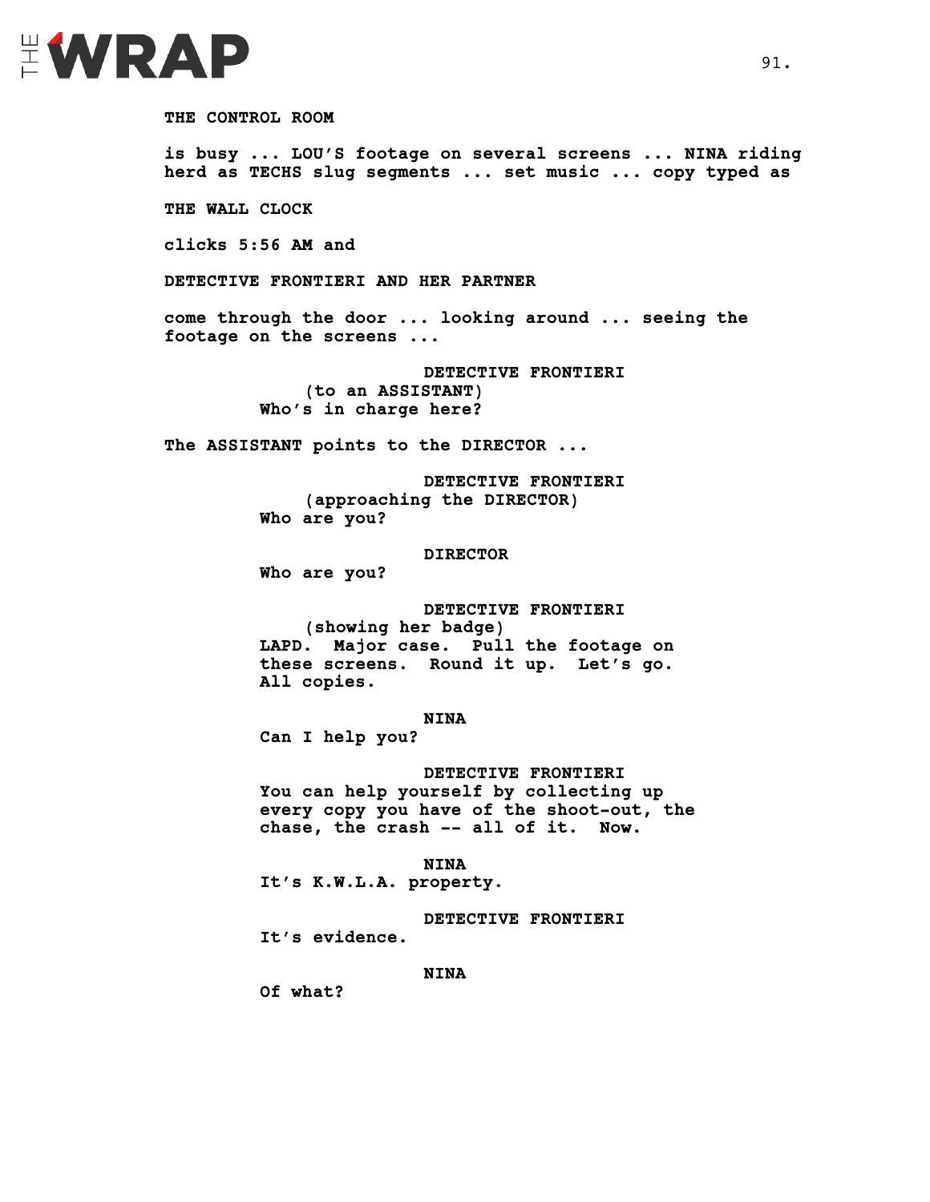**THE CONTROL ROOM**

**is busy ... LOU'S footage on several screens ... NINA riding herd as TECHS slug segments ... set music ... copy typed as**

**THE WALL CLOCK**

**clicks 5:56 AM and**

**DETECTIVE FRONTIERI AND HER PARTNER**

**come through the door ... looking around ... seeing the footage on the screens ...**

**DETECTIVE FRONTIERI**
**(to an ASSISTANT)**
**Who's in charge here?**

**The ASSISTANT points to the DIRECTOR ...**

**DETECTIVE FRONTIERI**
**(approaching the DIRECTOR)**
**Who are you?**

**DIRECTOR**
**Who are you?**

**DETECTIVE FRONTIERI**
**(showing her badge)**
**LAPD. Major case. Pull the footage on these screens. Round it up. Let's go. All copies.**

**NINA**
**Can I help you?**

**DETECTIVE FRONTIERI**
**You can help yourself by collecting up every copy you have of the shoot-out, the chase, the crash -- all of it. Now.**

**NINA**
**It's K.W.L.A. property.**

**DETECTIVE FRONTIERI**
**It's evidence.**

**NINA**
**Of what?**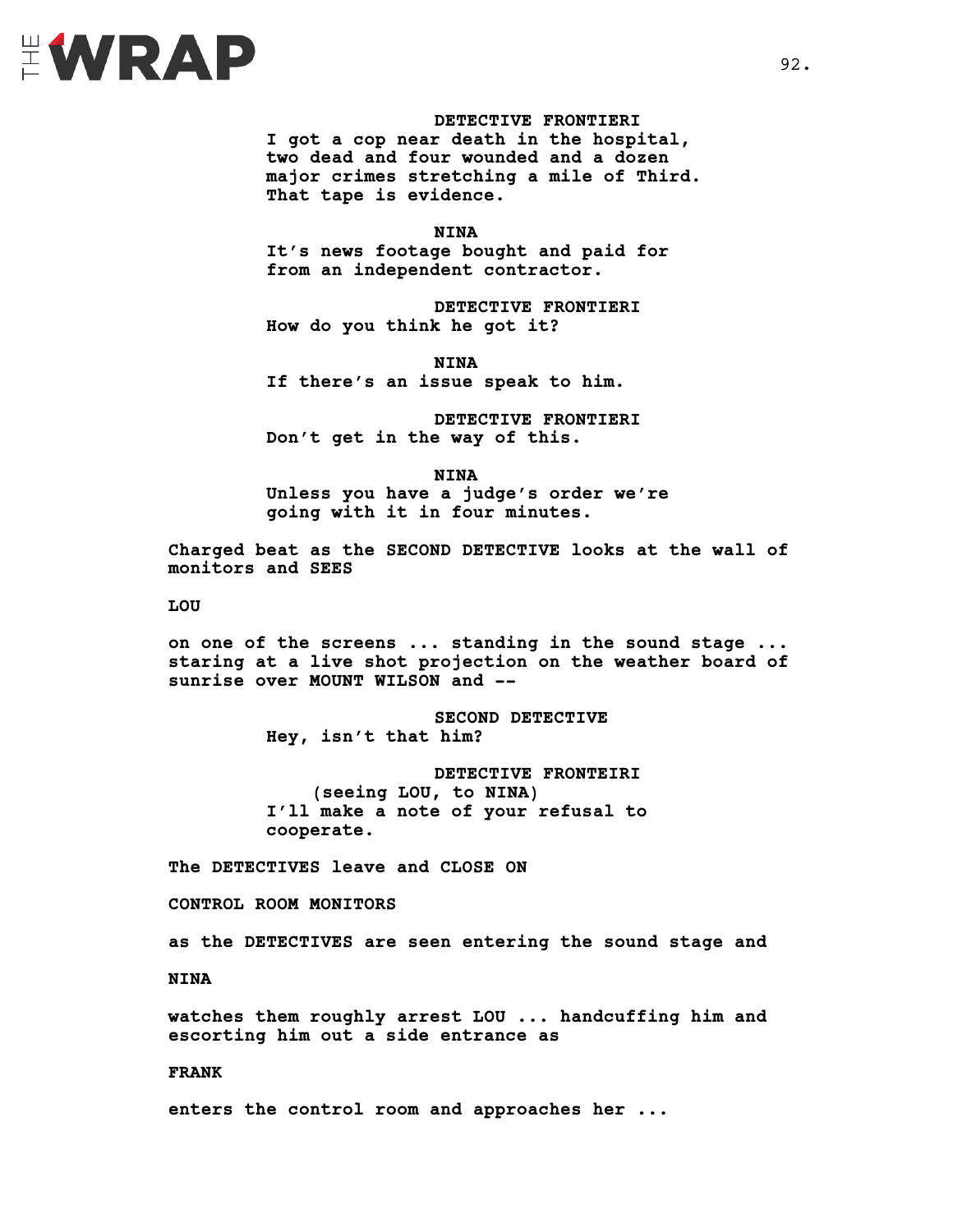**DETECTIVE FRONTIERI**
**I got a cop near death in the hospital, two dead and four wounded and a dozen major crimes stretching a mile of Third. That tape is evidence.**

**NINA**
**It's news footage bought and paid for from an independent contractor.**

**DETECTIVE FRONTIERI**
**How do you think he got it?**

**NINA**
**If there's an issue speak to him.**

**DETECTIVE FRONTIERI**
**Don't get in the way of this.**

**NINA**
**Unless you have a judge's order we're going with it in four minutes.**

**Charged beat as the SECOND DETECTIVE looks at the wall of monitors and SEES**

**LOU**

**on one of the screens ... standing in the sound stage ... staring at a live shot projection on the weather board of sunrise over MOUNT WILSON and --**

**SECOND DETECTIVE**
**Hey, isn't that him?**

**DETECTIVE FRONTEIRI**
**(seeing LOU, to NINA)**
**I'll make a note of your refusal to cooperate.**

**The DETECTIVES leave and CLOSE ON**

**CONTROL ROOM MONITORS**

**as the DETECTIVES are seen entering the sound stage and**

**NINA**

**watches them roughly arrest LOU ... handcuffing him and escorting him out a side entrance as**

**FRANK**

**enters the control room and approaches her ...**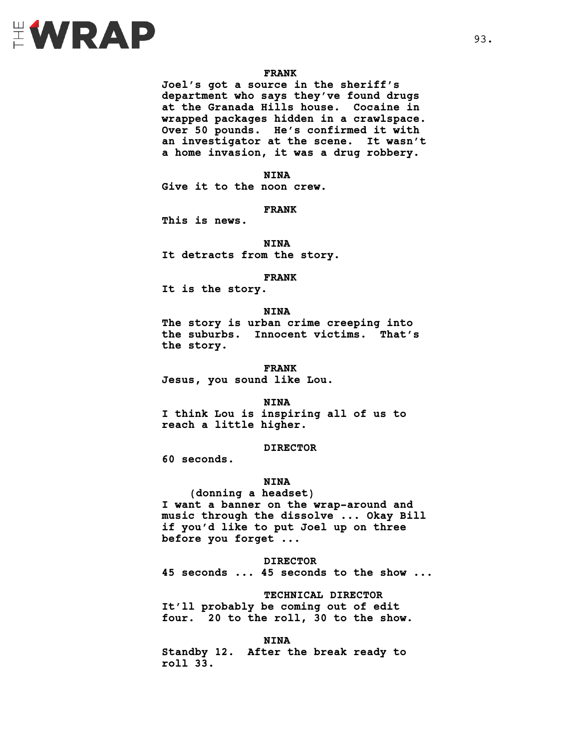**FRANK**

Joel's got a source in the sheriff's department who says they've found drugs at the Granada Hills house. Cocaine in wrapped packages hidden in a crawlspace. Over 50 pounds. He's confirmed it with an investigator at the scene. It wasn't a home invasion, it was a drug robbery.

**NINA**

Give it to the noon crew.

**FRANK**

This is news.

**NINA**

It detracts from the story.

**FRANK**

It is the story.

**NINA**

The story is urban crime creeping into the suburbs. Innocent victims. That's the story.

**FRANK**

Jesus, you sound like Lou.

**NINA**

I think Lou is inspiring all of us to reach a little higher.

**DIRECTOR**

60 seconds.

**NINA**

(donning a headset)

I want a banner on the wrap-around and music through the dissolve ... Okay Bill if you'd like to put Joel up on three before you forget ...

**DIRECTOR**

45 seconds ... 45 seconds to the show ...

**TECHNICAL DIRECTOR**

It'll probably be coming out of edit four. 20 to the roll, 30 to the show.

**NINA**

Standby 12. After the break ready to roll 33.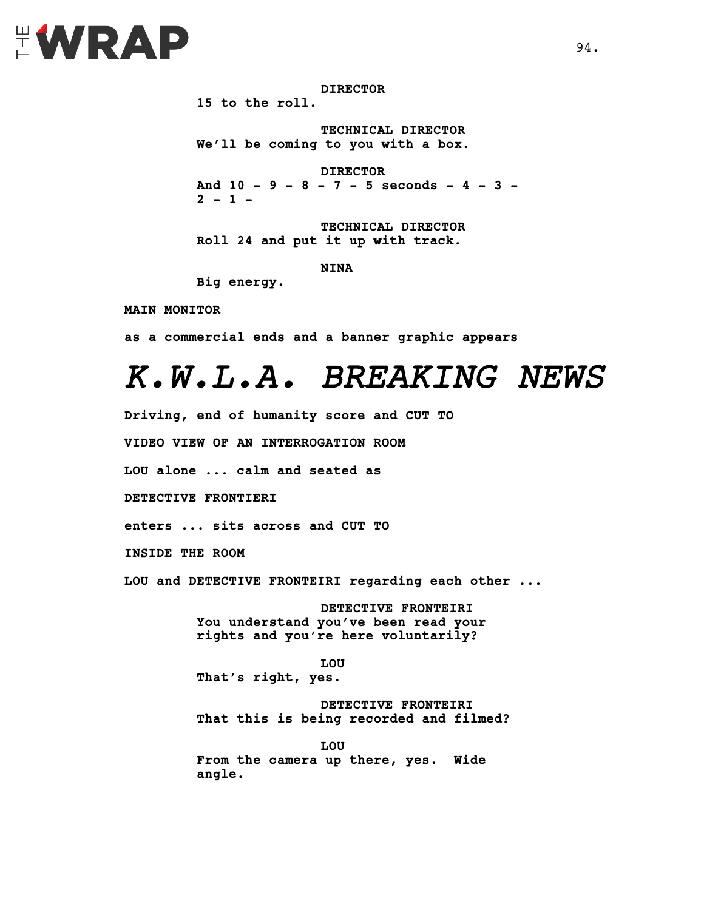**DIRECTOR**
15 to the roll.

**TECHNICAL DIRECTOR**
We'll be coming to you with a box.

**DIRECTOR**
And 10 - 9 - 8 - 7 - 5 seconds - 4 - 3 - 2 - 1 -

**TECHNICAL DIRECTOR**
Roll 24 and put it up with track.

**NINA**
Big energy.

**MAIN MONITOR**

as a commercial ends and a banner graphic appears

# *K.W.L.A. BREAKING NEWS*

Driving, end of humanity score and CUT TO

VIDEO VIEW OF AN INTERROGATION ROOM

LOU alone ... calm and seated as

DETECTIVE FRONTIERI

enters ... sits across and CUT TO

INSIDE THE ROOM

LOU and DETECTIVE FRONTEIRI regarding each other ...

**DETECTIVE FRONTEIRI**
You understand you've been read your rights and you're here voluntarily?

**LOU**
That's right, yes.

**DETECTIVE FRONTEIRI**
That this is being recorded and filmed?

**LOU**
From the camera up there, yes. Wide angle.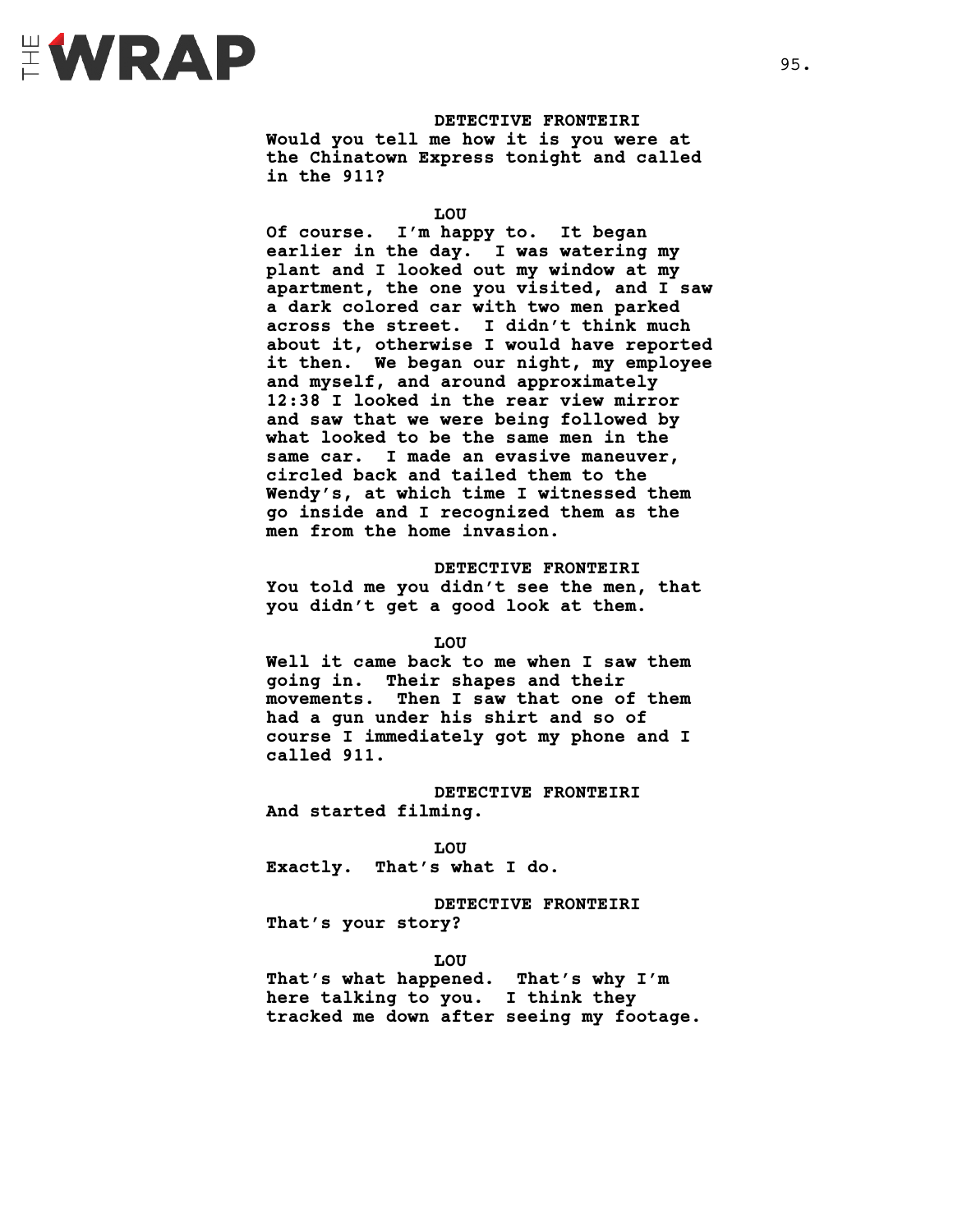**DETECTIVE FRONTEIRI**
Would you tell me how it is you were at the Chinatown Express tonight and called in the 911?

**LOU**
Of course. I'm happy to. It began earlier in the day. I was watering my plant and I looked out my window at my apartment, the one you visited, and I saw a dark colored car with two men parked across the street. I didn't think much about it, otherwise I would have reported it then. We began our night, my employee and myself, and around approximately 12:38 I looked in the rear view mirror and saw that we were being followed by what looked to be the same men in the same car. I made an evasive maneuver, circled back and tailed them to the Wendy's, at which time I witnessed them go inside and I recognized them as the men from the home invasion.

**DETECTIVE FRONTEIRI**
You told me you didn't see the men, that you didn't get a good look at them.

**LOU**
Well it came back to me when I saw them going in. Their shapes and their movements. Then I saw that one of them had a gun under his shirt and so of course I immediately got my phone and I called 911.

**DETECTIVE FRONTEIRI**
And started filming.

**LOU**
Exactly. That's what I do.

**DETECTIVE FRONTEIRI**
That's your story?

**LOU**
That's what happened. That's why I'm here talking to you. I think they tracked me down after seeing my footage.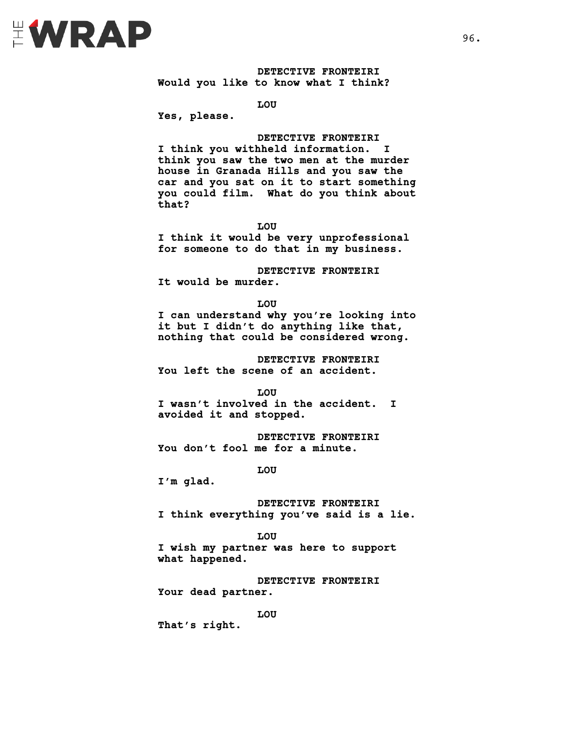**DETECTIVE FRONTEIRI**
**Would you like to know what I think?**

**LOU**
**Yes, please.**

**DETECTIVE FRONTEIRI**
**I think you withheld information. I think you saw the two men at the murder house in Granada Hills and you saw the car and you sat on it to start something you could film. What do you think about that?**

**LOU**
**I think it would be very unprofessional for someone to do that in my business.**

**DETECTIVE FRONTEIRI**
**It would be murder.**

**LOU**
**I can understand why you're looking into it but I didn't do anything like that, nothing that could be considered wrong.**

**DETECTIVE FRONTEIRI**
**You left the scene of an accident.**

**LOU**
**I wasn't involved in the accident. I avoided it and stopped.**

**DETECTIVE FRONTEIRI**
**You don't fool me for a minute.**

**LOU**
**I'm glad.**

**DETECTIVE FRONTEIRI**
**I think everything you've said is a lie.**

**LOU**
**I wish my partner was here to support what happened.**

**DETECTIVE FRONTEIRI**
**Your dead partner.**

**LOU**
**That's right.**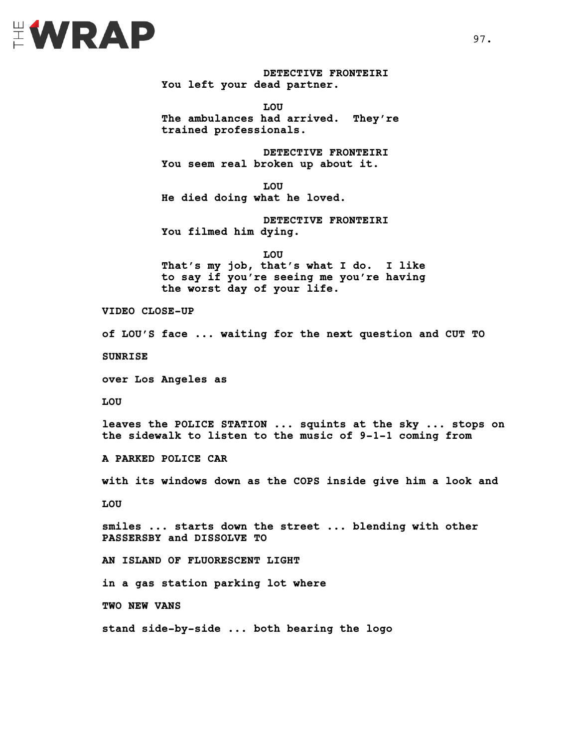**DETECTIVE FRONTEIRI**
**You left your dead partner.**

**LOU**
**The ambulances had arrived. They're trained professionals.**

**DETECTIVE FRONTEIRI**
**You seem real broken up about it.**

**LOU**
**He died doing what he loved.**

**DETECTIVE FRONTEIRI**
**You filmed him dying.**

**LOU**
**That's my job, that's what I do. I like to say if you're seeing me you're having the worst day of your life.**

**VIDEO CLOSE-UP**

**of LOU'S face ... waiting for the next question and CUT TO**

**SUNRISE**

**over Los Angeles as**

**LOU**

**leaves the POLICE STATION ... squints at the sky ... stops on the sidewalk to listen to the music of 9-1-1 coming from**

**A PARKED POLICE CAR**

**with its windows down as the COPS inside give him a look and**

**LOU**

**smiles ... starts down the street ... blending with other PASSERSBY and DISSOLVE TO**

**AN ISLAND OF FLUORESCENT LIGHT**

**in a gas station parking lot where**

**TWO NEW VANS**

**stand side-by-side ... both bearing the logo**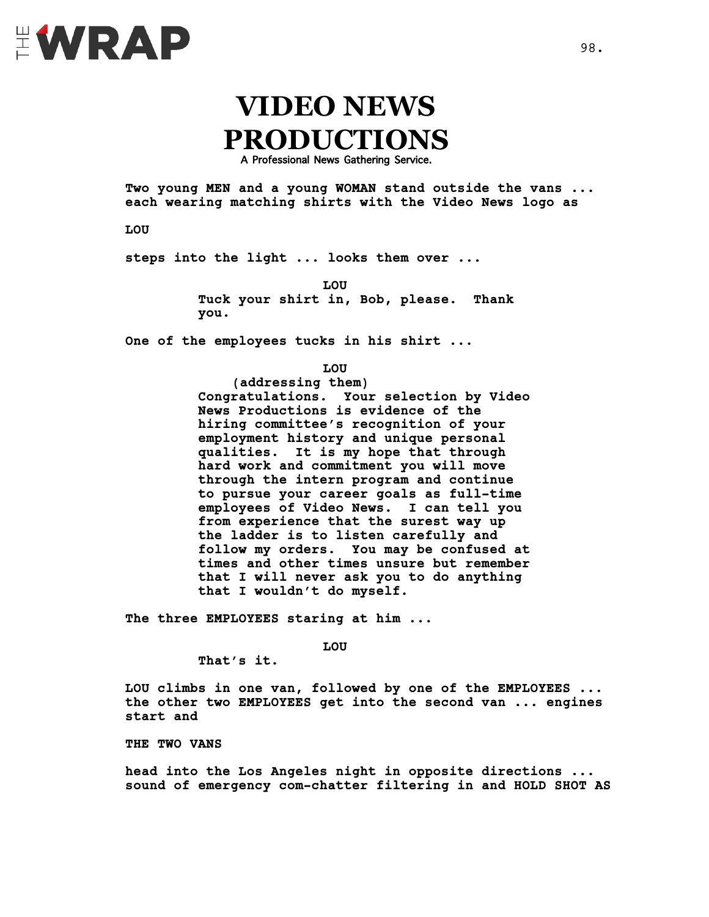# VIDEO NEWS PRODUCTIONS

A Professional News Gathering Service.

Two young MEN and a young WOMAN stand outside the vans ... each wearing matching shirts with the Video News logo as

LOU

steps into the light ... looks them over ...

LOU
Tuck your shirt in, Bob, please. Thank you.

One of the employees tucks in his shirt ...

LOU
(addressing them)
Congratulations. Your selection by Video News Productions is evidence of the hiring committee's recognition of your employment history and unique personal qualities. It is my hope that through hard work and commitment you will move through the intern program and continue to pursue your career goals as full-time employees of Video News. I can tell you from experience that the surest way up the ladder is to listen carefully and follow my orders. You may be confused at times and other times unsure but remember that I will never ask you to do anything that I wouldn't do myself.

The three EMPLOYEES staring at him ...

LOU
That's it.

LOU climbs in one van, followed by one of the EMPLOYEES ... the other two EMPLOYEES get into the second van ... engines start and

THE TWO VANS

head into the Los Angeles night in opposite directions ... sound of emergency com-chatter filtering in and HOLD SHOT AS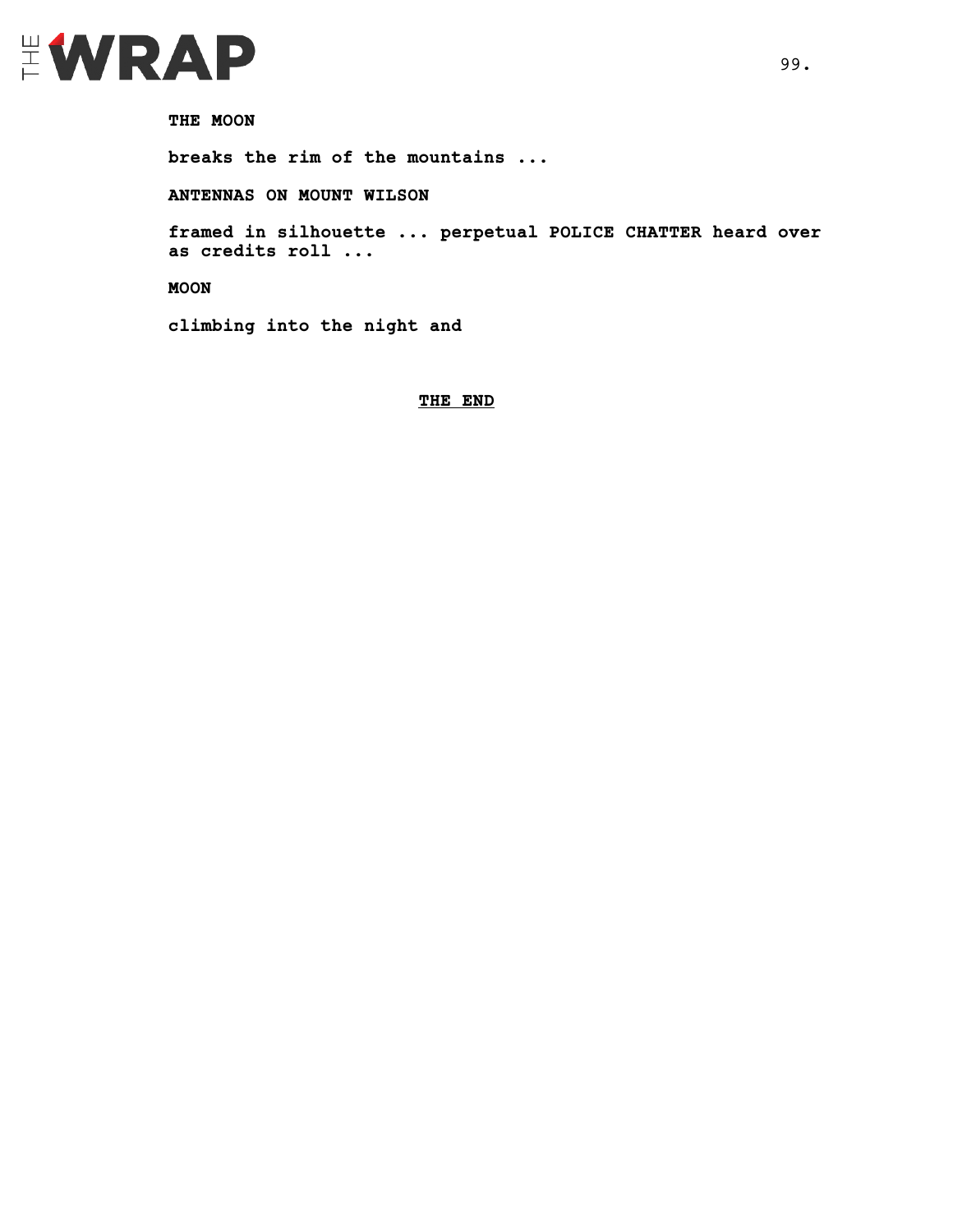**THE MOON**

**breaks the rim of the mountains ...**

**ANTENNAS ON MOUNT WILSON**

**framed in silhouette ... perpetual POLICE CHATTER heard over as credits roll ...**

**MOON**

**climbing into the night and**

**THE END**